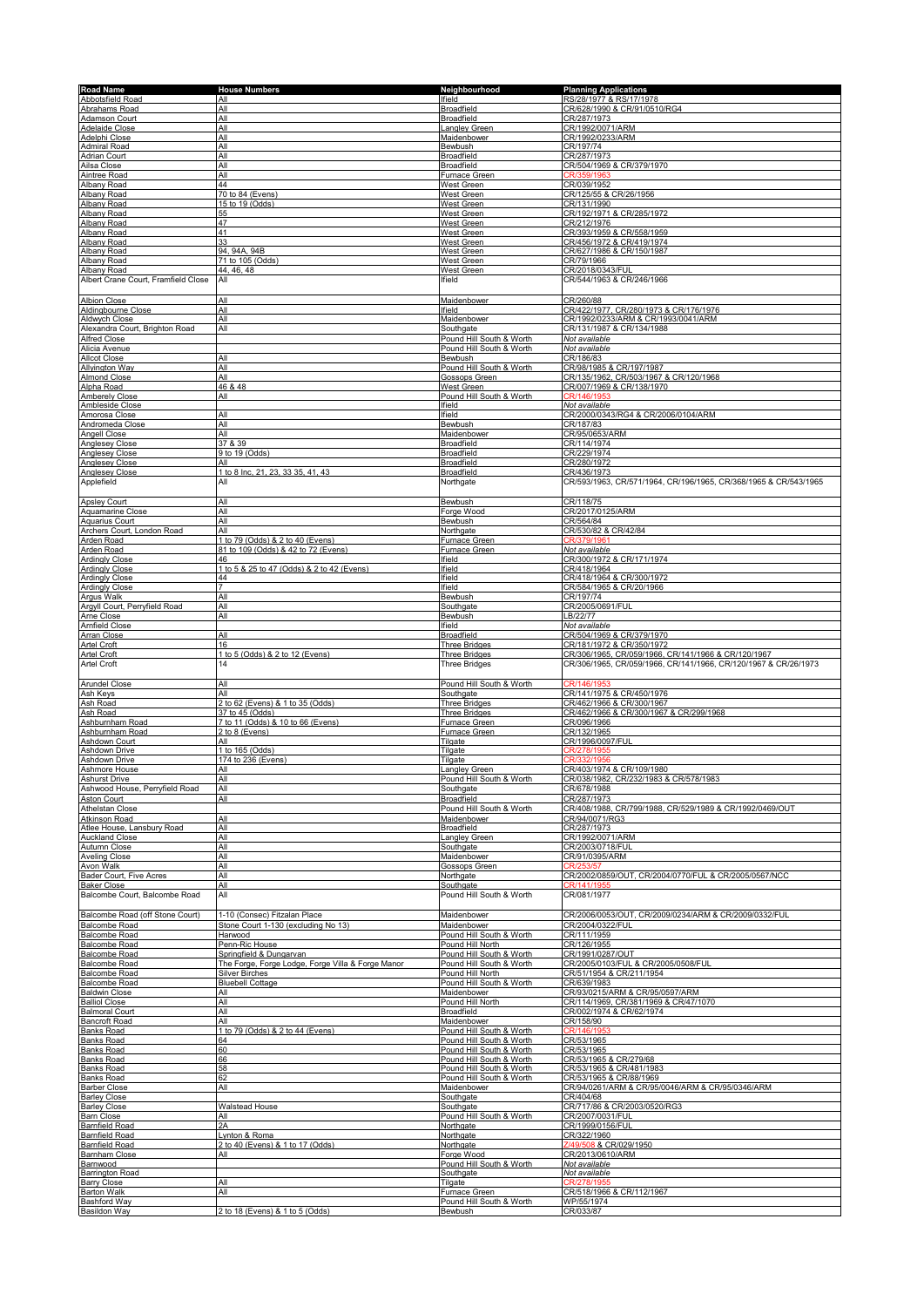| Road Name | House Numbers | Neighbourhood | Planning Applications |
|---|---|---|---|
| Abbotsfield Road | All | Ifield | RS/28/1977 & RS/17/1978 |
| Abrahams Road | All | Broadfield | CR/628/1990 & CR/91/0510/RG4 |
| Adamson Court | All | Broadfield | CR/287/1973 |
| Adelaide Close | All | Langley Green | CR/1992/0071/ARM |
| Adelphi Close | All | Maidenbower | CR/1992/0233/ARM |
| Admiral Road | All | Bewbush | CR/197/74 |
| Adrian Court | All | Broadfield | CR/287/1973 |
| Ailsa Close | All | Broadfield | CR/504/1969 & CR/379/1970 |
| Aintree Road | All | Furnace Green | CR/359/1963 |
| Albany Road | 44 | West Green | CR/039/1952 |
| Albany Road | 70 to 84 (Evens) | West Green | CR/125/55 & CR/26/1956 |
| Albany Road | 15 to 19 (Odds) | West Green | CR/131/1990 |
| Albany Road | 55 | West Green | CR/192/1971 & CR/285/1972 |
| Albany Road | 47 | West Green | CR/212/1976 |
| Albany Road | 41 | West Green | CR/393/1959 & CR/558/1959 |
| Albany Road | 33 | West Green | CR/456/1972 & CR/419/1974 |
| Albany Road | 94, 94A, 94B | West Green | CR/627/1986 & CR/150/1987 |
| Albany Road | 71 to 105 (Odds) | West Green | CR/79/1966 |
| Albany Road | 44, 46, 48 | West Green | CR/2018/0343/FUL |
| Albert Crane Court, Framfield Close | All | Ifield | CR/544/1963 & CR/246/1966 |
| Albion Close | All | Maidenbower | CR/260/88 |
| Aldingbourne Close | All | Ifield | CR/422/1977, CR/280/1973 & CR/176/1976 |
| Aldwych Close | All | Maidenbower | CR/1992/0233/ARM & CR/1993/0041/ARM |
| Alexandra Court, Brighton Road | All | Southgate | CR/131/1987 & CR/134/1988 |
| Alfred Close | | Pound Hill South & Worth | *Not available* |
| Alicia Avenue | | Pound Hill South & Worth | *Not available* |
| Allcot Close | All | Bewbush | CR/186/83 |
| Allyington Way | All | Pound Hill South & Worth | CR/98/1985 & CR/197/1987 |
| Almond Close | All | Gossops Green | CR/135/1962, CR/503/1967 & CR/120/1968 |
| Alpha Road | 46 & 48 | West Green | CR/007/1969 & CR/138/1970 |
| Amberely Close | All | Pound Hill South & Worth | CR/146/1953 |
| Ambleside Close | | Ifield | *Not available* |
| Amorosa Close | All | Ifield | CR/2000/0343/RG4 & CR/2006/0104/ARM |
| Andromeda Close | All | Bewbush | CR/187/83 |
| Angell Close | All | Maidenbower | CR/95/0653/ARM |
| Anglesey Close | 37 & 39 | Broadfield | CR/114/1974 |
| Anglesey Close | 9 to 19 (Odds) | Broadfield | CR/229/1974 |
| Anglesey Close | All | Broadfield | CR/280/1972 |
| Anglesey Close | 1 to 8 Inc, 21, 23, 33 35, 41, 43 | Broadfield | CR/436/1973 |
| Applefield | All | Northgate | CR/593/1963, CR/571/1964, CR/196/1965, CR/368/1965 & CR/543/1965 |
| Apsley Court | All | Bewbush | CR/118/75 |
| Aquamarine Close | All | Forge Wood | CR/2017/0125/ARM |
| Aquarius Court | All | Bewbush | CR/564/84 |
| Archers Court, London Road | All | Northgate | CR/530/82 & CR/42/84 |
| Arden Road | 1 to 79 (Odds) & 2 to 40 (Evens) | Furnace Green | CR/379/1961 |
| Arden Road | 81 to 109 (Odds) & 42 to 72 (Evens) | Furnace Green | *Not available* |
| Ardingly Close | 46 | Ifield | CR/300/1972 & CR/171/1974 |
| Ardingly Close | 1 to 5 & 25 to 47 (Odds) & 2 to 42 (Evens) | Ifield | CR/418/1964 |
| Ardingly Close | 44 | Ifield | CR/418/1964 & CR/300/1972 |
| Ardingly Close | 7 | Ifield | CR/584/1965 & CR/20/1966 |
| Argus Walk | All | Bewbush | CR/197/74 |
| Argyll Court, Perryfield Road | All | Southgate | CR/2005/0691/FUL |
| Arne Close | All | Bewbush | LB/22/77 |
| Arnfield Close | | Ifield | *Not available* |
| Arran Close | All | Broadfield | CR/504/1969 & CR/379/1970 |
| Artel Croft | 16 | Three Bridges | CR/181/1972 & CR/350/1972 |
| Artel Croft | 1 to 5 (Odds) & 2 to 12 (Evens) | Three Bridges | CR/306/1965, CR/059/1966, CR/141/1966 & CR/120/1967 |
| Artel Croft | 14 | Three Bridges | CR/306/1965, CR/059/1966, CR/141/1966, CR/120/1967 & CR/26/1973 |
| Arundel Close | All | Pound Hill South & Worth | CR/146/1953 |
| Ash Keys | All | Southgate | CR/141/1975 & CR/450/1976 |
| Ash Road | 2 to 62 (Evens) & 1 to 35 (Odds) | Three Bridges | CR/462/1966 & CR/300/1967 |
| Ash Road | 37 to 45 (Odds) | Three Bridges | CR/462/1966 & CR/300/1967 & CR/299/1968 |
| Ashburnham Road | 7 to 11 (Odds) & 10 to 66 (Evens) | Furnace Green | CR/096/1966 |
| Ashburnham Road | 2 to 8 (Evens) | Furnace Green | CR/132/1965 |
| Ashdown Court | All | Tilgate | CR/1996/0097/FUL |
| Ashdown Drive | 1 to 165 (Odds) | Tilgate | CR/278/1955 |
| Ashdown Drive | 174 to 236 (Evens) | Tilgate | CR/332/1956 |
| Ashmore House | All | Langley Green | CR/403/1974 & CR/109/1980 |
| Ashurst Drive | All | Pound Hill South & Worth | CR/038/1982, CR/232/1983 & CR/578/1983 |
| Ashwood House, Perryfield Road | All | Southgate | CR/678/1988 |
| Aston Court | All | Broadfield | CR/287/1973 |
| Athelstan Close | | Pound Hill South & Worth | CR/408/1988, CR/799/1988, CR/529/1989 & CR/1992/0469/OUT |
| Atkinson Road | All | Maidenbower | CR/94/0071/RG3 |
| Atlee House, Lansbury Road | All | Broadfield | CR/287/1973 |
| Auckland Close | All | Langley Green | CR/1992/0071/ARM |
| Autumn Close | All | Southgate | CR/2003/0718/FUL |
| Aveling Close | All | Maidenbower | CR/91/0395/ARM |
| Avon Walk | All | Gossops Green | CR/253/57 |
| Bader Court, Five Acres | All | Northgate | CR/2002/0859/OUT, CR/2004/0770/FUL & CR/2005/0567/NCC |
| Baker Close | All | Southgate | CR/141/1955 |
| Balcombe Court, Balcombe Road | All | Pound Hill South & Worth | CR/081/1977 |
| Balcombe Road (off Stone Court) | 1-10 (Consec) Fitzalan Place | Maidenbower | CR/2006/0053/OUT, CR/2009/0234/ARM & CR/2009/0332/FUL |
| Balcombe Road | Stone Court 1-130 (excluding No 13) | Maidenbower | CR/2004/0322/FUL |
| Balcombe Road | Harwood | Pound Hill South & Worth | CR/111/1959 |
| Balcombe Road | Penn-Ric House | Pound Hill North | CR/126/1955 |
| Balcombe Road | Springfield & Dungarvan | Pound Hill South & Worth | CR/1991/0287/OUT |
| Balcombe Road | The Forge, Forge Lodge, Forge Villa & Forge Manor | Pound Hill South & Worth | CR/2005/0103/FUL & CR/2005/0508/FUL |
| Balcombe Road | Silver Birches | Pound Hill North | CR/51/1954 & CR/211/1954 |
| Balcombe Road | Bluebell Cottage | Pound Hill South & Worth | CR/639/1983 |
| Baldwin Close | All | Maidenbower | CR/93/0215/ARM & CR/95/0597/ARM |
| Balliol Close | All | Pound Hill North | CR/114/1969, CR/381/1969 & CR/47/1070 |
| Balmoral Court | All | Broadfield | CR/002/1974 & CR/62/1974 |
| Bancroft Road | All | Maidenbower | CR/158/90 |
| Banks Road | 1 to 79 (Odds) & 2 to 44 (Evens) | Pound Hill South & Worth | CR/146/1953 |
| Banks Road | 64 | Pound Hill South & Worth | CR/53/1965 |
| Banks Road | 60 | Pound Hill South & Worth | CR/53/1965 |
| Banks Road | 66 | Pound Hill South & Worth | CR/53/1965 & CR/279/68 |
| Banks Road | 58 | Pound Hill South & Worth | CR/53/1965 & CR/481/1983 |
| Banks Road | 62 | Pound Hill South & Worth | CR/53/1965 & CR/88/1969 |
| Barber Close | All | Maidenbower | CR/94/0261/ARM & CR/95/0046/ARM & CR/95/0346/ARM |
| Barley Close | | Southgate | CR/404/68 |
| Barley Close | Walstead House | Southgate | CR/717/86 & CR/2003/0520/RG3 |
| Barn Close | All | Pound Hill South & Worth | CR/2007/0031/FUL |
| Barnfield Road | 2A | Northgate | CR/1999/0156/FUL |
| Barnfield Road | Lynton & Roma | Northgate | CR/322/1960 |
| Barnfield Road | 2 to 40 (Evens) & 1 to 17 (Odds) | Northgate | Z/49/508 & CR/029/1950 |
| Barnham Close | All | Forge Wood | CR/2013/0610/ARM |
| Barnwood | | Pound Hill South & Worth | *Not available* |
| Barrington Road | | Southgate | *Not available* |
| Barry Close | All | Tilgate | CR/278/1955 |
| Barton Walk | All | Furnace Green | CR/518/1966 & CR/112/1967 |
| Bashford Way | | Pound Hill South & Worth | WP/55/1974 |
| Basildon Way | 2 to 18 (Evens) & 1 to 5 (Odds) | Bewbush | CR/033/87 |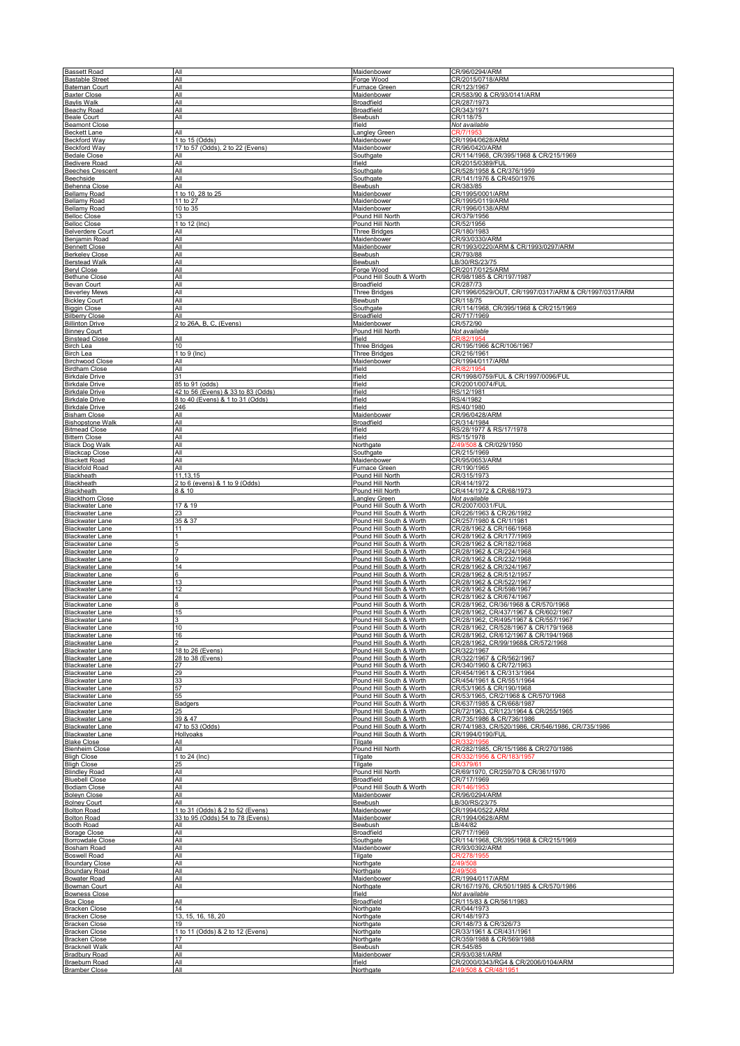| | | | |
|---|---|---|---|
| Bassett Road | All | Maidenbower | CR/96/0294/ARM |
| Bastable Street | All | Forge Wood | CR/2015/0718/ARM |
| Bateman Court | All | Furnace Green | CR/123/1967 |
| Baxter Close | All | Maidenbower | CR/583/90 & CR/93/0141/ARM |
| Baylis Walk | All | Broadfield | CR/287/1973 |
| Beachy Road | All | Broadfield | CR/343/1971 |
| Beale Court | All | Bewbush | CR/118/75 |
| Beamont Close | | Ifield | *Not available* |
| Beckett Lane | All | Langley Green | CR/7/1953 |
| Beckford Way | 1 to 15 (Odds) | Maidenbower | CR/1994/0628/ARM |
| Beckford Way | 17 to 57 (Odds), 2 to 22 (Evens) | Maidenbower | CR/96/0420/ARM |
| Bedale Close | All | Southgate | CR/114/1968, CR/395/1968 & CR/215/1969 |
| Bedivere Road | All | Ifield | CR/2015/0389/FUL |
| Beeches Crescent | All | Southgate | CR/528/1958 & CR/376/1959 |
| Beechside | All | Southgate | CR/141/1976 & CR/450/1976 |
| Behenna Close | All | Bewbush | CR/383/85 |
| Bellamy Road | 1 to 10, 28 to 25 | Maidenbower | CR/1995/0001/ARM |
| Bellamy Road | 11 to 27 | Maidenbower | CR/1995/0119/ARM |
| Bellamy Road | 10 to 35 | Maidenbower | CR/1996/0138/ARM |
| Belloc Close | 13 | Pound Hill North | CR/379/1956 |
| Belloc Close | 1 to 12 (Inc) | Pound Hill North | CR/52/1956 |
| Belverdere Court | All | Three Bridges | CR/180/1983 |
| Benjamin Road | All | Maidenbower | CR/93/0330/ARM |
| Bennett Close | All | Maidenbower | CR/1993/0220/ARM & CR/1993/0297/ARM |
| Berkeley Close | All | Bewbush | CR/793/88 |
| Berstead Walk | All | Bewbush | LB/30/RS/23/75 |
| Beryl Close | All | Forge Wood | CR/2017/0125/ARM |
| Bethune Close | All | Pound Hill South & Worth | CR/98/1985 & CR/197/1987 |
| Bevan Court | All | Broadfield | CR/287/73 |
| Beverley Mews | All | Three Bridges | CR/1996/0529/OUT, CR/1997/0317/ARM & CR/1997/0317/ARM |
| Bickley Court | All | Bewbush | CR/118/75 |
| Biggin Close | All | Southgate | CR/114/1968, CR/395/1968 & CR/215/1969 |
| Bilberry Close | All | Broadfield | CR/717/1969 |
| Billinton Drive | 2 to 26A, B, C, (Evens) | Maidenbower | CR/572/90 |
| Binney Court | | Pound Hill North | *Not available* |
| Binstead Close | All | Ifield | CR/82/1954 |
| Birch Lea | 10 | Three Bridges | CR/195/1966 &CR/106/1967 |
| Birch Lea | 1 to 9 (Inc) | Three Bridges | CR/216/1961 |
| Birchwood Close | All | Maidenbower | CR/1994/0117/ARM |
| Birdham Close | All | Ifield | CR/82/1954 |
| Birkdale Drive | 31 | Ifield | CR/1998/0759/FUL & CR/1997/0096/FUL |
| Birkdale Drive | 85 to 91 (odds) | Ifield | CR/2001/0074/FUL |
| Birkdale Drive | 42 to 56 (Evens) & 33 to 83 (Odds) | Ifield | RS/12/1981 |
| Birkdale Drive | 8 to 40 (Evens) & 1 to 31 (Odds) | Ifield | RS/4/1982 |
| Birkdale Drive | 246 | Ifield | RS/40/1980 |
| Bisham Close | All | Maidenbower | CR/96/0428/ARM |
| Bishopstone Walk | All | Broadfield | CR/314/1984 |
| Bitmead Close | All | Ifield | RS/28/1977 & RS/17/1978 |
| Bittern Close | All | Ifield | RS/15/1978 |
| Black Dog Walk | All | Northgate | Z/49/508 & CR/029/1950 |
| Blackcap Close | All | Southgate | CR/215/1969 |
| Blackett Road | All | Maidenbower | CR/95/0653/ARM |
| Blackfold Road | All | Furnace Green | CR/190/1965 |
| Blackheath | 11,13,15 | Pound Hill North | CR/315/1973 |
| Blackheath | 2 to 6 (evens) & 1 to 9 (Odds) | Pound Hill North | CR/414/1972 |
| Blackheath | 8 & 10 | Pound Hill North | CR/414/1972 & CR/68/1973 |
| Blackthorn Close | | Langley Green | *Not available* |
| Blackwater Lane | 17 & 19 | Pound Hill South & Worth | CR/2007/0031/FUL |
| Blackwater Lane | 23 | Pound Hill South & Worth | CR/226/1963 & CR/26/1982 |
| Blackwater Lane | 35 & 37 | Pound Hill South & Worth | CR/257/1980 & CR/1/1981 |
| Blackwater Lane | 11 | Pound Hill South & Worth | CR/28/1962 & CR/166/1968 |
| Blackwater Lane | 1 | Pound Hill South & Worth | CR/28/1962 & CR/177/1969 |
| Blackwater Lane | 5 | Pound Hill South & Worth | CR/28/1962 & CR/182/1968 |
| Blackwater Lane | 7 | Pound Hill South & Worth | CR/28/1962 & CR/224/1968 |
| Blackwater Lane | 9 | Pound Hill South & Worth | CR/28/1962 & CR/232/1968 |
| Blackwater Lane | 14 | Pound Hill South & Worth | CR/28/1962 & CR/324/1967 |
| Blackwater Lane | 6 | Pound Hill South & Worth | CR/28/1962 & CR/512/1957 |
| Blackwater Lane | 13 | Pound Hill South & Worth | CR/28/1962 & CR/522/1967 |
| Blackwater Lane | 12 | Pound Hill South & Worth | CR/28/1962 & CR/598/1967 |
| Blackwater Lane | 4 | Pound Hill South & Worth | CR/28/1962 & CR/674/1967 |
| Blackwater Lane | 8 | Pound Hill South & Worth | CR/28/1962, CR/36/1968 & CR/570/1968 |
| Blackwater Lane | 15 | Pound Hill South & Worth | CR/28/1962, CR/437/1967 & CR/602/1967 |
| Blackwater Lane | 3 | Pound Hill South & Worth | CR/28/1962, CR/495/1967 & CR/557/1967 |
| Blackwater Lane | 10 | Pound Hill South & Worth | CR/28/1962, CR/528/1967 & CR/179/1968 |
| Blackwater Lane | 16 | Pound Hill South & Worth | CR/28/1962, CR/612/1967 & CR/194/1968 |
| Blackwater Lane | 2 | Pound Hill South & Worth | CR/28/1962, CR/99/1968& CR/572/1968 |
| Blackwater Lane | 18 to 26 (Evens) | Pound Hill South & Worth | CR/322/1967 |
| Blackwater Lane | 28 to 38 (Evens) | Pound Hill South & Worth | CR/322/1967 & CR/562/1967 |
| Blackwater Lane | 27 | Pound Hill South & Worth | CR/340/1960 & CR/72/1963 |
| Blackwater Lane | 29 | Pound Hill South & Worth | CR/454/1961 & CR/313/1964 |
| Blackwater Lane | 33 | Pound Hill South & Worth | CR/454/1961 & CR/551/1964 |
| Blackwater Lane | 57 | Pound Hill South & Worth | CR/53/1965 & CR/190/1968 |
| Blackwater Lane | 55 | Pound Hill South & Worth | CR/53/1965, CR/2/1968 & CR/570/1968 |
| Blackwater Lane | Badgers | Pound Hill South & Worth | CR/637/1985 & CR/668/1987 |
| Blackwater Lane | 25 | Pound Hill South & Worth | CR/72/1963, CR/123/1964 & CR/255/1965 |
| Blackwater Lane | 39 & 47 | Pound Hill South & Worth | CR/735/1986 & CR/736/1986 |
| Blackwater Lane | 47 to 53 (Odds) | Pound Hill South & Worth | CR/74/1983, CR/520/1986, CR/546/1986, CR/735/1986 |
| Blackwater Lane | Hollyoaks | Pound Hill South & Worth | CR/1994/0190/FUL |
| Blake Close | All | Tilgate | CR/332/1956 |
| Blenheim Close | All | Pound Hill North | CR/282/1985, CR/15/1986 & CR/270/1986 |
| Bligh Close | 1 to 24 (Inc) | Tilgate | CR/332/1956 & CR/183/1957 |
| Bligh Close | 25 | Tilgate | CR/379/61 |
| Blindley Road | All | Pound Hill North | CR/69/1970, CR/259/70 & CR/361/1970 |
| Bluebell Close | All | Broadfield | CR/717/1969 |
| Bodiam Close | All | Pound Hill South & Worth | CR/146/1953 |
| Boleyn Close | All | Maidenbower | CR/96/0294/ARM |
| Bolney Court | All | Bewbush | LB/30/RS/23/75 |
| Bolton Road | 1 to 31 (Odds) & 2 to 52 (Evens) | Maidenbower | CR/1994/0522.ARM |
| Bolton Road | 33 to 95 (Odds) 54 to 78 (Evens) | Maidenbower | CR/1994/0628/ARM |
| Booth Road | All | Bewbush | LB/44/82 |
| Borage Close | All | Broadfield | CR/717/1969 |
| Borrowdale Close | All | Southgate | CR/114/1968, CR/395/1968 & CR/215/1969 |
| Bosham Road | All | Maidenbower | CR/93/0392/ARM |
| Boswell Road | All | Tilgate | CR/278/1955 |
| Boundary Close | All | Northgate | Z/49/508 |
| Boundary Road | All | Northgate | Z/49/508 |
| Bowater Road | All | Maidenbower | CR/1994/0117/ARM |
| Bowman Court | All | Northgate | CR/167/1976, CR/501/1985 & CR/570/1986 |
| Bowness Close | | Ifield | *Not available* |
| Box Close | All | Broadfield | CR/115/83 & CR/561/1983 |
| Bracken Close | 14 | Northgate | CR/044/1973 |
| Bracken Close | 13, 15, 16, 18, 20 | Northgate | CR/148/1973 |
| Bracken Close | 19 | Northgate | CR/148/73 & CR/326/73 |
| Bracken Close | 1 to 11 (Odds) & 2 to 12 (Evens) | Northgate | CR/33/1961 & CR/431/1961 |
| Bracken Close | 17 | Northgate | CR/359/1988 & CR/569/1988 |
| Bracknell Walk | All | Bewbush | CR.545/85 |
| Bradbury Road | All | Maidenbower | CR/93/0381/ARM |
| Braeburn Road | All | Ifield | CR/2000/0343/RG4 & CR/2006/0104/ARM |
| Bramber Close | All | Northgate | Z/49/508 & CR/48/1951 |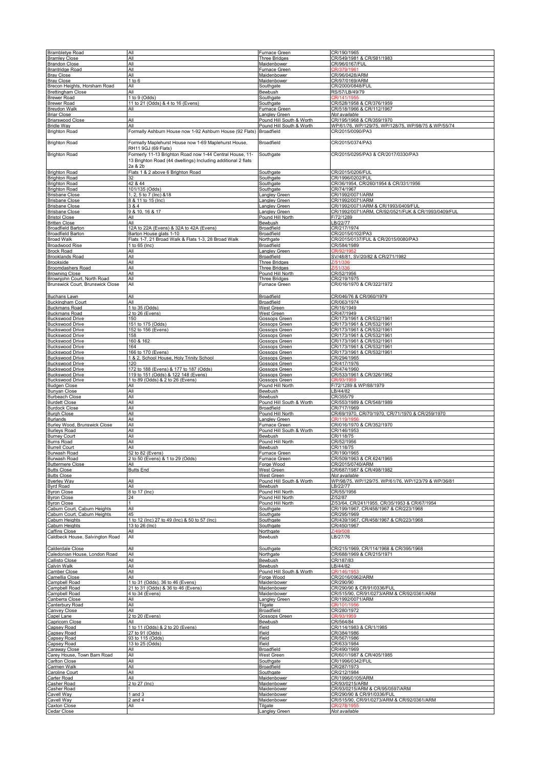| | | | |
|---|---|---|---|
| Brambletye Road | All | Furnace Green | CR/190/1965 |
| Bramley Close | All | Three Bridges | CR/549/1981 & CR/581/1983 |
| Brandon Close | All | Maidenbower | CR/96/0167/FUL |
| Brantridge Road | All | Furnace Green | CR/379/1961 |
| Bray Close | All | Maidenbower | CR/96/0428/ARM |
| Bray Close | 1 to 6 | Maidenbower | CR/97/0169/ARM |
| Brecon Heights, Horsham Road | All | Southgate | CR/2000/0848/FUL |
| Brettingham Close | All | Bewbush | RS/57/LB/49/79 |
| Brewer Road | 1 to 9 (Odds) | Southgate | CR/141/1955 |
| Brewer Road | 11 to 21 (Odds) & 4 to 16 (Evens) | Southgate | CR/528/1958 & CR/376/1959 |
| Breydon Walk | All | Furnace Green | CR/518/1966 & CR/112/1967 |
| Briar Close | | Langley Green | Not available |
| Briarswood Close | All | Pound Hill South & Worth | CR/195/1968 & CR/359/1970 |
| Bridle Way | All | Pound Hill South & Worth | WP/61/76, WP/129/75, WP/128/75, WP/98/75 & WP/55/74 |
| Brighton Road | Formally Ashburn House now 1-92 Ashburn House (92 Flats) | Broadfield | CR/2015/0090/PA3 |
| Brighton Road | Formally Maplehurst House now 1-69 Maplehurst House, RH11 9GJ (69 Flats) | Broadfield | CR/2015/0374/PA3 |
| Brighton Road | Formerly 11-13 Brighton Road now 1-44 Central House, 11-13 Brighton Road (44 dwellings) Including additional 2 flats 2a & 2b | Southgate | CR/2015/0295/PA3 & CR/2017/0330/PA3 |
| Brighton Road | Flats 1 & 2 above 6 Brighton Road | Southgate | CR/2015/0206/FUL |
| Brighton Road | 32 | Southgate | CR/1996/0202/FUL |
| Brighton Road | 42 & 44 | Southgate | CR/36/1954, CR/260/1954 & CR/331/1956 |
| Brighton Road | 101/135 (Odds) | Southgate | CR/74/1967 |
| Brisbane Close | 1, 2, 5 to 7 (Inc) &18 | Langley Green | CR/1992/0071/ARM |
| Brisbane Close | 8 & 11 to 15 (Inc) | Langley Green | CR/1992/0071/ARM |
| Brisbane Close | 3 & 4 | Langley Green | CR/1992/0071/ARM & CR/1993/0409/FUL |
| Brisbane Close | 9 & 10, 16 & 17 | Langley Green | CR/1992/0071/ARM, CR/92/0521/FUK & CR/1993/0409/FUL |
| Bristol Close | All | Pound Hill North | F/72/1289 |
| Britten Close | All | Bewbush | LB/22/77 |
| Broadfield Barton | 12A to 22A (Evens) & 32A to 42A (Evens) | Broadfield | CR/217/1974 |
| Broadfield Barton | Barton House glats 1-10 | Broadfield | CR/2015/0102/PA3 |
| Broad Walk | Flats 1-7, 21 Broad Walk & Flats 1-3, 28 Broad Walk | Northgate | CR/2015/0137/FUL & CR/2015/0080/PA3 |
| Broadwood Rise | 1 to 65 (Inc) | Broadfield | CR/584/1989 |
| Brock Road | All | Langley Green | CR/92/1952 |
| Brooklands Road | All | Broadfield | SV/48/81, SV/20/82 & CR/271/1982 |
| Brookside | All | Three Bridges | Z/51/336 |
| Broomdashers Road | All | Three Bridges | Z/51/336 |
| Browning Close | All | Pound Hill North | CR/52/1956 |
| Brownjohn Court, North Road | All | Three Bridges | CR/219/1975 |
| Brunswick Court, Brunswick Close | All | Furnace Green | CR/016/1970 & CR/322/1972 |
| Buchans Lawn | All | Broadfield | CR/046/76 & CR/060/1979 |
| Buckingham Court | All | Broadfield | CR/063/1974 |
| Buckmans Road | 1 to 35 (Odds) | West Green | CR/16/1949 |
| Buckmans Road | 2 to 26 (Evens) | West Green | CR/47/1949 |
| Buckswood Drive | 150 | Gossops Green | CR/173/1961 & CR/532/1961 |
| Buckswood Drive | 151 to 175 (Odds) | Gossops Green | CR/173/1961 & CR/532/1961 |
| Buckswood Drive | 152 to 156 (Evens) | Gossops Green | CR/173/1961 & CR/532/1961 |
| Buckswood Drive | 158 | Gossops Green | CR/173/1961 & CR/532/1961 |
| Buckswood Drive | 160 & 162 | Gossops Green | CR/173/1961 & CR/532/1961 |
| Buckswood Drive | 164 | Gossops Green | CR/173/1961 & CR/532/1961 |
| Buckswood Drive | 166 to 170 (Evens) | Gossops Green | CR/173/1961 & CR/532/1961 |
| Buckswood Drive | 1 & 2, School House, Holy Trinity School | Gossops Green | CR/294/1965 |
| Buckswood Drive | 120 | Gossops Green | CR/417/1976 |
| Buckswood Drive | 172 to 188 (Evens) & 177 to 187 (Odds) | Gossops Green | CR/474/1960 |
| Buckswood Drive | 119 to 151 (Odds) & 122 148 (Evens) | Gossops Green | CR/533/1961 & CR/326/1962 |
| Buckswood Drive | 1 to 89 (Odds) & 2 to 26 (Evens) | Gossops Green | CR/93/1959 |
| Budgen Close | All | Pound Hill North | F/72/1289 & WP/88/1979 |
| Bunyan Close | All | Bewbush | LB/44/82 |
| Burbeach Close | All | Bewbush | CR/355/79 |
| Burdett Close | All | Pound Hill South & Worth | CR/553/1989 & CR/548/1989 |
| Burdock Close | All | Broadfield | CR/717/1969 |
| Burgh Close | All | Pound Hill North | CR/69/1970, CR/70/1970, CR/71/1970 & CR/259/1970 |
| Burlands | All | Langley Green | CR/119/1956 |
| Burley Wood, Brunswick Close | All | Furnace Green | CR/016/1970 & CR/352/1970 |
| Burleys Road | All | Pound Hill South & Worth | CR/146/1953 |
| Burney Court | All | Bewbush | CR/118/75 |
| Burns Road | All | Pound Hill North | CR/52/1956 |
| Burrell Court | All | Bewbush | CR/118/75 |
| Burwash Road | 52 to 82 (Evens) | Furnace Green | CR/190/1965 |
| Burwash Road | 2 to 50 (Evens) & 1 to 29 (Odds) | Furnace Green | CR/509/1963 & CR.624/1965 |
| Buttermere Close | All | Forge Wood | CR/2015/0740/ARM |
| Butts Close | Butts End | West Green | CR/687/1987 & CR/498/1982 |
| Butts Close | | West Green | Not available |
| Byerley Way | All | Pound Hill South & Worth | WP/98/75, WP/129/75, WP/61/76, WP/123/79 & WP/36/81 |
| Byrd Road | All | Bewbush | LB/22/77 |
| Byron Close | 8 to 17 (Inc) | Pound Hill North | CR/55/1956 |
| Byron Close | 24 | Pound Hill North | Z/52/87 |
| Byron Close | 1 | Pound Hill North | Z/53/64, CR/241/1955, CR/35/1953 & CR/67/1954 |
| Caburn Court, Caburn Heights | All | Southgate | CR/199/1967, CR/458/1967 & CR/223/1968 |
| Caburn Court, Caburn Heights | 45 | Southgate | CR/295/1969 |
| Caburn Heights | 1 to 12 (Inc) 27 to 49 (Inc) & 50 to 57 (Inc) | Southgate | CR/439/1967, CR/458/1967 & CR/223/1968 |
| Caburn Heights | 13 to 26 (Inc) | Southgate | CR/450/1967 |
| Caffins Close | All | Northgate | Z/49/508 |
| Caldbeck House, Salvington Road | All | Bewbush | LB/27/76 |
| Calderdale Close | All | Southgate | CR/215/1969, CR/114/1968 & CR/395/1968 |
| Caledonian House, London Road | All | Northgate | CR/688/1969 & CR/215/1971 |
| Callisto Close | All | Bewbush | CR/187/83 |
| Calvin Walk | All | Bewbush | LB/44/82 |
| Camber Close | All | Pound Hill South & Worth | CR/146/1953 |
| Camellia Close | All | Forge Wood | CR/2016/0962/ARM |
| Campbell Road | 1 to 31 (Odds), 36 to 46 (Evens) | Maidenbower | CR/290/90 |
| Campbell Road | 21 to 31 (Odds) & 36 to 46 (Evens) | Maidenbower | CR/290/90 & CR/91/0336/FUL |
| Campbell Road | 4 to 34 (Evens) | Maidenbower | CR/515/90, CR/91/0273/ARM & CR/92/0361/ARM |
| Canberra Close | All | Langley Green | CR/1992/0071/ARM |
| Canterbury Road | All | Tilgate | CR/101/1956 |
| Canvey Close | All | Broadfield | CR/280/1972 |
| Capel Lane | 2 to 20 (Evens) | Gossops Green | CR/93/1959 |
| Capricorn Close | All | Bewbush | CR/564/84 |
| Capsey Road | 1 to 11 (Odds) & 2 to 20 (Evens) | Ifield | CR/114/1983 & CR/1/1985 |
| Capsey Road | 27 to 91 (Odds) | Ifield | CR/384/1986 |
| Capsey Road | 93 to 115 (Odds) | Ifield | CR/567/1986 |
| Capsey Road | 13 to 25 (Odds) | Ifield | CR/633/1984 |
| Caraway Close | All | Broadfield | CR/490/1969 |
| Carey House, Town Barn Road | All | West Green | CR/601/1987 & CR/405/1985 |
| Carlton Close | All | Southgate | CR/1996/0342/FUL |
| Carmen Walk | All | Broadfield | CR/287/1973 |
| Caroline Court | All | Southgate | CR/212/1984 |
| Carter Road | All | Maidenbower | CR/1996/0105/ARM |
| Casher Road | 2 to 27 (Inc) | Maidenbower | CR/93/0215/ARM |
| Casher Road | ! | Maidenbower | CR/93/0215/ARM & CR/95/0597/ARM |
| Cavell Way | 1 and 3 | Maidenbower | CR/290/90 & CR/91/0336/FUL |
| Cavell Way | 2 and 4 | Maidenbower | CR/515/90, CR/91/0273/ARM & CR/92/0361/ARM |
| Caxton Close | All | Tilgate | CR/278/1955 |
| Cedar Close | | Langley Green | Not available |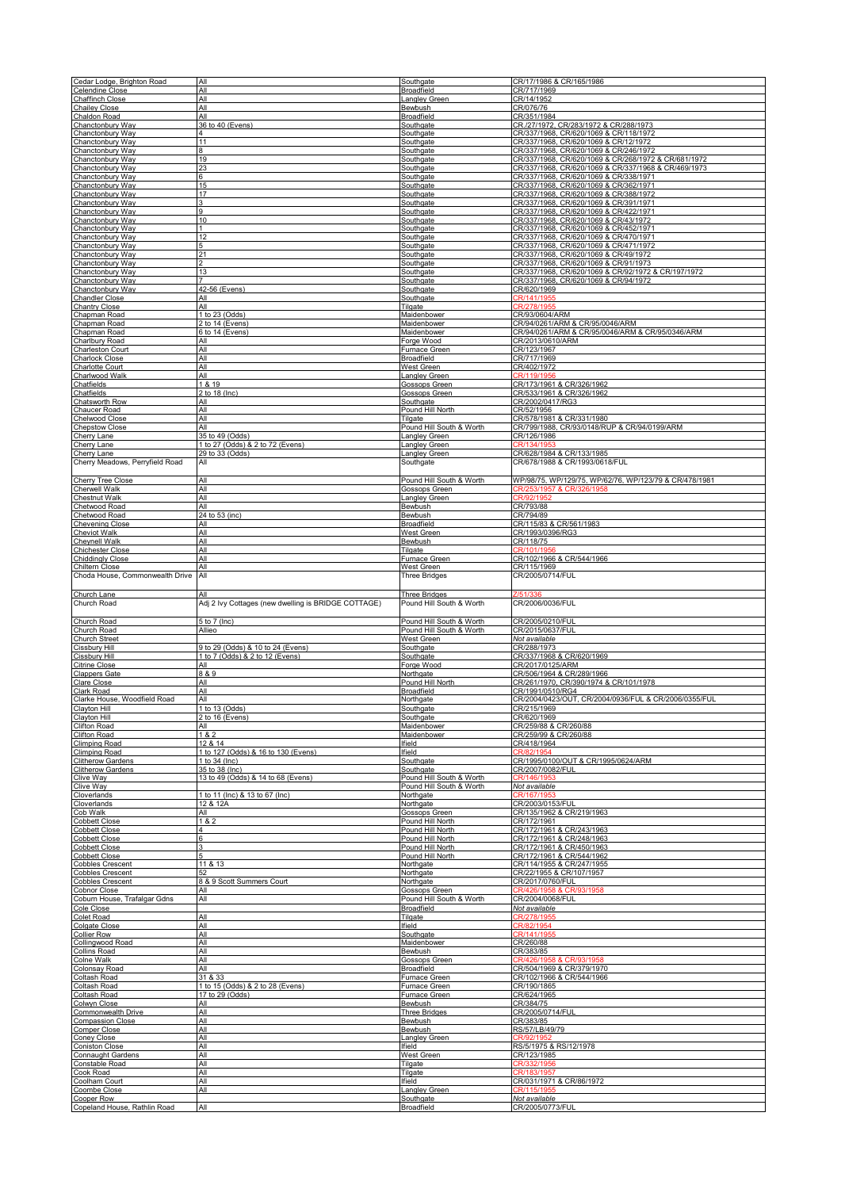| | | | |
|---|---|---|---|
| Cedar Lodge, Brighton Road | All | Southgate | CR/17/1986 & CR/165/1986 |
| Celendine Close | All | Broadfield | CR/717/1969 |
| Chaffinch Close | All | Langley Green | CR/14/1952 |
| Chailey Close | All | Bewbush | CR/076/76 |
| Chaldon Road | All | Broadfield | CR/351/1984 |
| Chanctonbury Way | 36 to 40 (Evens) | Southgate | CR./27/1972, CR/283/1972 & CR/288/1973 |
| Chanctonbury Way | 4 | Southgate | CR/337/1968, CR/620/1069 & CR/118/1972 |
| Chanctonbury Way | 11 | Southgate | CR/337/1968, CR/620/1069 & CR/12/1972 |
| Chanctonbury Way | 8 | Southgate | CR/337/1968, CR/620/1069 & CR/246/1972 |
| Chanctonbury Way | 19 | Southgate | CR/337/1968, CR/620/1069 & CR/268/1972 & CR/681/1972 |
| Chanctonbury Way | 23 | Southgate | CR/337/1968, CR/620/1069 & CR/337/1968 & CR/469/1973 |
| Chanctonbury Way | 6 | Southgate | CR/337/1968, CR/620/1069 & CR/338/1971 |
| Chanctonbury Way | 15 | Southgate | CR/337/1968, CR/620/1069 & CR/362/1971 |
| Chanctonbury Way | 17 | Southgate | CR/337/1968, CR/620/1069 & CR/388/1972 |
| Chanctonbury Way | 3 | Southgate | CR/337/1968, CR/620/1069 & CR/391/1971 |
| Chanctonbury Way | 9 | Southgate | CR/337/1968, CR/620/1069 & CR/422/1971 |
| Chanctonbury Way | 10 | Southgate | CR/337/1968, CR/620/1069 & CR/43/1972 |
| Chanctonbury Way | 1 | Southgate | CR/337/1968, CR/620/1069 & CR/452/1971 |
| Chanctonbury Way | 12 | Southgate | CR/337/1968, CR/620/1069 & CR/470/1971 |
| Chanctonbury Way | 5 | Southgate | CR/337/1968, CR/620/1069 & CR/471/1972 |
| Chanctonbury Way | 21 | Southgate | CR/337/1968, CR/620/1069 & CR/49/1972 |
| Chanctonbury Way | 2 | Southgate | CR/337/1968, CR/620/1069 & CR/91/1973 |
| Chanctonbury Way | 13 | Southgate | CR/337/1968, CR/620/1069 & CR/92/1972 & CR/197/1972 |
| Chanctonbury Way | 7 | Southgate | CR/337/1968, CR/620/1069 & CR/94/1972 |
| Chanctonbury Way | 42-56 (Evens) | Southgate | CR/620/1969 |
| Chandler Close | All | Southgate | CR/141/1955 |
| Chantry Close | All | Tilgate | CR/278/1955 |
| Chapman Road | 1 to 23 (Odds) | Maidenbower | CR/93/0604/ARM |
| Chapman Road | 2 to 14 (Evens) | Maidenbower | CR/94/0261/ARM & CR/95/0046/ARM |
| Chapman Road | 6 to 14 (Evens) | Maidenbower | CR/94/0261/ARM & CR/95/0046/ARM & CR/95/0346/ARM |
| Charlbury Road | All | Forge Wood | CR/2013/0610/ARM |
| Charleston Court | All | Furnace Green | CR/123/1967 |
| Charlock Close | All | Broadfield | CR/717/1969 |
| Charlotte Court | All | West Green | CR/402/1972 |
| Charlwood Walk | All | Langley Green | CR/119/1956 |
| Chatfields | 1 & 19 | Gossops Green | CR/173/1961 & CR/326/1962 |
| Chatfields | 2 to 18 (Inc) | Gossops Green | CR/533/1961 & CR/326/1962 |
| Chatsworth Row | All | Southgate | CR/2002/0417/RG3 |
| Chaucer Road | All | Pound Hill North | CR/52/1956 |
| Chelwood Close | All | Tilgate | CR/578/1981 & CR/331/1980 |
| Chepstow Close | All | Pound Hill South & Worth | CR/799/1988, CR/93/0148/RUP & CR/94/0199/ARM |
| Cherry Lane | 35 to 49 (Odds) | Langley Green | CR/126/1986 |
| Cherry Lane | 1 to 27 (Odds) & 2 to 72 (Evens) | Langley Green | CR/134/1953 |
| Cherry Lane | 29 to 33 (Odds) | Langley Green | CR/628/1984 & CR/133/1985 |
| Cherry Meadows, Perryfield Road | All | Southgate | CR/678/1988 & CR/1993/0618/FUL |
| Cherry Tree Close | All | Pound Hill South & Worth | WP/98/75, WP/129/75, WP/62/76, WP/123/79 & CR/478/1981 |
| Cherwell Walk | All | Gossops Green | CR/253/1957 & CR/326/1958 |
| Chestnut Walk | All | Langley Green | CR/92/1952 |
| Chetwood Road | All | Bewbush | CR/793/88 |
| Chetwood Road | 24 to 53 (inc) | Bewbush | CR/794/89 |
| Chevening Close | All | Broadfield | CR/115/83 & CR/561/1983 |
| Cheviot Walk | All | West Green | CR/1993/0396/RG3 |
| Cheynell Walk | All | Bewbush | CR/118/75 |
| Chichester Close | All | Tilgate | CR/101/1956 |
| Chiddingly Close | All | Furnace Green | CR/102/1966 & CR/544/1966 |
| Chiltern Close | All | West Green | CR/115/1969 |
| Choda House, Commonwealth Drive | All | Three Bridges | CR/2005/0714/FUL |
| Church Lane | All | Three Bridges | Z/51/336 |
| Church Road | Adj 2 Ivy Cottages (new dwelling is BRIDGE COTTAGE) | Pound Hill South & Worth | CR/2006/0036/FUL |
| Church Road | 5 to 7 (Inc) | Pound Hill South & Worth | CR/2005/0210/FUL |
| Church Road | Allieo | Pound Hill South & Worth | CR/2015/0637/FUL |
| Church Street | | West Green | *Not available* |
| Cissbury Hill | 9 to 29 (Odds) & 10 to 24 (Evens) | Southgate | CR/288/1973 |
| Cissbury Hill | 1 to 7 (Odds) & 2 to 12 (Evens) | Southgate | CR/337/1968 & CR/620/1969 |
| Citrine Close | All | Forge Wood | CR/2017/0125/ARM |
| Clappers Gate | 8 & 9 | Northgate | CR/506/1964 & CR/289/1966 |
| Clare Close | All | Pound Hill North | CR/261/1970, CR/390/1974 & CR/101/1978 |
| Clark Road | All | Broadfield | CR/1991/0510/RG4 |
| Clarke House, Woodfield Road | All | Northgate | CR/2004/0423/OUT, CR/2004/0936/FUL & CR/2006/0355/FUL |
| Clayton Hill | 1 to 13 (Odds) | Southgate | CR/215/1969 |
| Clayton Hill | 2 to 16 (Evens) | Southgate | CR/620/1969 |
| Clifton Road | All | Maidenbower | CR/259/88 & CR/260/88 |
| Clifton Road | 1 & 2 | Maidenbower | CR/259/99 & CR/260/88 |
| Climping Road | 12 & 14 | Ifield | CR/418/1964 |
| Climping Road | 1 to 127 (Odds) & 16 to 130 (Evens) | Ifield | CR/82/1954 |
| Clitherow Gardens | 1 to 34 (Inc) | Southgate | CR/1995/0100/OUT & CR/1995/0624/ARM |
| Clitherow Gardens | 35 to 38 (Inc) | Southgate | CR/2007/0082/FUL |
| Clive Way | 13 to 49 (Odds) & 14 to 68 (Evens) | Pound Hill South & Worth | CR/146/1953 |
| Clive Way | | Pound Hill South & Worth | *Not available* |
| Cloverlands | 1 to 11 (Inc) & 13 to 67 (Inc) | Northgate | CR/167/1953 |
| Cloverlands | 12 & 12A | Northgate | CR/2003/0153/FUL |
| Cob Walk | All | Gossops Green | CR/135/1962 & CR/219/1963 |
| Cobbett Close | 1 & 2 | Pound Hill North | CR/172/1961 |
| Cobbett Close | 4 | Pound Hill North | CR/172/1961 & CR/243/1963 |
| Cobbett Close | 6 | Pound Hill North | CR/172/1961 & CR/248/1963 |
| Cobbett Close | 3 | Pound Hill North | CR/172/1961 & CR/450/1963 |
| Cobbett Close | 5 | Pound Hill North | CR/172/1961 & CR/544/1962 |
| Cobbles Crescent | 11 & 13 | Northgate | CR/114/1955 & CR/247/1955 |
| Cobbles Crescent | 52 | Northgate | CR/22/1955 & CR/107/1957 |
| Cobbles Crescent | 8 & 9 Scott Summers Court | Northgate | CR/2017/0760/FUL |
| Cobnor Close | All | Gossops Green | CR/426/1958 & CR/93/1958 |
| Coburn House, Trafalgar Gdns | All | Pound Hill South & Worth | CR/2004/0068/FUL |
| Cole Close | | Broadfield | *Not available* |
| Colet Road | All | Tilgate | CR/278/1955 |
| Colgate Close | All | Ifield | CR/82/1954 |
| Collier Row | All | Southgate | CR/141/1955 |
| Collingwood Road | All | Maidenbower | CR/260/88 |
| Collins Road | All | Bewbush | CR/383/85 |
| Colne Walk | All | Gossops Green | CR/426/1958 & CR/93/1958 |
| Colonsay Road | All | Broadfield | CR/504/1969 & CR/379/1970 |
| Coltash Road | 31 & 33 | Furnace Green | CR/102/1966 & CR/544/1966 |
| Coltash Road | 1 to 15 (Odds) & 2 to 28 (Evens) | Furnace Green | CR/190/1865 |
| Coltash Road | 17 to 29 (Odds) | Furnace Green | CR/624/1965 |
| Colwyn Close | All | Bewbush | CR/384/75 |
| Commonwealth Drive | All | Three Bridges | CR/2005/0714/FUL |
| Compassion Close | All | Bewbush | CR/383/85 |
| Comper Close | All | Bewbush | RS/57/LB/49/79 |
| Coney Close | All | Langley Green | CR/92/1952 |
| Coniston Close | All | Ifield | RS/5/1975 & RS/12/1978 |
| Connaught Gardens | All | West Green | CR/123/1985 |
| Constable Road | All | Tilgate | CR/332/1956 |
| Cook Road | All | Tilgate | CR/183/1957 |
| Coolham Court | All | Ifield | CR/031/1971 & CR/86/1972 |
| Coombe Close | All | Langley Green | CR/115/1955 |
| Cooper Row | | Southgate | *Not available* |
| Copeland House, Rathlin Road | All | Broadfield | CR/2005/0773/FUL |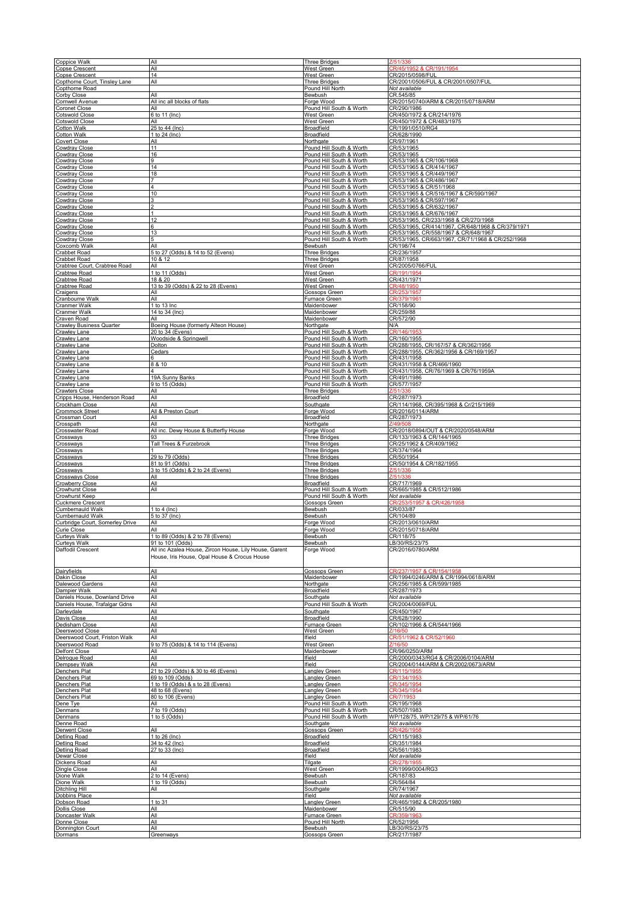| | | | |
|---|---|---|---|
| Coppice Walk | All | Three Bridges | Z/51/336 |
| Copse Crescent | All | West Green | CR/45/1952 & CR/191/1954 |
| Copse Crescent | 14 | West Green | CR/2015/0598/FUL |
| Copthorne Court, Tinsley Lane | All | Three Bridges | CR/2001/0506/FUL & CR/2001/0507/FUL |
| Copthorne Road | | Pound Hill North | *Not available* |
| Corby Close | All | Bewbush | CR.545/85 |
| Cornwell Avenue | All inc all blocks of flats | Forge Wood | CR/2015/0740/ARM & CR/2015/0718/ARM |
| Coronet Close | All | Pound Hill South & Worth | CR/290/1986 |
| Cotswold Close | 6 to 11 (Inc) | West Green | CR/450/1972 & CR/214/1976 |
| Cotswold Close | All | West Green | CR/450/1972 & CR/483/1975 |
| Cotton Walk | 25 to 44 (Inc) | Broadfield | CR/1991/0510/RG4 |
| Cotton Walk | 1 to 24 (Inc) | Broadfield | CR/628/1990 |
| Covert Close | All | Northgate | CR/97/1961 |
| Cowdray Close | 11 | Pound Hill South & Worth | CR/53/1965 |
| Cowdray Close | 16 | Pound Hill South & Worth | CR/53/1965 |
| Cowdray Close | 9 | Pound Hill South & Worth | CR/53/1965 & CR/106/1968 |
| Cowdray Close | 14 | Pound Hill South & Worth | CR/53/1965 & CR/414/1967 |
| Cowdray Close | 18 | Pound Hill South & Worth | CR/53/1965 & CR/449/1967 |
| Cowdray Close | 7 | Pound Hill South & Worth | CR/53/1965 & CR/486/1967 |
| Cowdray Close | 4 | Pound Hill South & Worth | CR/53/1965 & CR/51/1968 |
| Cowdray Close | 10 | Pound Hill South & Worth | CR/53/1965 & CR/516/1967 & CR/590/1967 |
| Cowdray Close | 3 | Pound Hill South & Worth | CR/53/1965 & CR/597/1967 |
| Cowdray Close | 2 | Pound Hill South & Worth | CR/53/1965 & CR/632/1967 |
| Cowdray Close | 1 | Pound Hill South & Worth | CR/53/1965 & CR/676/1967 |
| Cowdray Close | 12 | Pound Hill South & Worth | CR/53/1965, CR/233/1968 & CR/270/1968 |
| Cowdray Close | 6 | Pound Hill South & Worth | CR/53/1965, CR/414/1967, CR/648/1968 & CR/379/1971 |
| Cowdray Close | 13 | Pound Hill South & Worth | CR/53/1965, CR/558/1967 & CR/648/1967 |
| Cowdray Close | 5 | Pound Hill South & Worth | CR/53/1965, CR/663/1967, CR/71/1968 & CR/252/1968 |
| Coxcomb Walk | All | Bewbush | CR/198/74 |
| Crabbet Road | 5 to 27 (Odds) & 14 to 52 (Evens) | Three Bridges | CR/236/1957 |
| Crabbet Road | 10 & 12 | Three Bridges | CR/87/1958 |
| Crabtree Court, Crabtree Road | All | West Green | CR/2005/0766/FUL |
| Crabtree Road | 1 to 11 (Odds) | West Green | CR/191/1954 |
| Crabtree Road | 18 & 20 | West Green | CR/431/1971 |
| Crabtree Road | 13 to 39 (Odds) & 22 to 28 (Evens) | West Green | CR/48/1950 |
| Craigans | All | Gossops Green | CR/253/1957 |
| Cranbourne Walk | All | Furnace Green | CR/379/1961 |
| Cranmer Walk | 1 to 13 Inc | Maidenbower | CR/158/90 |
| Cranmer Walk | 14 to 34 (Inc) | Maidenbower | CR/259/88 |
| Craven Road | All | Maidenbower | CR/572/90 |
| Crawley Business Quarter | Boeing House (formerly Alteon House) | Northgate | N/A |
| Crawley Lane | 20 to 34 (Evens) | Pound Hill South & Worth | CR/146/1953 |
| Crawley Lane | Woodside & Springwell | Pound Hill South & Worth | CR/160/1955 |
| Crawley Lane | Dolton | Pound Hill South & Worth | CR/288/1955, CR/167/57 & CR/362/1956 |
| Crawley Lane | Cedars | Pound Hill South & Worth | CR/288/1955, CR/362/1956 & CR/169/1957 |
| Crawley Lane | 6 | Pound Hill South & Worth | CR/431/1958 |
| Crawley Lane | 8 & 10 | Pound Hill South & Worth | CR/431/1958 & CR/466/1960 |
| Crawley Lane | 4 | Pound Hill South & Worth | CR/431/1958, CR/76/1969 & CR/76/1959A |
| Crawley Lane | 19A Sunny Banks | Pound Hill South & Worth | CR/491/1986 |
| Crawley Lane | 9 to 15 (Odds) | Pound Hill South & Worth | CR/577/1957 |
| Crawters Close | All | Three Bridges | Z/51/336 |
| Cripps House, Henderson Road | All | Broadfield | CR/287/1973 |
| Crockham Close | All | Southgate | CR/114/1968, CR/395/1968 & Cr/215/1969 |
| Crommock Street | All & Preston Court | Forge Wood | CR/2016/0114/ARM |
| Crossman Court | All | Broadfield | CR/287/1973 |
| Crosspath | All | Northgate | Z/49/508 |
| Crosswater Road | All inc. Dewy House & Butterfly House | Forge Wood | CR/2018/0894/OUT & CR/2020/0548/ARM |
| Crossways | 93 | Three Bridges | CR/133/1963 & CR/144/1965 |
| Crossways | Tall Trees & Furzebrook | Three Bridges | CR/25/1962 & CR/409/1962 |
| Crossways | 1 | Three Bridges | CR/374/1964 |
| Crossways | 29 to 79 (Odds) | Three Bridges | CR/50/1954 |
| Crossways | 81 to 91 (Odds) | Three Bridges | CR/50/1954 & CR/182/1955 |
| Crossways | 3 to 15 (Odds) & 2 to 24 (Evens) | Three Bridges | Z/51/336 |
| Crossways Close | All | Three Bridges | Z/51/336 |
| Crowberry Close | All | Broadfield | CR/717/1969 |
| Crowhurst Close | All | Pound Hill South & Worth | CR/665/1985 & CR/512/1986 |
| Crowhurst Keep | | Pound Hill South & Worth | *Not available* |
| Cuckmere Crescent | | Gossops Green | CR/253/51957 & CR/426/1958 |
| Cumbernauld Walk | 1 to 4 (Inc) | Bewbush | CR/033/87 |
| Cumbernauld Walk | 5 to 37 (Inc) | Bewbush | CR/104/89 |
| Curbridge Court, Somerley Drive | All | Forge Wood | CR/2013/0610/ARM |
| Curie Close | All | Forge Wood | CR/2015/0718/ARM |
| Curteys Walk | 1 to 89 (Odds) & 2 to 78 (Evens) | Bewbush | CR/118/75 |
| Curteys Walk | 91 to 101 (Odds) | Bewbush | LB/30/RS/23/75 |
| Daffodil Crescent | All inc Azalea House, Zircon House, Lily House, Garent House, Iris House, Opal House & Crocus House | Forge Wood | CR/2016/0780/ARM |
| Dairyfields | All | Gossops Green | CR/237/1957 & CR/154/1958 |
| Dakin Close | All | Maidenbower | CR/1994/0246/ARM & CR/1994/0618/ARM |
| Dalewood Gardens | All | Northgate | CR/256/1985 & CR/599/1985 |
| Dampier Walk | All | Broadfield | CR/287/1973 |
| Daniels House, Downland Drive | All | Southgate | *Not available* |
| Daniels House, Trafalgar Gdns | All | Pound Hill South & Worth | CR/2004/0069/FUL |
| Darleydale | All | Southgate | CR/450/1967 |
| Davis Close | All | Broadfield | CR/628/1990 |
| Dedisham Close | All | Furnace Green | CR/102/1966 & CR/544/1966 |
| Deerswood Close | All | West Green | Z/16/50 |
| Deerswood Court, Friston Walk | All | Ifield | CR/51/1962 & CR/52/1960 |
| Deerswood Road | 9 to 75 (Odds) & 14 to 114 (Evens) | West Green | Z/16/50 |
| Delfont Close | All | Maidenbower | CR/96/0250/ARM |
| Delrogue Road | All | Ifield | CR/2000/0343/RG4 & CR/2006/0104/ARM |
| Dempsey Walk | All | Ifield | CR/2004/0144/ARM & CR/2002/0673/ARM |
| Denchers Plat | 21 to 29 (Odds) & 30 to 46 (Evens) | Langley Green | CR/115/1955 |
| Denchers Plat | 69 to 109 (Odds) | Langley Green | CR/134/1953 |
| Denchers Plat | 1 to 19 (Odds) & s to 28 (Evens) | Langley Green | CR/345/1954 |
| Denchers Plat | 48 to 68 (Evens) | Langley Green | CR/345/1954 |
| Denchers Plat | 80 to 106 (Evens) | Langley Green | CR/7/1953 |
| Dene Tye | All | Pound Hill South & Worth | CR/195/1968 |
| Denmans | 7 to 19 (Odds) | Pound Hill South & Worth | CR/507/1983 |
| Denmans | 1 to 5 (Odds) | Pound Hill South & Worth | WP/128/75, WP/129/75 & WP/61/76 |
| Denne Road | | Southgate | *Not available* |
| Derwent Close | All | Gossops Green | CR/426/1958 |
| Detling Road | 1 to 26 (Inc) | Broadfield | CR/115/1983 |
| Detling Road | 34 to 42 (Inc) | Broadfield | CR/351/1984 |
| Detling Road | 27 to 33 (Inc) | Broadfield | CR/561/1983 |
| Dewar Close | | Ifield | *Not available* |
| Dickens Road | All | Tilgate | CR/278/1955 |
| Dingle Close | All | West Green | CR/1999/0004/RG3 |
| Dione Walk | 2 to 14 (Evens) | Bewbush | CR/187/83 |
| Dione Walk | 1 to 19 (Odds) | Bewbush | CR/564/84 |
| Ditchling Hill | All | Southgate | CR/74/1967 |
| Dobbins Place | | Ifield | *Not available* |
| Dobson Road | 1 to 31 | Langley Green | CR/465/1982 & CR/205/1980 |
| Dollis Close | All | Maidenbower | CR/515/90 |
| Doncaster Walk | All | Furnace Green | CR/359/1963 |
| Donne Close | All | Pound Hill North | CR/52/1956 |
| Donnington Court | All | Bewbush | LB/30/RS/23/75 |
| Dormans | Greenways | Gossops Green | CR/217/1987 |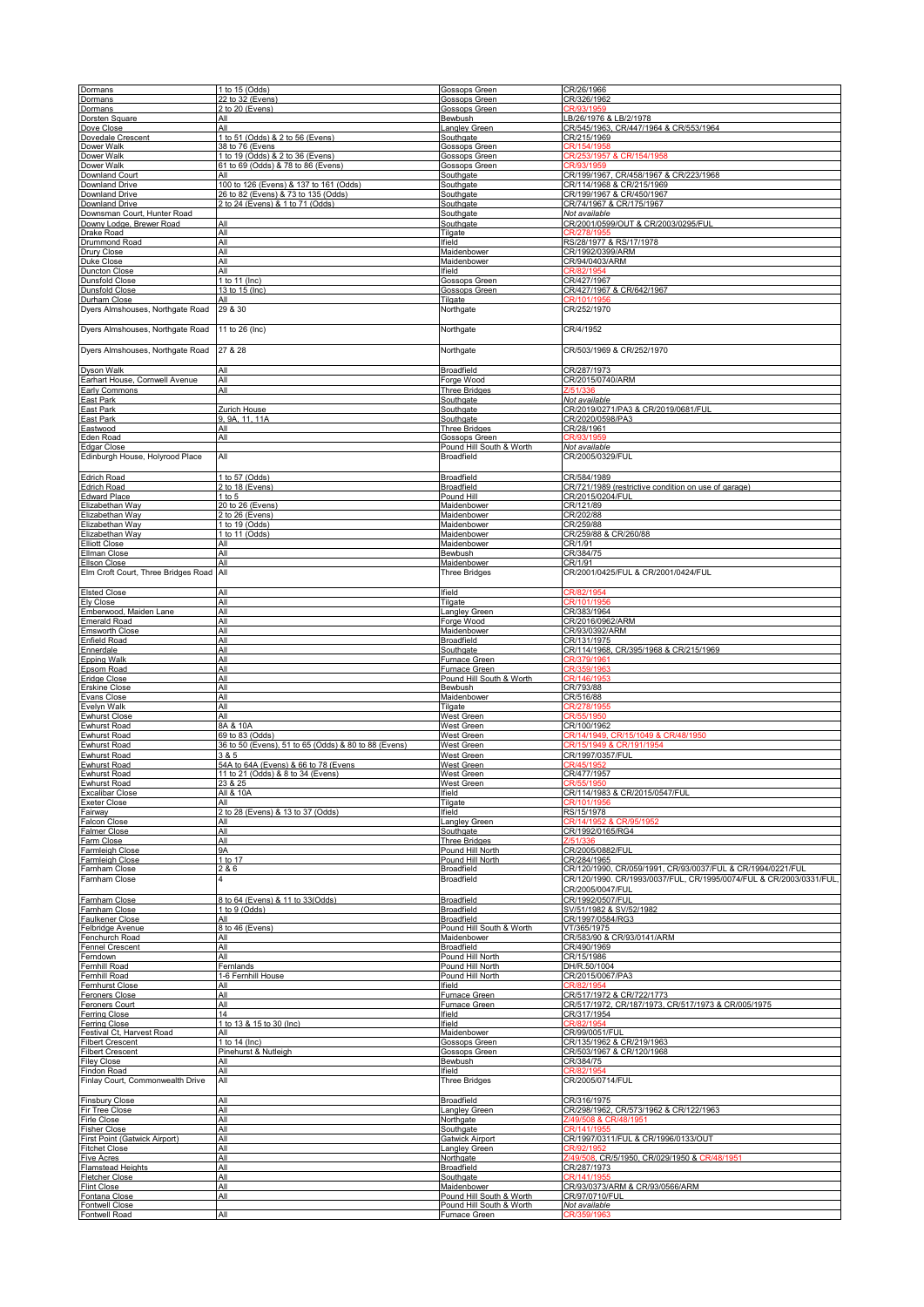| | | | |
|---|---|---|---|
| Dormans | 1 to 15 (Odds) | Gossops Green | CR/26/1966 |
| Dormans | 22 to 32 (Evens) | Gossops Green | CR/326/1962 |
| Dormans | 2 to 20 (Evens) | Gossops Green | CR/93/1959 |
| Dorsten Square | All | Bewbush | LB/26/1976 & LB/2/1978 |
| Dove Close | All | Langley Green | CR/545/1963, CR/447/1964 & CR/553/1964 |
| Dovedale Crescent | 1 to 51 (Odds) & 2 to 56 (Evens) | Southgate | CR/215/1969 |
| Dower Walk | 38 to 76 (Evens | Gossops Green | CR/154/1958 |
| Dower Walk | 1 to 19 (Odds) & 2 to 36 (Evens) | Gossops Green | CR/253/1957 & CR/154/1958 |
| Dower Walk | 61 to 69 (Odds) & 78 to 86 (Evens) | Gossops Green | CR/93/1959 |
| Downland Court | All | Southgate | CR/199/1967, CR/458/1967 & CR/223/1968 |
| Downland Drive | 100 to 126 (Evens) & 137 to 161 (Odds) | Southgate | CR/114/1968 & CR/215/1969 |
| Downland Drive | 26 to 82 (Evens) & 73 to 135 (Odds) | Southgate | CR/199/1967 & CR/450/1967 |
| Downland Drive | 2 to 24 (Evens) & 1 to 71 (Odds) | Southgate | CR/74/1967 & CR/175/1967 |
| Downsman Court, Hunter Road | | Southgate | Not available |
| Downy Lodge, Brewer Road | All | Southgate | CR/2001/0599/OUT & CR/2003/0295/FUL |
| Drake Road | All | Tilgate | CR/278/1955 |
| Drummond Road | All | Ifield | RS/28/1977 & RS/17/1978 |
| Drury Close | All | Maidenbower | CR/1992/0399/ARM |
| Duke Close | All | Maidenbower | CR/94/0403/ARM |
| Duncton Close | All | Ifield | CR/82/1954 |
| Dunsfold Close | 1 to 11 (Inc) | Gossops Green | CR/427/1967 |
| Dunsfold Close | 13 to 15 (Inc) | Gossops Green | CR/427/1967 & CR/642/1967 |
| Durham Close | All | Tilgate | CR/101/1956 |
| Dyers Almshouses, Northgate Road | 29 & 30 | Northgate | CR/252/1970 |
| Dyers Almshouses, Northgate Road | 11 to 26 (Inc) | Northgate | CR/4/1952 |
| Dyers Almshouses, Northgate Road | 27 & 28 | Northgate | CR/503/1969 & CR/252/1970 |
| Dyson Walk | All | Broadfield | CR/287/1973 |
| Earhart House, Cornwell Avenue | All | Forge Wood | CR/2015/0740/ARM |
| Early Commons | All | Three Bridges | Z/51/336 |
| East Park | | Southgate | Not available |
| East Park | Zurich House | Southgate | CR/2019/0271/PA3 & CR/2019/0681/FUL |
| East Park | 9, 9A, 11, 11A | Southgate | CR/2020/0598/PA3 |
| Eastwood | All | Three Bridges | CR/28/1961 |
| Eden Road | All | Gossops Green | CR/93/1959 |
| Edgar Close | | Pound Hill South & Worth | Not available |
| Edinburgh House, Holyrood Place | All | Broadfield | CR/2005/0329/FUL |
| Edrich Road | 1 to 57 (Odds) | Broadfield | CR/584/1989 |
| Edrich Road | 2 to 18 (Evens) | Broadfield | CR/721/1989 (restrictive condition on use of garage) |
| Edward Place | 1 to 5 | Pound Hill | CR/2015/0204/FUL |
| Elizabethan Way | 20 to 26 (Evens) | Maidenbower | CR/121/89 |
| Elizabethan Way | 2 to 26 (Evens) | Maidenbower | CR/202/88 |
| Elizabethan Way | 1 to 19 (Odds) | Maidenbower | CR/259/88 |
| Elizabethan Way | 1 to 11 (Odds) | Maidenbower | CR/259/88 & CR/260/88 |
| Elliott Close | All | Maidenbower | CR/1/91 |
| Ellman Close | All | Bewbush | CR/384/75 |
| Ellson Close | All | Maidenbower | CR/1/91 |
| Elm Croft Court, Three Bridges Road | All | Three Bridges | CR/2001/0425/FUL & CR/2001/0424/FUL |
| Elsted Close | All | Ifield | CR/82/1954 |
| Ely Close | All | Tilgate | CR/101/1956 |
| Emberwood, Maiden Lane | All | Langley Green | CR/383/1964 |
| Emerald Road | All | Forge Wood | CR/2016/0962/ARM |
| Emsworth Close | All | Maidenbower | CR/93/0392/ARM |
| Enfield Road | All | Broadfield | CR/131/1975 |
| Ennerdale | All | Southgate | CR/114/1968, CR/395/1968 & CR/215/1969 |
| Epping Walk | All | Furnace Green | CR/379/1961 |
| Epsom Road | All | Furnace Green | CR/359/1963 |
| Eridge Close | All | Pound Hill South & Worth | CR/146/1953 |
| Erskine Close | All | Bewbush | CR/793/88 |
| Evans Close | All | Maidenbower | CR/516/88 |
| Evelyn Walk | All | Tilgate | CR/278/1955 |
| Ewhurst Close | All | West Green | CR/55/1950 |
| Ewhurst Road | 8A & 10A | West Green | CR/100/1962 |
| Ewhurst Road | 69 to 83 (Odds) | West Green | CR/14/1949, CR/15/1049 & CR/48/1950 |
| Ewhurst Road | 36 to 50 (Evens), 51 to 65 (Odds) & 80 to 88 (Evens) | West Green | CR/15/1949 & CR/191/1954 |
| Ewhurst Road | 3 & 5 | West Green | CR/1997/0357/FUL |
| Ewhurst Road | 54A to 64A (Evens) & 66 to 78 (Evens | West Green | CR/45/1952 |
| Ewhurst Road | 11 to 21 (Odds) & 8 to 34 (Evens) | West Green | CR/477/1957 |
| Ewhurst Road | 23 & 25 | West Green | CR/55/1950 |
| Excalibar Close | All & 10A | Ifield | CR/114/1983 & CR/2015/0547/FUL |
| Exeter Close | All | Tilgate | CR/101/1956 |
| Fairway | 2 to 28 (Evens) & 13 to 37 (Odds) | Ifield | RS/15/1978 |
| Falcon Close | All | Langley Green | CR/14/1952 & CR/95/1952 |
| Falmer Close | All | Southgate | CR/1992/0165/RG4 |
| Farm Close | All | Three Bridges | Z/51/336 |
| Farmleigh Close | 9A | Pound Hill North | CR/2005/0882/FUL |
| Farmleigh Close | 1 to 17 | Pound Hill North | CR/284/1965 |
| Farnham Close | 2 & 6 | Broadfield | CR/120/1990, CR/059/1991, CR/93/0037/FUL & CR/1994/0221/FUL |
| Farnham Close | 4 | Broadfield | CR/120/1990, CR/1993/0037/FUL, CR/1995/0074/FUL & CR/2003/0331/FUL, CR/2005/0047/FUL |
| Farnham Close | 8 to 64 (Evens) & 11 to 33(Odds) | Broadfield | CR/1992/0507/FUL |
| Farnham Close | 1 to 9 (Odds) | Broadfield | SV/51/1982 & SV/52/1982 |
| Faulkener Close | All | Broadfield | CR/1997/0584/RG3 |
| Felbridge Avenue | 8 to 46 (Evens) | Pound Hill South & Worth | VT/365/1975 |
| Fenchurch Road | All | Maidenbower | CR/583/90 & CR/93/0141/ARM |
| Fennel Crescent | All | Broadfield | CR/490/1969 |
| Ferndown | All | Pound Hill North | CR/15/1986 |
| Fernhill Road | Fernlands | Pound Hill North | DH/R.50/1004 |
| Fernhill Road | 1-6 Fernhill House | Pound Hill North | CR/2015/0067/PA3 |
| Fernhurst Close | All | Ifield | CR/82/1954 |
| Feroners Close | All | Furnace Green | CR/517/1972 & CR/722/1773 |
| Feroners Court | All | Furnace Green | CR/517/1972, CR/187/1973, CR/517/1973 & CR/005/1975 |
| Ferring Close | 14 | Ifield | CR/317/1954 |
| Ferring Close | 1 to 13 & 15 to 30 (Inc) | Ifield | CR/82/1954 |
| Festival Ct, Harvest Road | All | Maidenbower | CR/99/0051/FUL |
| Filbert Crescent | 1 to 14 (Inc) | Gossops Green | CR/135/1962 & CR/219/1963 |
| Filbert Crescent | Pinehurst & Nutleigh | Gossops Green | CR/503/1967 & CR/120/1968 |
| Filey Close | All | Bewbush | CR/384/75 |
| Findon Road | All | Ifield | CR/82/1954 |
| Finlay Court, Commonwealth Drive | All | Three Bridges | CR/2005/0714/FUL |
| Finsbury Close | All | Broadfield | CR/316/1975 |
| Fir Tree Close | All | Langley Green | CR/298/1962, CR/573/1962 & CR/122/1963 |
| Firle Close | All | Northgate | Z/49/508 & CR/48/1951 |
| Fisher Close | All | Southgate | CR/141/1955 |
| First Point (Gatwick Airport) | All | Gatwick Airport | CR/1997/0311/FUL & CR/1996/0133/OUT |
| Fitchet Close | All | Langley Green | CR/92/1952 |
| Five Acres | All | Northgate | Z/49/508, CR/5/1950, CR/029/1950 & CR/48/1951 |
| Flamstead Heights | All | Broadfield | CR/287/1973 |
| Fletcher Close | All | Southgate | CR/141/1955 |
| Flint Close | All | Maidenbower | CR/93/0373/ARM & CR/93/0566/ARM |
| Fontana Close | All | Pound Hill South & Worth | CR/97/0710/FUL |
| Fontwell Close | | Pound Hill South & Worth | Not available |
| Fontwell Road | All | Furnace Green | CR/359/1963 |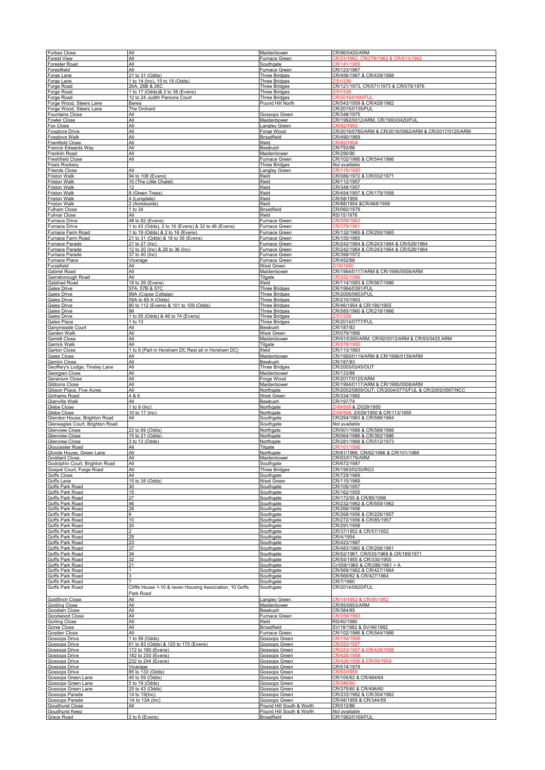| | | | |
|---|---|---|---|
| Forbes Close | All | Maidenbower | CR/96/0420/ARM |
| Forest View | All | Furnace Green | CR/21/1962, CR/278/1962 & CR/613/1962 |
| Forester Road | All | Southgate | CR/141/1955 |
| Forestfield | All | Furnace Green | CR/123/1967 |
| Forge Lane | 21 to 31 (Odds) | Three Bridges | CR/456/1967 & CR/439/1968 |
| Forge Lane | 1 to 14 (Inc), 15 to 19 (Odds) | Three Bridges | Z/51/336 |
| Forge Road | 26A, 26B & 26C | Three Bridges | CR/121/1973, CR/571/1973 & CR/079/1976 |
| Forge Road | 1 to 17 (Odds)& 2 to 38 (Evens) | Three Bridges | Z/51/336 |
| Forge Road | 12 to 24 Judith Parsons Court | Three Bridges | CR/2016/0166/FUL |
| Forge Wood, Steers Lane | Berea | Pound Hill North | CR/543/1959 & CR/428/1962 |
| Forge Wood, Steers Lane | The Orchard | | CR/2015/0135/FUL |
| Fountains Close | All | Gossops Green | CR/348/1975 |
| Fowler Close | All | Maidenbower | CR/1992/0012/ARM, CR/1993/0420/FUL |
| Fox Close | All | Langley Green | CR/92/1952 |
| Foxglove Drive | All | Forge Wood | CR/2016/0780/ARM & CR/2016/0962/ARM & CR/2017/0125/ARM |
| Foxglove Walk | All | Broadfield | CR/490/1969 |
| Framfield Close | All | Ifield | CR/82/1954 |
| Francis Edwards Way | All | Bewbush | CR/793/88 |
| Franklin Road | All | Maidenbower | CR/290/90 |
| Freshfield Close | All | Furnace Green | CR/102/1966 & CR/544/1966 |
| Friars Rookery | | Three Bridges | *Not available* |
| Friends Close | All | Langley Green | CR/115/1955 |
| Friston Walk | 94 to 108 (Evens) | Ifield | CR/086/1972 & CR/032/1971 |
| Friston Walk | 10 (The Little Chalet) | Ifield | CR/112/1957 |
| Friston Walk | 12 | Ifield | CR/348/1957 |
| Friston Walk | 8 (Green Trees) | Ifield | CR/454/1957 & CR/179/1958 |
| Friston Walk | 4 (Lyngdale) | Ifield | CR/58/1959 |
| Friston Walk | 2 (Ambleside) | Ifield | CR/88/1954 &CR/468/1958 |
| Fulham Close | 1 to 34 | Broadfield | CR/060/1979 |
| Fulmar Close | All | Ifield | RS/15/1978 |
| Furnace Drive | 48 to 82 (Evens) | Furnace Green | CR/359/1963 |
| Furnace Drive | 1 to 43 (Odds), 2 to 16 (Evens) & 32 to 46 (Evens) | Furnace Green | CR/379/1961 |
| Furnace Farm Road | 1 to 19 (Odds) & 2 to 16 (Evens) | Furnace Green | CR/132/1965 & CR/250/1965 |
| Furnace Farm Road | 21 to 31 (Odds) & 18 to 36 (Evens) | Furnace Green | CR/155/1965 |
| Furnace Parade | 21 to 27 (Inc) | Furnace Green | CR/242/1964 & CR/243/1964 & CR/528/1964 |
| Furnace Parade | 12 to 20 (Inc) & 28 to 36 (Inc) | Furnace Green | CR/242/1964 & CR/243/1964 & CR/528/1964 |
| Furnace Parade | 37 to 40 (Inc) | Furnace Green | CR/399/1972 |
| Furnace Place | Vicarage | Furnace Green | CR/452/68 |
| Furzefield | All | West Green | Z/16/1950 |
| Gabriel Road | All | Maidenbower | CR/1994/0117/ARM & CR/1995/0508/ARM |
| Gainsborough Road | All | Tilgate | CR/332/1956 |
| Galahad Road | 18 to 26 (Evens) | Ifield | CR/114/1983 & CR/567/1986 |
| Gales Drive | 57A, 57B & 57C | Three Bridges | CR/1994/0391/FUL |
| Gales Drive | 99A (Copse Cottage) | Three Bridges | CR/2006/0653/FUL |
| Gales Drive | 59A to 85 A (Odds) | Three Bridges | CR/210/1953 |
| Gales Drive | 80 to 112 (Evens) & 101 to 109 (Odds) | Three Bridges | CR/46/1954 & CR/180/1955 |
| Gales Drive | 99 | Three Bridges | CR/585/1960 & CR/216/1966 |
| Gales Drive | 1 to 55 (Odds) & 46 to 74 (Evens) | Three Bridges | Z/51/336 |
| Gales Place | 1 to 13 | Three Bridges | CR/2014/0777/FUL |
| Ganymeade Court | All | Bewbush | CR/187/83 |
| Garden Walk | All | West Green | CR/079/1966 |
| Garrett Close | All | Maidenbower | CR/91/0395/ARM, CR/92/0012/ARM & CR/93/0425.ARM |
| Garrick Walk | All | Tilgate | CR/278/1955 |
| Garton Close | 1 to 9 (Part in Horsham DC Rest all in Horsham DC) | Ifield | CR/113/1983 |
| Gates Close | All | Maidenbower | CR/1995/0119/ARM & CR/1996/0138/ARM |
| Gemini Close | All | Bewbush | CR/187/83 |
| Geoffery's Lodge, Tinsley Lane | All | Three Bridges | CR/2005/0245/OUT |
| Georgian Close | All | Maidenbower | CR/133/88 |
| Geranium Close | All | Forge Wood | CR/2017/0125/ARM |
| Gibbons Close | All | Maidenbower | CR/1994/0117/ARM & CR/1995/0508/ARM |
| Gibson Place, Five Acres | All | Northgate | CR/2002/0859/OUT, CR/2004/0770/FUL & CR/2005/0567/NCC |
| Ginhams Road | 4 & 6 | West Green | CR/334/1982 |
| Glanville Walk | All | Bewbush | CR/197/74 |
| Glebe Close | 1 to 9 (Inc) | Northgate | Z/49/508 & Z/029/1950 |
| Glebe Close | 10 to 17 (Inc) | Northgate | Z/49/508, Z/029/1950 & CR/113/1955 |
| Glendon House, Brighton Road | All | Southgate | CR/294/1963 & CR/596/1964 |
| Gleneagles Court, Brighton Road | | Southgate | *Not available* |
| Glenview Close | 23 to 69 (Odds) | Northgate | CR/001/1988 & CR/588/1988 |
| Glenview Close | 15 to 21 (Odds) | Northgate | CR/064/1986 & CR/392/1986 |
| Glenview Close | 3 to 13 (Odds) | Northgate | CR/281/1968 & CR/512/1973 |
| Gloucester Road | All | Tilgate | CR/101/1956 |
| Glynde House, Green Lane | All | Northgate | CR/81/1966, CR/82/1966 & CR/101/1966 |
| Goddard Close, | All | Maidenbower | CR/93/0179/ARM |
| Godolphin Court, Brighton Road | All | Southgate | CR/672/1987 |
| Goepel Court, Forge Road | All | Three Bridges | CR/1993/0230/RG3 |
| Goffs Close | All | Southgate | CR/729/1969 |
| Goffs Lane | 15 to 35 (Odds) | West Green | CR/115/1969 |
| Goffs Park Road | 30 | Southgate | CR/105/1957 |
| Goffs Park Road | 15 | Southgate | CR/162/1955 |
| Goffs Park Road | 27 | Southgate | CR/172/55 & CR/85/1956 |
| Goffs Park Road | 46 | Southgate | CR/232/1962 & CR/559/1962 |
| Goffs Park Road | 28 | Southgate | CR/266/1958 |
| Goffs Park Road | 6 | Southgate | CR/268/1956 & CR/226/1957 |
| Goffs Park Road | 10 | Southgate | CR/272/1956 & CR/85/1957 |
| Goffs Park Road | 20 | Southgate | CR/291/1958 |
| Goffs Park Road | 2 | Southgate | CR/37/1952 & CR/57/1952 |
| Goffs Park Road | 29 | Southgate | CR/4/1954 |
| Goffs Park Road | 23 | Southgate | CR/423/1987 |
| Goffs Park Road | 37 | Southgate | CR/483/1960 & CR/206/1961 |
| Goffs Park Road | 34 | Southgate | CR/52/1967, CR/533/1968 & CR/189/1971 |
| Goffs Park Road | 32 | Southgate | CR/55/1955 & CR/330/1955 |
| Goffs Park Road | 21 | Southgate | Cr/558/1960 & CR/286/1961 + A |
| Goffs Park Road | 1 | Southgate | CR/569/1962 & CR/427/1964 |
| Goffs Park Road | 3 | Southgate | CR/569/62 & CR/427/1964 |
| Goffs Park Road | 7 | Southgate | CR/7/1960 |
| Goffs Park Road | Cliffe House 1-10 & raven Housing Association, 10 Goffs Park Road | Southgate | CR/2014/0820/FUL |
| Goldfinch Close | All | Langley Green | CR/14/1952 & CR/95/1952 |
| Golding Close | All | Maidenbower | CR/95/0653/ARM |
| Goodwin Close | All | Bewbush | CR/384/85 |
| Goodwood Close | All | Furnace Green | CR/359/1963 |
| Gorling Close | All | Ifield | RS/40/1980 |
| Gorse Close | All | Broadfield | SV/18/1982 & SV/46/1982 |
| Gosden Close | All | Furnace Green | CR/102/1966 & CR/544/1966 |
| Gossops Drive | 1 to 59 (Odds) | Gossops Green | CR/154/1958 |
| Gossops Drive | 61 to 83 (Odds) & 120 to 170 (Evens) | Gossops Green | CR/253/1957 |
| Gossops Drive | 172 to 180 (Evens) | Gossops Green | CR/253/1957 & CR/426/1958 |
| Gossops Drive | 182 to 230 (Evens) | Gossops Green | CR/426/1958 |
| Gossops Drive | 232 to 244 (Evens) | Gossops Green | CR/426/1958 & CR/93/1959 |
| Gossops Drive | Vicarage | Gossops Green | CR/514/1978 |
| Gossops Drive | 85 to 133 (Odds) | Gossops Green | CR/93/1959 |
| Gossops Green Lane | 45 to 59 (Odds) | Gossops Green | CR/105/62 & CR/484/64 |
| Gossops Green Lane | 5 to 19 (Odds) | Gossops Green | CR/346/60 |
| Gossops Green Lane | 25 to 43 (Odds) | Gossops Green | CR/375/60 & CR/496/60 |
| Gossops Parade | 14 to 19(Inc) | Gossops Green | CR/233/1962 & CR/354/1962 |
| Gossops Parade | 1A to 13A (Inc) | Gossops Green | CR/48/1958 & CR/344/59 |
| Goudhurst Close | All | Pound Hill South & Worth | CR/512/86 |
| Goudhurst Keep | | Pound Hill South & Worth | *Not available* |
| Grace Road | 2 to 6 (Evens) | Broadfield | CR/1992/0169/FUL |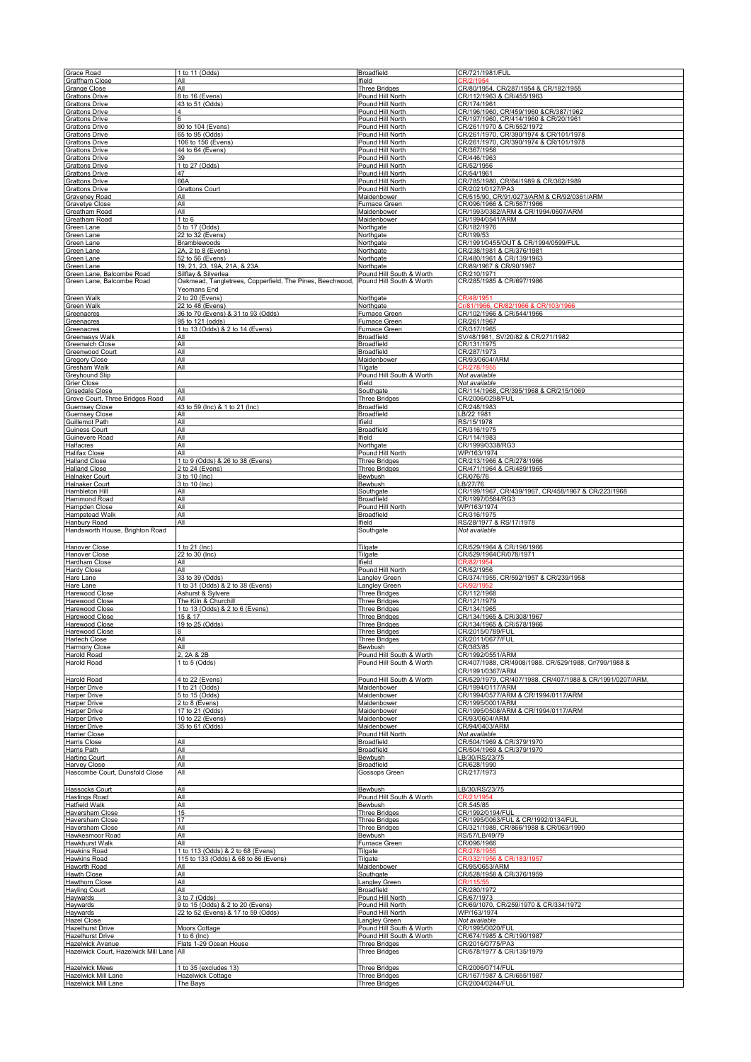| | | | |
|---|---|---|---|
| Grace Road | 1 to 11 (Odds) | Broadfield | CR/721/1981/FUL |
| Graffham Close | All | Ifield | CR/2/1954 |
| Grange Close | All | Three Bridges | CR/80/1954, CR/287/1954 & CR/182/1955 |
| Grattons Drive | 8 to 16 (Evens) | Pound Hill North | CR/112/1963 & CR/455/1963 |
| Grattons Drive | 43 to 51 (Odds) | Pound Hill North | CR/174/1961 |
| Grattons Drive | 4 | Pound Hill North | CR/196/1960, CR/459/1960 &CR/387/1962 |
| Grattons Drive | 6 | Pound Hill North | CR/197/1960, CR/414/1960 & CR/20/1961 |
| Grattons Drive | 80 to 104 (Evens) | Pound Hill North | CR/261/1970 & CR/552/1972 |
| Grattons Drive | 65 to 95 (Odds) | Pound Hill North | CR/261/1970, CR/390/1974 & CR/101/1978 |
| Grattons Drive | 106 to 156 (Evens) | Pound Hill North | CR/261/1970, CR/390/1974 & CR/101/1978 |
| Grattons Drive | 44 to 64 (Evens) | Pound Hill North | CR/367/1958 |
| Grattons Drive | 39 | Pound Hill North | CR/446/1963 |
| Grattons Drive | 1 to 27 (Odds) | Pound Hill North | CR/52/1956 |
| Grattons Drive | 47 | Pound Hill North | CR/54/1961 |
| Grattons Drive | 66A | Pound Hill North | CR/785/1980, CR/64/1989 & CR/362/1989 |
| Grattons Drive | Grattons Court | Pound Hill North | CR/2021/0127/PA3 |
| Graveney Road | All | Maidenbower | CR/515/90, CR/91/0273/ARM & CR/92/0361/ARM |
| Gravetye Close | All | Furnace Green | CR/096/1966 & CR/567/1966 |
| Greatham Road | All | Maidenbower | CR/1993/0382/ARM & CR/1994/0607/ARM |
| Greatham Road | 1 to 6 | Maidenbower | CR/1994/0541/ARM |
| Green Lane | 5 to 17 (Odds) | Northgate | CR/182/1976 |
| Green Lane | 22 to 32 (Evens) | Northgate | CR/199/53 |
| Green Lane | Bramblewoods | Northgate | CR/1991/0455/OUT & CR/1994/0599/FUL |
| Green Lane | 2A, 2 to 8 (Evens) | Northgate | CR/238/1981 & CR/376/1981 |
| Green Lane | 52 to 56 (Evens) | Northgate | CR/480/1961 & CR/139/1963 |
| Green Lane | 19, 21, 23, 19A, 21A, & 23A | Northgate | CR/89/1967 & CR/90/1967 |
| Green Lane, Balcombe Road | Silflay & Silverlea | Pound Hill South & Worth | CR/210/1971 |
| Green Lane, Balcombe Road | Oakmead, Tangletrees, Copperfield, The Pines, Beechwood, Yeomans End | Pound Hill South & Worth | CR/285/1985 & CR/697/1986 |
| Green Walk | 2 to 20 (Evens) | Northgate | CR/48/1951 |
| Green Walk | 22 to 48 (Evens) | Northgate | Cr/81/1966, CR/82/1966 & CR/103/1966 |
| Greenacres | 36 to 70 (Evens) & 31 to 93 (Odds) | Furnace Green | CR/102/1966 & CR/544/1966 |
| Greenacres | 95 to 121 (odds) | Furnace Green | CR/261/1967 |
| Greenacres | 1 to 13 (Odds) & 2 to 14 (Evens) | Furnace Green | CR/317/1965 |
| Greenways Walk | All | Broadfield | SV/48/1981, SV/20/82 & CR/271/1982 |
| Greenwich Close | All | Broadfield | CR/131/1975 |
| Greenwood Court | All | Broadfield | CR/287/1973 |
| Gregory Close | All | Maidenbower | CR/93/0604/ARM |
| Gresham Walk | All | Tilgate | CR/278/1955 |
| Greyhound Slip | | Pound Hill South & Worth | *Not available* |
| Grier Close | | Ifield | *Not available* |
| Grisedale Close | All | Southgate | CR/114/1968, CR/395/1968 & CR/215/1069 |
| Grove Court, Three Bridges Road | All | Three Bridges | CR/2006/0298/FUL |
| Guernsey Close | 43 to 59 (Inc) & 1 to 21 (Inc) | Broadfield | CR/248/1983 |
| Guernsey Close | All | Broadfield | LB/22 1981 |
| Guillemot Path | All | Ifield | RS/15/1978 |
| Guiness Court | All | Broadfield | CR/316/1975 |
| Guinevere Road | All | Ifield | CR/114/1983 |
| Halfacres | All | Northgate | CR/1999/0338/RG3 |
| Halifax Close | All | Pound Hill North | WP/163/1974 |
| Halland Close | 1 to 9 (Odds) & 26 to 38 (Evens) | Three Bridges | CR/213/1966 & CR/278/1966 |
| Halland Close | 2 to 24 (Evens) | Three Bridges | CR/471/1964 & CR/489/1965 |
| Halnaker Court | 3 to 10 (Inc) | Bewbush | CR/076/76 |
| Halnaker Court | 3 to 10 (Inc) | Bewbush | LB/27/76 |
| Hambleton Hill | All | Southgate | CR/199/1967, CR/439/1967, CR/458/1967 & CR/223/1968 |
| Hammond Road | All | Broadfield | CR/1997/0584/RG3 |
| Hampden Close | All | Pound Hill North | WP/163/1974 |
| Hampstead Walk | All | Broadfield | CR/316/1975 |
| Hanbury Road | All | Ifield | RS/28/1977 & RS/17/1978 |
| Handsworth House, Brighton Road | | Southgate | *Not available* |
| Hanover Close | 1 to 21 (Inc) | Tilgate | CR/529/1964 & CR/196/1966 |
| Hanover Close | 22 to 30 (Inc) | Tilgate | CR/529/1964CR/078/1971 |
| Hardham Close | All | Ifield | CR/82/1954 |
| Hardy Close | All | Pound Hill North | CR/52/1956 |
| Hare Lane | 33 to 39 (Odds) | Langley Green | CR/374/1955, CR/592/1957 & CR/239/1958 |
| Hare Lane | 1 to 31 (Odds) & 2 to 38 (Evens) | Langley Green | CR/92/1952 |
| Harewood Close | Ashurst & Sylvere | Three Bridges | CR/112/1968 |
| Harewood Close | The Kiln & Churchill | Three Bridges | CR/121/1979 |
| Harewood Close | 1 to 13 (Odds) & 2 to 6 (Evens) | Three Bridges | CR/134/1965 |
| Harewood Close | 15 & 17 | Three Bridges | CR/134/1965 & CR/308/1967 |
| Harewood Close | 19 to 25 (Odds) | Three Bridges | CR/134/1965 & CR/578/1966 |
| Harewood Close | 8 | Three Bridges | CR/2015/0789/FUL |
| Harlech Close | All | Three Bridges | CR/2011/0677/FUL |
| Harmony Close | All | Bewbush | CR/383/85 |
| Harold Road | 2, 2A & 2B | Pound Hill South & Worth | CR/1992/0551/ARM |
| Harold Road | 1 to 5 (Odds) | Pound Hill South & Worth | CR/407/1988, CR/4908/1988. CR/529/1988, Cr/799/1988 & CR/1991/0367/ARM |
| Harold Road | 4 to 22 (Evens) | Pound Hill South & Worth | CR/529/1979, CR/407/1988, CR/407/1988 & CR/1991/0207/ARM, |
| Harper Drive | 1 to 21 (Odds) | Maidenbower | CR/1994/0117/ARM |
| Harper Drive | 5 to 15 (Odds) | Maidenbower | CR/1994/0577/ARM & CR/1994/0117/ARM |
| Harper Drive | 2 to 8 (Evens) | Maidenbower | CR/1995/0001/ARM |
| Harper Drive | 17 to 21 (Odds) | Maidenbower | CR/1995/0508/ARM & CR/1994/0117/ARM |
| Harper Drive | 10 to 22 (Evens) | Maidenbower | CR/93/0604/ARM |
| Harper Drive | 35 to 61 (Odds) | Maidenbower | CR/94/0403/ARM |
| Harrier Close | | Pound Hill North | *Not available* |
| Harris Close | All | Broadfield | CR/504/1969 & CR/379/1970 |
| Harris Path | All | Broadfield | CR/504/1969 & CR/379/1970 |
| Harting Court | All | Bewbush | LB/30/RS/23/75 |
| Harvey Close | All | Broadfield | CR/628/1990 |
| Hascombe Court, Dunsfold Close | All | Gossops Green | CR/217/1973 |
| Hassocks Court | All | Bewbush | LB/30/RS/23/75 |
| Hastings Road | All | Pound Hill South & Worth | CR/21/1954 |
| Hatfield Walk | All | Bewbush | CR.545/85 |
| Haversham Close | 15 | Three Bridges | CR/1992/0194/FUL |
| Haversham Close | 17 | Three Bridges | CR/1995/0063/FUL & CR/1992/0134/FUL |
| Haversham Close | All | Three Bridges | CR/321/1988, CR/866/1988 & CR/063/1990 |
| Hawkesmoor Road | All | Bewbush | RS/57/LB/49/79 |
| Hawkhurst Walk | All | Furnace Green | CR/096/1966 |
| Hawkins Road | 1 to 113 (Odds) & 2 to 68 (Evens) | Tilgate | CR/278/1955 |
| Hawkins Road | 115 to 133 (Odds) & 68 to 86 (Evens) | Tilgate | CR/332/1956 & CR/183/1957 |
| Haworth Road | All | Maidenbower | CR/95/0653/ARM |
| Hawth Close | All | Southgate | CR/528/1958 & CR/376/1959 |
| Hawthorn Close | All | Langley Green | CR/115/55 |
| Hayling Court | All | Broadfield | CR/280/1972 |
| Haywards | 3 to 7 (Odds) | Pound Hill North | CR/67/1973 |
| Haywards | 9 to 15 (Odds) & 2 to 20 (Evens) | Pound Hill North | CR/69/1070, CR/259/1970 & CR/334/1972 |
| Haywards | 22 to 52 (Evens) & 17 to 59 (Odds) | Pound Hill North | WP/163/1974 |
| Hazel Close | | Langley Green | *Not available* |
| Hazelhurst Drive | Moors Cottage | Pound Hill South & Worth | CR/1995/0020/FUL |
| Hazelhurst Drive | 1 to 6 (Inc) | Pound Hill South & Worth | CR/674/1985 & CR/190/1987 |
| Hazelwick Avenue | Flats 1-29 Ocean House | Three Bridges | CR/2016/0775/PA3 |
| Hazelwick Court, Hazelwick Mill Lane | All | Three Bridges | CR/578/1977 & CR/135/1979 |
| Hazelwick Mews | 1 to 35 (excludes 13) | Three Bridges | CR/2006/0714/FUL |
| Hazelwick Mill Lane | Hazelwick Cottage | Three Bridges | CR/167/1987 & CR/655/1987 |
| Hazelwick Mill Lane | The Bays | Three Bridges | CR/2004/0244/FUL |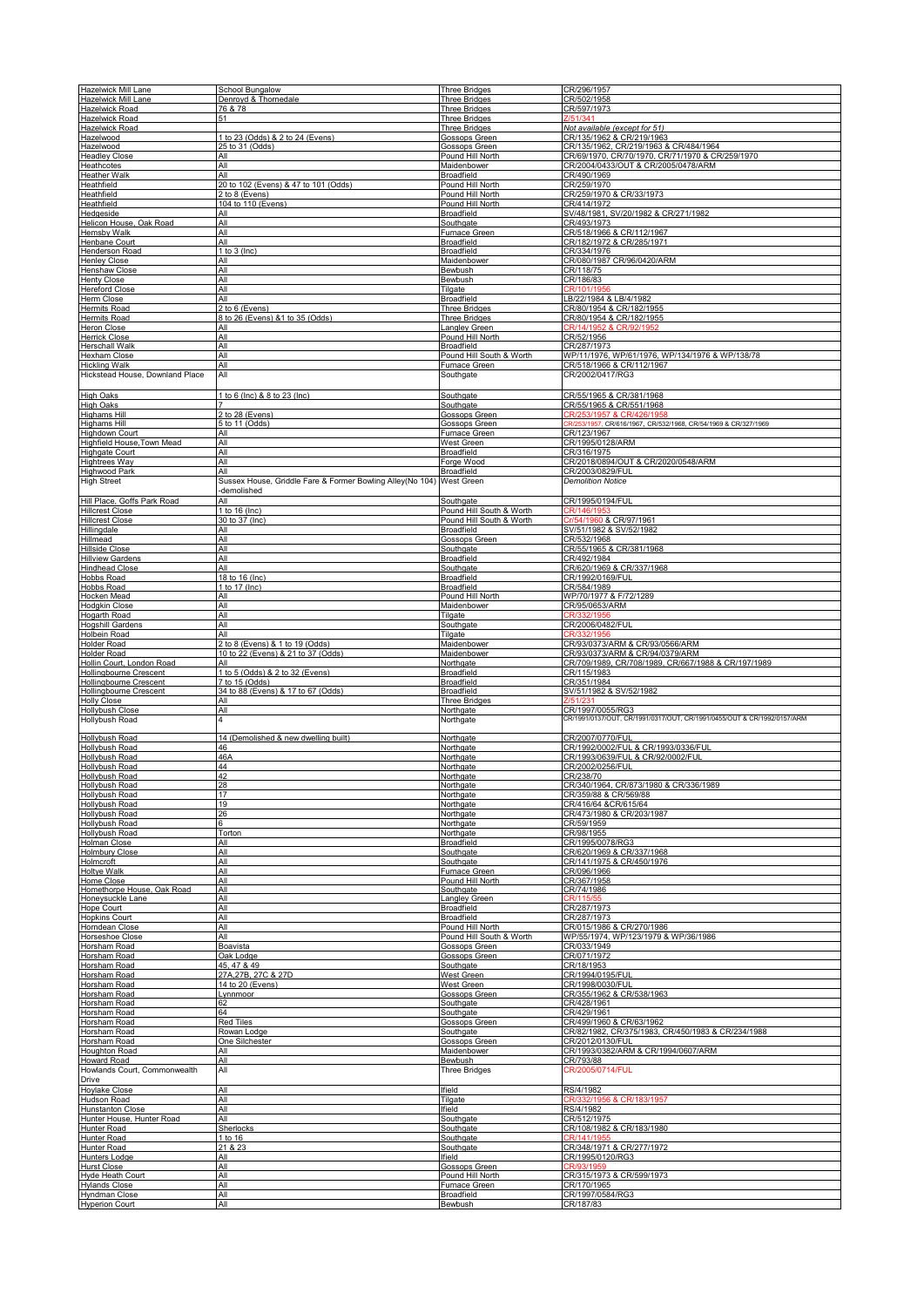| | | | |
|---|---|---|---|
| Hazelwick Mill Lane | School Bungalow | Three Bridges | CR/296/1957 |
| Hazelwick Mill Lane | Denroyd & Thornedale | Three Bridges | CR/502/1958 |
| Hazelwick Road | 76 & 78 | Three Bridges | CR/597/1973 |
| Hazelwick Road | 51 | Three Bridges | Z/51/341 |
| Hazelwick Road | | Three Bridges | *Not available (except for 51)* |
| Hazelwood | 1 to 23 (Odds) & 2 to 24 (Evens) | Gossops Green | CR/135/1962 & CR/219/1963 |
| Hazelwood | 25 to 31 (Odds) | Gossops Green | CR/135/1962, CR/219/1963 & CR/484/1964 |
| Headley Close | All | Pound Hill North | CR/69/1970, CR/70/1970, CR/71/1970 & CR/259/1970 |
| Heathcotes | All | Maidenbower | CR/2004/0433/OUT & CR/2005/0478/ARM |
| Heather Walk | All | Broadfield | CR/490/1969 |
| Heathfield | 20 to 102 (Evens) & 47 to 101 (Odds) | Pound Hill North | CR/259/1970 |
| Heathfield | 2 to 8 (Evens) | Pound Hill North | CR/259/1970 & CR/33/1973 |
| Heathfield | 104 to 110 (Evens) | Pound Hill North | CR/414/1972 |
| Hedgeside | All | Broadfield | SV/48/1981, SV/20/1982 & CR/271/1982 |
| Helicon House, Oak Road | All | Southgate | CR/493/1973 |
| Hemsby Walk | All | Furnace Green | CR/518/1966 & CR/112/1967 |
| Henbane Court | All | Broadfield | CR/182/1972 & CR/285/1971 |
| Henderson Road | 1 to 3 (Inc) | Broadfield | CR/334/1976 |
| Henley Close | All | Maidenbower | CR/080/1987 CR/96/0420/ARM |
| Henshaw Close | All | Bewbush | CR/118/75 |
| Henty Close | All | Bewbush | CR/186/83 |
| Hereford Close | All | Tilgate | CR/101/1956 |
| Herm Close | All | Broadfield | LB/22/1984 & LB/4/1982 |
| Hermits Road | 2 to 6 (Evens) | Three Bridges | CR/80/1954 & CR/182/1955 |
| Hermits Road | 8 to 26 (Evens) &1 to 35 (Odds) | Three Bridges | CR/80/1954 & CR/182/1955 |
| Heron Close | All | Langley Green | CR/14/1952 & CR/92/1952 |
| Herrick Close | All | Pound Hill North | CR/52/1956 |
| Herschall Walk | All | Broadfield | CR/287/1973 |
| Hexham Close | All | Pound Hill South & Worth | WP/11/1976, WP/61/1976, WP/134/1976 & WP/138/78 |
| Hickling Walk | All | Furnace Green | CR/518/1966 & CR/112/1967 |
| Hickstead House, Downland Place | All | Southgate | CR/2002/0417/RG3 |
| High Oaks | 1 to 6 (Inc) & 8 to 23 (Inc) | Southgate | CR/55/1965 & CR/381/1968 |
| High Oaks | 7 | Southgate | CR/55/1965 & CR/551/1968 |
| Highams Hill | 2 to 28 (Evens) | Gossops Green | CR/253/1957 & CR/426/1958 |
| Highams Hill | 5 to 11 (Odds) | Gossops Green | CR/253/1957, CR/616/1967, CR/532/1968, CR/54/1969 & CR/327/1969 |
| Highdown Court | All | Furnace Green | CR/123/1967 |
| Highfield House,Town Mead | All | West Green | CR/1995/0128/ARM |
| Highgate Court | All | Broadfield | CR/316/1975 |
| Hightrees Way | All | Forge Wood | CR/2018/0894/OUT & CR/2020/0548/ARM |
| Highwood Park | All | Broadfield | CR/2003/0829/FUL |
| High Street | Sussex House, Griddle Fare & Former Bowling Alley(No 104) -demolished | West Green | *Demolition Notice* |
| Hill Place, Goffs Park Road | All | Southgate | CR/1995/0194/FUL |
| Hillcrest Close | 1 to 16 (Inc) | Pound Hill South & Worth | CR/146/1953 |
| Hillcrest Close | 30 to 37 (Inc) | Pound Hill South & Worth | Cr/54/1960 & CR/97/1961 |
| Hillingdale | All | Broadfield | SV/51/1982 & SV/52/1982 |
| Hillmead | All | Gossops Green | CR/532/1968 |
| Hillside Close | All | Southgate | CR/55/1965 & CR/381/1968 |
| Hillview Gardens | All | Broadfield | CR/492/1984 |
| Hindhead Close | All | Southgate | CR/620/1969 & CR/337/1968 |
| Hobbs Road | 18 to 16 (Inc) | Broadfield | CR/1992/0169/FUL |
| Hobbs Road | 1 to 17 (Inc) | Broadfield | CR/584/1989 |
| Hocken Mead | All | Pound Hill North | WP/70/1977 & F/72/1289 |
| Hodgkin Close | All | Maidenbower | CR/95/0653/ARM |
| Hogarth Road | All | Tilgate | CR/332/1956 |
| Hogshill Gardens | All | Southgate | CR/2006/0482/FUL |
| Holbein Road | All | Tilgate | CR/332/1956 |
| Holder Road | 2 to 8 (Evens) & 1 to 19 (Odds) | Maidenbower | CR/93/0373/ARM & CR/93/0566/ARM |
| Holder Road | 10 to 22 (Evens) & 21 to 37 (Odds) | Maidenbower | CR/93/0373/ARM & CR/94/0379/ARM |
| Hollin Court, London Road | All | Northgate | CR/709/1989, CR/708/1989, CR/667/1988 & CR/197/1989 |
| Hollingbourne Crescent | 1 to 5 (Odds) & 2 to 32 (Evens) | Broadfield | CR/115/1983 |
| Hollingbourne Crescent | 7 to 15 (Odds) | Broadfield | CR/351/1984 |
| Hollingbourne Crescent | 34 to 88 (Evens) & 17 to 67 (Odds) | Broadfield | SV/51/1982 & SV/52/1982 |
| Holly Close | All | Three Bridges | Z/51/231 |
| Hollybush Close | All | Northgate | CR/1997/0055/RG3 |
| Hollybush Road | 4 | Northgate | CR/1991/0137/OUT, CR/1991/0317/OUT, CR/1991/0455/OUT & CR/1992/0157/ARM |
| Hollybush Road | 14 (Demolished & new dwelling built) | Northgate | CR/2007/0770/FUL |
| Hollybush Road | 46 | Northgate | CR/1992/0002/FUL & CR/1993/0336/FUL |
| Hollybush Road | 46A | Northgate | CR/1993/0639/FUL & CR/92/0002/FUL |
| Hollybush Road | 44 | Northgate | CR/2002/0256/FUL |
| Hollybush Road | 42 | Northgate | CR/238/70 |
| Hollybush Road | 28 | Northgate | CR/340/1964, CR/873/1980 & CR/336/1989 |
| Hollybush Road | 17 | Northgate | CR/359/88 & CR/569/88 |
| Hollybush Road | 19 | Northgate | CR/416/64 &CR/615/64 |
| Hollybush Road | 26 | Northgate | CR/473/1980 & CR/203/1987 |
| Hollybush Road | 6 | Northgate | CR/59/1959 |
| Hollybush Road | Torton | Northgate | CR/98/1955 |
| Holman Close | All | Broadfield | CR/1995/0078/RG3 |
| Holmbury Close | All | Southgate | CR/620/1969 & CR/337/1968 |
| Holmcroft | All | Southgate | CR/141/1975 & CR/450/1976 |
| Holtye Walk | All | Furnace Green | CR/096/1966 |
| Home Close | All | Pound Hill North | CR/367/1958 |
| Homethorpe House, Oak Road | All | Southgate | CR/74/1986 |
| Honeysuckle Lane | All | Langley Green | CR/115/55 |
| Hope Court | All | Broadfield | CR/287/1973 |
| Hopkins Court | All | Broadfield | CR/287/1973 |
| Horndean Close | All | Pound Hill North | CR/015/1986 & CR/270/1986 |
| Horseshoe Close | All | Pound Hill South & Worth | WP/55/1974, WP/123/1979 & WP/36/1986 |
| Horsham Road | Boavista | Gossops Green | CR/033/1949 |
| Horsham Road | Oak Lodge | Gossops Green | CR/071/1972 |
| Horsham Road | 45, 47 & 49 | Southgate | CR/18/1953 |
| Horsham Road | 27A,27B, 27C & 27D | West Green | CR/1994/0195/FUL |
| Horsham Road | 14 to 20 (Evens) | West Green | CR/1998/0030/FUL |
| Horsham Road | Lynnmoor | Gossops Green | CR/355/1962 & CR/538/1963 |
| Horsham Road | 62 | Southgate | CR/428/1961 |
| Horsham Road | 64 | Southgate | CR/429/1961 |
| Horsham Road | Red Tiles | Gossops Green | CR/499/1960 & CR/63/1962 |
| Horsham Road | Rowan Lodge | Southgate | CR/82/1982, CR/375/1983, CR/450/1983 & CR/234/1988 |
| Horsham Road | One Silchester | Gossops Green | CR/2012/0130/FUL |
| Houghton Road | All | Maidenbower | CR/1993/0382/ARM & CR/1994/0607/ARM |
| Howard Road | All | Bewbush | CR/793/88 |
| Howlands Court, Commonwealth Drive | All | Three Bridges | CR/2005/0714/FUL |
| Hoylake Close | All | Ifield | RS/4/1982 |
| Hudson Road | All | Tilgate | CR/332/1956 & CR/183/1957 |
| Hunstanton Close | All | Ifield | RS/4/1982 |
| Hunter House, Hunter Road | All | Southgate | CR/512/1975 |
| Hunter Road | Sherlocks | Southgate | CR/108/1982 & CR/183/1980 |
| Hunter Road | 1 to 16 | Southgate | CR/141/1955 |
| Hunter Road | 21 & 23 | Southgate | CR/348/1971 & CR/277/1972 |
| Hunters Lodge | All | Ifield | CR/1995/0120/RG3 |
| Hurst Close | All | Gossops Green | CR/93/1959 |
| Hyde Heath Court | All | Pound Hill North | CR/315/1973 & CR/599/1973 |
| Hylands Close | All | Furnace Green | CR/170/1965 |
| Hyndman Close | All | Broadfield | CR/1997/0584/RG3 |
| Hyperion Court | All | Bewbush | CR/187/83 |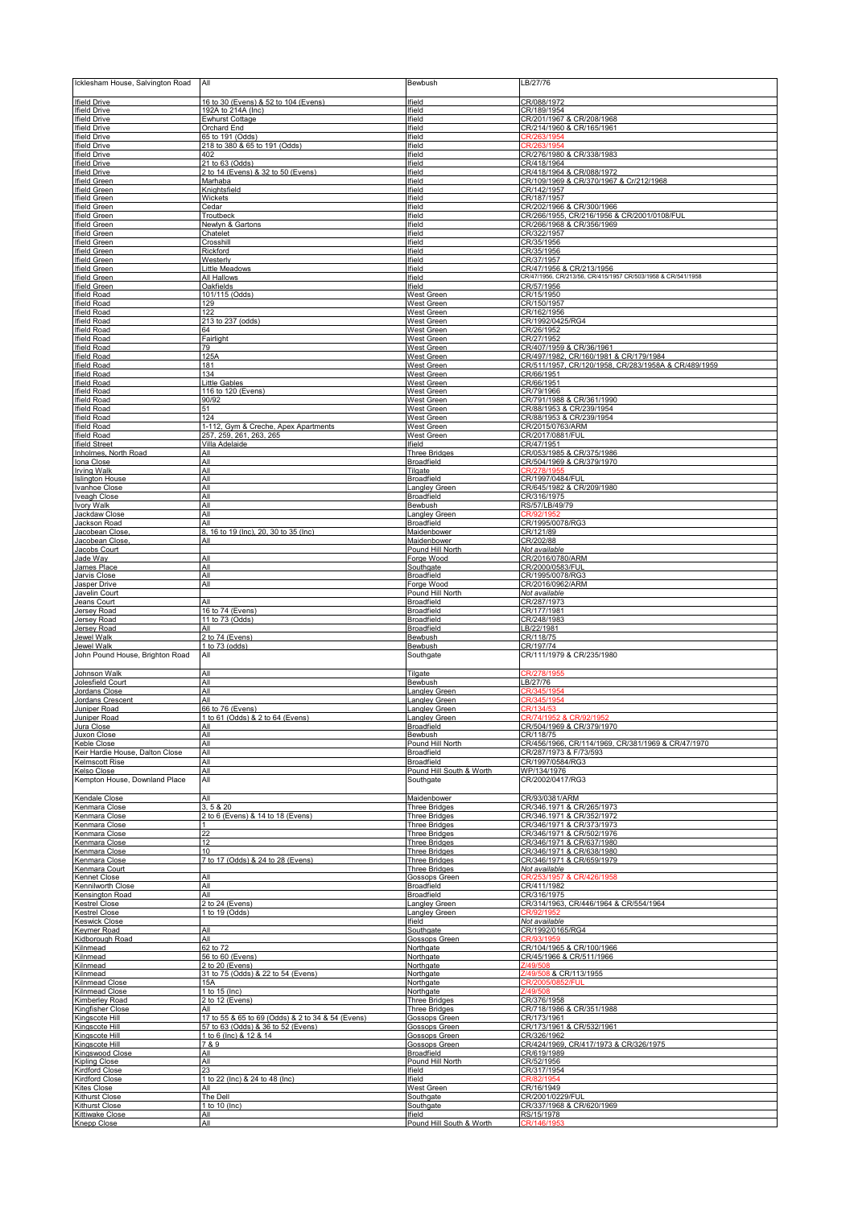| | | | |
|---|---|---|---|
| Icklesham House, Salvington Road | All | Bewbush | LB/27/76 |
| Ifield Drive | 16 to 30 (Evens) & 52 to 104 (Evens) | Ifield | CR/088/1972 |
| Ifield Drive | 192A to 214A (Inc) | Ifield | CR/189/1954 |
| Ifield Drive | Ewhurst Cottage | Ifield | CR/201/1967 & CR/208/1968 |
| Ifield Drive | Orchard End | Ifield | CR/214/1960 & CR/165/1961 |
| Ifield Drive | 65 to 191 (Odds) | Ifield | CR/263/1954 |
| Ifield Drive | 218 to 380 & 65 to 191 (Odds) | Ifield | CR/263/1954 |
| Ifield Drive | 402 | Ifield | CR/276/1980 & CR/338/1983 |
| Ifield Drive | 21 to 63 (Odds) | Ifield | CR/418/1964 |
| Ifield Drive | 2 to 14 (Evens) & 32 to 50 (Evens) | Ifield | CR/418/1964 & CR/088/1972 |
| Ifield Green | Marhaba | Ifield | CR/109/1969 & CR/370/1967 & Cr/212/1968 |
| Ifield Green | Knightsfield | Ifield | CR/142/1957 |
| Ifield Green | Wickets | Ifield | CR/187/1957 |
| Ifield Green | Cedar | Ifield | CR/202/1966 & CR/300/1966 |
| Ifield Green | Troutbeck | Ifield | CR/266/1955, CR/216/1956 & CR/2001/0108/FUL |
| Ifield Green | Newlyn & Gartons | Ifield | CR/266/1968 & CR/356/1969 |
| Ifield Green | Chatelet | Ifield | CR/322/1957 |
| Ifield Green | Crosshill | Ifield | CR/35/1956 |
| Ifield Green | Rickford | Ifield | CR/35/1956 |
| Ifield Green | Westerly | Ifield | CR/37/1957 |
| Ifield Green | Little Meadows | Ifield | CR/47/1956 & CR/213/1956 |
| Ifield Green | All Hallows | Ifield | CR/47/1956, CR/213/56, CR/415/1957 CR/503/1958 & CR/541/1958 |
| Ifield Green | Oakfields | Ifield | CR/57/1956 |
| Ifield Road | 101/115 (Odds) | West Green | CR/15/1950 |
| Ifield Road | 129 | West Green | CR/150/1957 |
| Ifield Road | 122 | West Green | CR/162/1956 |
| Ifield Road | 213 to 237 (odds) | West Green | CR/1992/0425/RG4 |
| Ifield Road | 64 | West Green | CR/26/1952 |
| Ifield Road | Fairlight | West Green | CR/27/1952 |
| Ifield Road | 79 | West Green | CR/407/1959 & CR/36/1961 |
| Ifield Road | 125A | West Green | CR/497/1982, CR/160/1981 & CR/179/1984 |
| Ifield Road | 181 | West Green | CR/511/1957, CR/120/1958, CR/283/1958A & CR/489/1959 |
| Ifield Road | 134 | West Green | CR/66/1951 |
| Ifield Road | Little Gables | West Green | CR/66/1951 |
| Ifield Road | 116 to 120 (Evens) | West Green | CR/79/1966 |
| Ifield Road | 90/92 | West Green | CR/791/1988 & CR/361/1990 |
| Ifield Road | 51 | West Green | CR/88/1953 & CR/239/1954 |
| Ifield Road | 124 | West Green | CR/88/1953 & CR/239/1954 |
| Ifield Road | 1-112, Gym & Creche, Apex Apartments | West Green | CR/2015/0763/ARM |
| Ifield Road | 257, 259, 261, 263, 265 | West Green | CR/2017/0881/FUL |
| Ifield Street | Villa Adelaide | Ifield | CR/47/1951 |
| Inholmes, North Road | All | Three Bridges | CR/053/1985 & CR/375/1986 |
| Iona Close | All | Broadfield | CR/504/1969 & CR/379/1970 |
| Irving Walk | All | Tilgate | CR/278/1955 |
| Islington House | All | Broadfield | CR/1997/0484/FUL |
| Ivanhoe Close | All | Langley Green | CR/645/1982 & CR/209/1980 |
| Iveagh Close | All | Broadfield | CR/316/1975 |
| Ivory Walk | All | Bewbush | RS/57/LB/49/79 |
| Jackdaw Close | All | Langley Green | CR/92/1952 |
| Jackson Road | All | Broadfield | CR/1995/0078/RG3 |
| Jacobean Close, | 8, 16 to 19 (Inc), 20, 30 to 35 (Inc) | Maidenbower | CR/121/89 |
| Jacobean Close, | All | Maidenbower | CR/202/88 |
| Jacobs Court | | Pound Hill North | *Not available* |
| Jade Way | All | Forge Wood | CR/2016/0780/ARM |
| James Place | All | Southgate | CR/2000/0583/FUL |
| Jarvis Close | All | Broadfield | CR/1995/0078/RG3 |
| Jasper Drive | All | Forge Wood | CR/2016/0962/ARM |
| Javelin Court | | Pound Hill North | *Not available* |
| Jeans Court | All | Broadfield | CR/287/1973 |
| Jersey Road | 16 to 74 (Evens) | Broadfield | CR/177/1981 |
| Jersey Road | 11 to 73 (Odds) | Broadfield | CR/248/1983 |
| Jersey Road | All | Broadfield | LB/22/1981 |
| Jewel Walk | 2 to 74 (Evens) | Bewbush | CR/118/75 |
| Jewel Walk | 1 to 73 (odds) | Bewbush | CR/197/74 |
| John Pound House, Brighton Road | All | Southgate | CR/111/1979 & CR/235/1980 |
| Johnson Walk | All | Tilgate | CR/278/1955 |
| Jolesfield Court | All | Bewbush | LB/27/76 |
| Jordans Close | All | Langley Green | CR/345/1954 |
| Jordans Crescent | All | Langley Green | CR/345/1954 |
| Juniper Road | 66 to 76 (Evens) | Langley Green | CR/134/53 |
| Juniper Road | 1 to 61 (Odds) & 2 to 64 (Evens) | Langley Green | CR/74/1952 & CR/92/1952 |
| Jura Close | All | Broadfield | CR/504/1969 & CR/379/1970 |
| Juxon Close | All | Bewbush | CR/118/75 |
| Keble Close | All | Pound Hill North | CR/456/1966, CR/114/1969, CR/381/1969 & CR/47/1970 |
| Keir Hardie House, Dalton Close | All | Broadfield | CR/287/1973 & F/73/593 |
| Kelmscott Rise | All | Broadfield | CR/1997/0584/RG3 |
| Kelso Close | All | Pound Hill South & Worth | WP/134/1976 |
| Kempton House, Downland Place | All | Southgate | CR/2002/0417/RG3 |
| Kendale Close | All | Maidenbower | CR/93/0381/ARM |
| Kenmara Close | 3, 5 & 20 | Three Bridges | CR/346.1971 & CR/265/1973 |
| Kenmara Close | 2 to 6 (Evens) & 14 to 18 (Evens) | Three Bridges | CR/346.1971 & CR/352/1972 |
| Kenmara Close | 1 | Three Bridges | CR/346/1971 & CR/373/1973 |
| Kenmara Close | 22 | Three Bridges | CR/346/1971 & CR/502/1976 |
| Kenmara Close | 12 | Three Bridges | CR/346/1971 & CR/637/1980 |
| Kenmara Close | 10 | Three Bridges | CR/346/1971 & CR/638/1980 |
| Kenmara Close | 7 to 17 (Odds) & 24 to 28 (Evens) | Three Bridges | CR/346/1971 & CR/659/1979 |
| Kenmara Court | | Three Bridges | *Not available* |
| Kennet Close | All | Gossops Green | CR/253/1957 & CR/426/1958 |
| Kennilworth Close | All | Broadfield | CR/411/1982 |
| Kensington Road | All | Broadfield | CR/316/1975 |
| Kestrel Close | 2 to 24 (Evens) | Langley Green | CR/314/1963, CR/446/1964 & CR/554/1964 |
| Kestrel Close | 1 to 19 (Odds) | Langley Green | CR/92/1952 |
| Keswick Close | | Ifield | *Not available* |
| Keymer Road | All | Southgate | CR/1992/0165/RG4 |
| Kidborough Road | All | Gossops Green | CR/93/1959 |
| Kilnmead | 62 to 72 | Northgate | CR/104/1965 & CR/100/1966 |
| Kilnmead | 56 to 60 (Evens) | Northgate | CR/45/1966 & CR/511/1966 |
| Kilnmead | 2 to 20 (Evens) | Northgate | Z/49/508 |
| Kilnmead | 31 to 75 (Odds) & 22 to 54 (Evens) | Northgate | Z/49/508 & CR/113/1955 |
| Kilnmead Close | 15A | Northgate | CR/2005/0852/FUL |
| Kilnmead Close | 1 to 15 (Inc) | Northgate | Z/49/508 |
| Kimberley Road | 2 to 12 (Evens) | Three Bridges | CR/376/1958 |
| Kingfisher Close | All | Three Bridges | CR/718/1986 & CR/351/1988 |
| Kingscote Hill | 17 to 55 & 65 to 69 (Odds) & 2 to 34 & 54 (Evens) | Gossops Green | CR/173/1961 |
| Kingscote Hill | 57 to 63 (Odds) & 36 to 52 (Evens) | Gossops Green | CR/173/1961 & CR/532/1961 |
| Kingscote Hill | 1 to 6 (Inc) & 12 & 14 | Gossops Green | CR/326/1962 |
| Kingscote Hill | 7 & 9 | Gossops Green | CR/424/1969, CR/417/1973 & CR/326/1975 |
| Kingswood Close | All | Broadfield | CR/619/1989 |
| Kipling Close | All | Pound Hill North | CR/52/1956 |
| Kirdford Close | 23 | Ifield | CR/317/1954 |
| Kirdford Close | 1 to 22 (Inc) & 24 to 48 (Inc) | Ifield | CR/82/1954 |
| Kites Close | All | West Green | CR/16/1949 |
| Kithurst Close | The Dell | Southgate | CR/2001/0229/FUL |
| Kithurst Close | 1 to 10 (Inc) | Southgate | CR/337/1968 & CR/620/1969 |
| Kittiwake Close | All | Ifield | RS/15/1978 |
| Knepp Close | All | Pound Hill South & Worth | CR/146/1953 |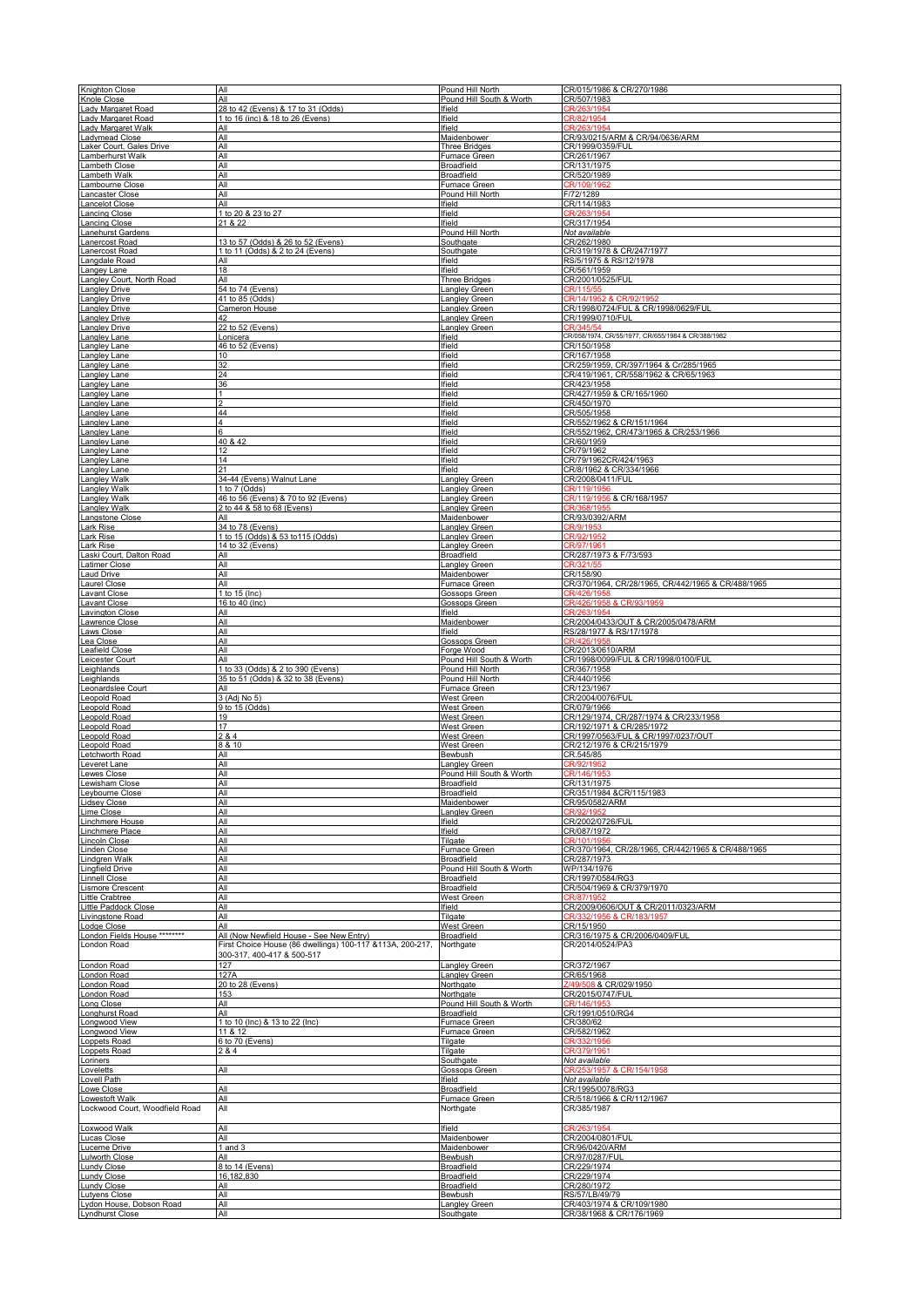| | | | |
|---|---|---|---|
| Knighton Close | All | Pound Hill North | CR/015/1986 & CR/270/1986 |
| Knole Close | All | Pound Hill South & Worth | CR/507/1983 |
| Lady Margaret Road | 28 to 42 (Evens) & 17 to 31 (Odds) | Ifield | CR/263/1954 |
| Lady Margaret Road | 1 to 16 (inc) & 18 to 26 (Evens) | Ifield | CR/82/1954 |
| Lady Margaret Walk | All | Ifield | CR/263/1954 |
| Ladymead Close | All | Maidenbower | CR/93/0215/ARM & CR/94/0636/ARM |
| Laker Court, Gales Drive | All | Three Bridges | CR/1999/0359/FUL |
| Lamberhurst Walk | All | Furnace Green | CR/261/1967 |
| Lambeth Close | All | Broadfield | CR/131/1975 |
| Lambeth Walk | All | Broadfield | CR/520/1989 |
| Lambourne Close | All | Furnace Green | CR/109/1962 |
| Lancaster Close | All | Pound Hill North | F/72/1289 |
| Lancelot Close | All | Ifield | CR/114/1983 |
| Lancing Close | 1 to 20 & 23 to 27 | Ifield | CR/263/1954 |
| Lancing Close | 21 & 22 | Ifield | CR/317/1954 |
| Lanehurst Gardens | | Pound Hill North | *Not available* |
| Lanercost Road | 13 to 57 (Odds) & 26 to 52 (Evens) | Southgate | CR/262/1980 |
| Lanercost Road | 1 to 11 (Odds) & 2 to 24 (Evens) | Southgate | CR/319/1978 & CR/247/1977 |
| Langdale Road | All | Ifield | RS/5/1975 & RS/12/1978 |
| Langey Lane | 18 | Ifield | CR/561/1959 |
| Langley Court, North Road | All | Three Bridges | CR/2001/0525/FUL |
| Langley Drive | 54 to 74 (Evens) | Langley Green | CR/115/55 |
| Langley Drive | 41 to 85 (Odds) | Langley Green | CR/14/1952 & CR/92/1952 |
| Langley Drive | Cameron House | Langley Green | CR/1998/0724/FUL & CR/1998/0629/FUL |
| Langley Drive | 42 | Langley Green | CR/1999/0710/FUL |
| Langley Drive | 22 to 52 (Evens) | Langley Green | CR/345/54 |
| Langley Lane | Lonicera | Ifield | CR/058/1974, CR/55/1977, CR/655/1984 & CR/388/1982 |
| Langley Lane | 46 to 52 (Evens) | Ifield | CR/150/1958 |
| Langley Lane | 10 | Ifield | CR/167/1958 |
| Langley Lane | 32 | Ifield | CR/259/1959, CR/397/1964 & Cr/285/1965 |
| Langley Lane | 24 | Ifield | CR/419/1961, CR/558/1962 & CR/65/1963 |
| Langley Lane | 36 | Ifield | CR/423/1958 |
| Langley Lane | 1 | Ifield | CR/427/1959 & CR/165/1960 |
| Langley Lane | 2 | Ifield | CR/450/1970 |
| Langley Lane | 44 | Ifield | CR/505/1958 |
| Langley Lane | 4 | Ifield | CR/552/1962 & CR/151/1964 |
| Langley Lane | 6 | Ifield | CR/552/1962, CR/473/1965 & CR/253/1966 |
| Langley Lane | 40 & 42 | Ifield | CR/60/1959 |
| Langley Lane | 12 | Ifield | CR/79/1962 |
| Langley Lane | 14 | Ifield | CR/79/1962CR/424/1963 |
| Langley Lane | 21 | Ifield | CR/8/1962 & CR/334/1966 |
| Langley Walk | 34-44 (Evens) Walnut Lane | Langley Green | CR/2008/0411/FUL |
| Langley Walk | 1 to 7 (Odds) | Langley Green | CR/119/1956 |
| Langley Walk | 46 to 56 (Evens) & 70 to 92 (Evens) | Langley Green | CR/119/1956 & CR/168/1957 |
| Langley Walk | 2 to 44 & 58 to 68 (Evens) | Langley Green | CR/368/1955 |
| Langstone Close | All | Maidenbower | CR/93/0392/ARM |
| Lark Rise | 34 to 78 (Evens) | Langley Green | CR/9/1953 |
| Lark Rise | 1 to 15 (Odds) & 53 to115 (Odds) | Langley Green | CR/92/1952 |
| Lark Rise | 14 to 32 (Evens) | Langley Green | CR/97/1961 |
| Laski Court, Dalton Road | All | Broadfield | CR/287/1973 & F/73/593 |
| Latimer Close | All | Langley Green | CR/321/55 |
| Laud Drive | All | Maidenbower | CR/158/90 |
| Laurel Close | All | Furnace Green | CR/370/1964, CR/28/1965, CR/442/1965 & CR/488/1965 |
| Lavant Close | 1 to 15 (Inc) | Gossops Green | CR/426/1958 |
| Lavant Close | 16 to 40 (Inc) | Gossops Green | CR/426/1958 & CR/93/1959 |
| Lavington Close | All | Ifield | CR/263/1954 |
| Lawrence Close | All | Maidenbower | CR/2004/0433/OUT & CR/2005/0478/ARM |
| Laws Close | All | Ifield | RS/28/1977 & RS/17/1978 |
| Lea Close | All | Gossops Green | CR/426/1958 |
| Leafield Close | All | Forge Wood | CR/2013/0610/ARM |
| Leicester Court | All | Pound Hill South & Worth | CR/1998/0099/FUL & CR/1998/0100/FUL |
| Leighlands | 1 to 33 (Odds) & 2 to 390 (Evens) | Pound Hill North | CR/367/1958 |
| Leighlands | 35 to 51 (Odds) & 32 to 38 (Evens) | Pound Hill North | CR/440/1956 |
| Leonardslee Court | All | Furnace Green | CR/123/1967 |
| Leopold Road | 3 (Adj No 5) | West Green | CR/2004/0076/FUL |
| Leopold Road | 9 to 15 (Odds) | West Green | CR/079/1966 |
| Leopold Road | 19 | West Green | CR/129/1974, CR/287/1974 & CR/233/1958 |
| Leopold Road | 17 | West Green | CR/192/1971 & CR/285/1972 |
| Leopold Road | 2 & 4 | West Green | CR/1997/0563/FUL & CR/1997/0237/OUT |
| Leopold Road | 8 & 10 | West Green | CR/212/1976 & CR/215/1979 |
| Letchworth Road | All | Bewbush | CR.545/85 |
| Leveret Lane | All | Langley Green | CR/92/1952 |
| Lewes Close | All | Pound Hill South & Worth | CR/146/1953 |
| Lewisham Close | All | Broadfield | CR/131/1975 |
| Leybourne Close | All | Broadfield | CR/351/1984 &CR/115/1983 |
| Lidsey Close | All | Maidenbower | CR/95/0582/ARM |
| Lime Close | All | Langley Green | CR/92/1952 |
| Linchmere House | All | Ifield | CR/2002/0726/FUL |
| Linchmere Place | All | Ifield | CR/087/1972 |
| Lincoln Close | All | Tilgate | CR/101/1956 |
| Linden Close | All | Furnace Green | CR/370/1964, CR/28/1965, CR/442/1965 & CR/488/1965 |
| Lindgren Walk | All | Broadfield | CR/287/1973 |
| Lingfield Drive | All | Pound Hill South & Worth | WP/134/1976 |
| Linnell Close | All | Broadfield | CR/1997/0584/RG3 |
| Lismore Crescent | All | Broadfield | CR/504/1969 & CR/379/1970 |
| Little Crabtree | All | West Green | CR/87/1952 |
| Little Paddock Close | All | Ifield | CR/2009/0606/OUT & CR/2011/0323/ARM |
| Livingstone Road | All | Tilgate | CR/332/1956 & CR/183/1957 |
| Lodge Close | All | West Green | CR/15/1950 |
| London Fields House ******** | All (Now Newfield House - See New Entry) | Broadfield | CR/316/1975 & CR/2006/0409/FUL |
| London Road | First Choice House (86 dwellings) 100-117 &113A, 200-217, 300-317, 400-417 & 500-517 | Northgate | CR/2014/0524/PA3 |
| London Road | 127 | Langley Green | CR/372/1967 |
| London Road | 127A | Langley Green | CR/65/1968 |
| London Road | 20 to 28 (Evens) | Northgate | Z/49/508 & CR/029/1950 |
| London Road | 153 | Northgate | CR/2015/0747/FUL |
| Long Close | All | Pound Hill South & Worth | CR/146/1953 |
| Longhurst Road | All | Broadfield | CR/1991/0510/RG4 |
| Longwood View | 1 to 10 (Inc) & 13 to 22 (Inc) | Furnace Green | CR/380/62 |
| Longwood View | 11 & 12 | Furnace Green | CR/582/1962 |
| Loppets Road | 6 to 70 (Evens) | Tilgate | CR/332/1956 |
| Loppets Road | 2 & 4 | Tilgate | CR/379/1961 |
| Loriners | | Southgate | *Not available* |
| Loveletts | All | Gossops Green | CR/253/1957 & CR/154/1958 |
| Lovell Path | | Ifield | *Not available* |
| Lowe Close | All | Broadfield | CR/1995/0078/RG3 |
| Lowestoft Walk | All | Furnace Green | CR/518/1966 & CR/112/1967 |
| Lockwood Court, Woodfield Road | All | Northgate | CR/385/1987 |
| Loxwood Walk | All | Ifield | CR/263/1954 |
| Lucas Close | All | Maidenbower | CR/2004/0801/FUL |
| Lucerne Drive | 1 and 3 | Maidenbower | CR/96/0420/ARM |
| Lulworth Close | All | Bewbush | CR/97/0287/FUL |
| Lundy Close | 8 to 14 (Evens) | Broadfield | CR/229/1974 |
| Lundy Close | 16,182,830 | Broadfield | CR/229/1974 |
| Lundy Close | All | Broadfield | CR/280/1972 |
| Lutyens Close | All | Bewbush | RS/57/LB/49/79 |
| Lydon House, Dobson Road | All | Langley Green | CR/403/1974 & CR/109/1980 |
| Lyndhurst Close | All | Southgate | CR/38/1968 & CR/176/1969 |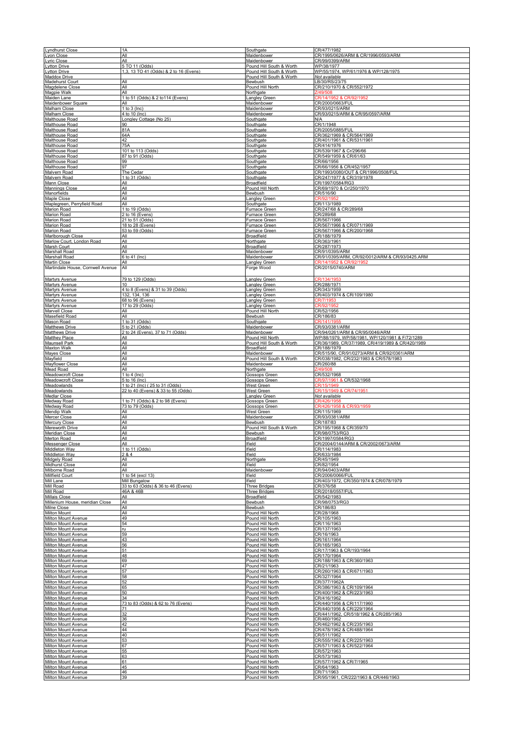| | | | |
|---|---|---|---|
| Lyndhurst Close | 1A | Southgate | CR/477/1982 |
| Lyon Close | All | Maidenbower | CR/1995/0626/ARM & CR/1996/0593/ARM |
| Lyric Close | All | Maidenbower | CR/99/0399/ARM |
| Lytton Drive | 5 TO 11 (Odds) | Pound Hill South & Worth | WP/38/1977 |
| Lytton Drive | 1,3, 13 TO 41 (Odds) & 2 to 16 (Evens) | Pound Hill South & Worth | WP/55/1974, WP/61/1976 & WP/128/1975 |
| Maddox Drive | | Pound Hill South & Worth | *Not available* |
| Madehurst Court | All | Bewbush | LB/30/RS/23/75 |
| Magdelene Close | All | Pound Hill North | CR/210/1970 & CR/552/1972 |
| Magpie Walk | All | Northgate | Z/49/508 |
| Maiden Lane | 1 to 51 (Odds) & 2 to114 (Evens) | Langley Green | CR/14/1952 & CR/92/1952 |
| Maidenbower Square | All | Maidenbower | CR/2000/0663/FUL |
| Malham Close | 1 to 3 (Inc) | Maidenbower | CR/93/0215/ARM |
| Malham Close | 4 to 10 (Inc) | Maidenbower | CR/93/0215/ARM & CR/95/0597/ARM |
| Malthouse Road | Longley Cottage (No 25) | Southgate | N/A |
| Malthouse Road | 90 | Southgate | CR/1/1948 |
| Malthouse Road | 81A | Southgate | CR/2005/0885/FUL |
| Malthouse Road | 64A | Southgate | CR/362/1969 & CR/564/1969 |
| Malthouse Road | 42 | Southgate | CR/401/1961 & CR/531/1961 |
| Malthouse Road | 75A | Southgate | CR/414/1976 |
| Malthouse Road | 101 to 113 (Odds) | Southgate | CR/539/1967 & Cr/296/66 |
| Malthouse Road | 87 to 91 (Odds) | Southgate | CR/549/1959 & CR/61/63 |
| Malthouse Road | 99 | Southgate | CR/66/1956 |
| Malthouse Road | 97 | Southgate | CR/66/1956 & CR/452/1957 |
| Malvern Road | The Cedar | Southgate | CR/1993/0080/OUT & CR/1996/0508/FUL |
| Malvern Road | 1 to 31 (Odds) | Southgate | CR/247/1977 & CR/319/1978 |
| Mann Close | All | Broadfield | CR/1997/0584/RG3 |
| Mannings Close | All | Pound Hill North | CR/69/1970 & Cr/250/1970 |
| Manorfields | All | Bewbush | CR/516/90 |
| Maple Close | All | Langley Green | CR/92/1952 |
| Maplegreen, Perryfield Road | All | Southgate | CR/113/1989 |
| Marion Road | 1 to 19 (Odds) | Furnace Green | CR/247/68 & CR/289/68 |
| Marion Road | 2 to 16 (Evens) | Furnace Green | CR/289/68 |
| Marion Road | 21 to 51 (Odds) | Furnace Green | CR/567/1966 |
| Marion Road | 18 to 28 (Evens) | Furnace Green | CR/567/1966 & CR/071/1969 |
| Marion Road | 53 to 59 (Odds) | Furnace Green | CR/567/1966 & CR/200/1968 |
| Marlborough Close | All | Broadfield | CR/188/1979 |
| Marlow Court, London Road | All | Northgate | CR/363/1961 |
| Marsh Court | All | Broadfield | CR/287/1973 |
| Marshall Road | All | Maidenbower | CR/91/0395/ARM |
| Marshall Road | 6 to 41 (Inc) | Maidenbower | CR/91/0395/ARM, CR/92/0012/ARM & CR/93/0425.ARM |
| Martin Close | All | Langley Green | CR/14/1952 & CR/92/1952 |
| Martindale House, Comwell Avenue | All | Forge Wood | CR/2015/0740/ARM |
| Martyrs Avenue | 79 to 129 (Odds) | Langley Green | CR/134/1953 |
| Martyrs Avenue | 10 | Langley Green | CR/288/1971 |
| Martyrs Avenue | 4 to 8 (Evens) & 31 to 39 (Odds) | Langley Green | CR/343/1959 |
| Martyrs Avenue | 132, 134, 136 | Langley Green | CR/403/1974 & CR/109/1980 |
| Martyrs Avenue | 68 to 96 (Evens) | Langley Green | CR/7/1953 |
| Martyrs Avenue | 17 to 29 (Odds) | Langley Green | CR/92/1952 |
| Marvell Close | All | Pound Hill North | CR/52/1956 |
| Masefield Road | All | Bewbush | CR/186/83 |
| Mason Road | 1 to 31 (Odds) | Southgate | CR/141/1955 |
| Matthews Drive | 5 to 21 (Odds) | Maidenbower | CR/93/0381/ARM |
| Matthews Drive | 2 to 24 (Evens), 37 to 71 (Odds) | Maidenbower | CR/94/0261/ARM & CR/95/0046/ARM |
| Matthey Place | All | Pound Hill North | WP/88/1979, WP/58/1981, WP/120/1981 & F/72/1289 |
| Maunsell Park | All | Pound Hill South & Worth | CR/36/1989, CR/37/1989, CR/419/1989 & CR/420/1989 |
| Maxton Walk | All | Broadfield | CR/188/1979 |
| Mayes Close | All | Maidenbower | CR/515/90, CR/91/0273/ARM & CR/92/0361/ARM |
| Mayfield | All | Pound Hill South & Worth | CR/038/1982, CR/232/1983 & CR/578/1983 |
| Mayflower Close | All | Maidenbower | CR/260/88 |
| Mead Road | All | Northgate | Z/49/508 |
| Meadowcroft Close | 1 to 4 (Inc) | Gossops Green | CR/532/1968 |
| Meadowcroft Close | 5 to 16 (Inc) | Gossops Green | CR/97/1961 & CR/532/1968 |
| Meadowlands | 1 to 21 (Inc) ( 25 to 31 (Odds) | West Green | CR/15/1949 |
| Meadowlands | 22 to 40 (Evens) & 33 to 55 (Odds) | West Green | CR/15/1949 & CR/74/1951 |
| Medlar Close | | Langley Green | *Not available* |
| Medway Road | 1 to 71 (Odds) & 2 to 98 (Evens) | Gossops Green | CR/426/1958 |
| Medway Road | 73 to 79 (Odds) | Gossops Green | CR/426/1958 & CR/93/1959 |
| Mendip Walk | All | West Green | CR/115/1969 |
| Mercer Close | All | Maidenbower | CR/93/0381/ARM |
| Mercury Close | All | Bewbush | CR/187/83 |
| Mereworth Drive | All | Pound Hill South & Worth | CR/195/1968 & CR/359/70 |
| Meridian Close | All | Bewbush | CR/98/0753/RG3 |
| Merton Road | All | Broadfield | CR/1997/0584/RG3 |
| Messenger Close | All | Ifield | CR/2004/0144/ARM & CR/2002/0673/ARM |
| Middleton Way | 1 to 11 (Odds) | Ifield | CR/114/1983 |
| Middleton Way | 2 & 4 | Ifield | CR/633/1984 |
| Midgely Road | All | Northgate | CR/45/1949 |
| Midhurst Close | All | Ifield | CR/82/1954 |
| Milborne Road | All | Maidenbower | CR/94/0403/ARM |
| Millfield Court | 1 to 54 (excl 13) | Ifield | CR/2006/0066/FUL |
| Mill Lane | Mill Bungalow | Ifield | CR/403/1972, CR/350/1974 & CR/078/1979 |
| Mill Road | 33 to 63 (Odds) & 36 to 46 (Evens) | Three Bridges | CR/376/58 |
| Mill Road | 46A & 46B | Three Bridges | CR/2018/0557/FUL |
| Millais Close | All | Broadfield | CR/542/1983 |
| Millenium House, meridian Close | All | Bewbush | CR/98/0753/RG3 |
| Milne Close | All | Bewbush | CR/186/83 |
| Milton Mount | All | Pound Hill North | CR/28/1968 |
| Milton Mount Avenue | 49 | Pound Hill North | CR/105/1963 |
| Milton Mount Avenue | 54 | Pound Hill North | CR/116/1963 |
| Milton Mount Avenue | ru | Pound Hill North | CR/137/1963 |
| Milton Mount Avenue | 59 | Pound Hill North | CR/16/1963 |
| Milton Mount Avenue | 43 | Pound Hill North | CR/161/1964 |
| Milton Mount Avenue | 56 | Pound Hill North | CR/165/1963 |
| Milton Mount Avenue | 51 | Pound Hill North | CR/17/1963 & CR/193/1964 |
| Milton Mount Avenue | 48 | Pound Hill North | CR/170/1964 |
| Milton Mount Avenue | 69 | Pound Hill North | CR/188/1963 & CR/360/1963 |
| Milton Mount Avenue | 47 | Pound Hill North | CR/21/1963 |
| Milton Mount Avenue | 57 | Pound Hill North | CR/260/1963 & CR/671/1963 |
| Milton Mount Avenue | 58 | Pound Hill North | CR/327/1964 |
| Milton Mount Avenue | 52 | Pound Hill North | CR/377/1962A |
| Milton Mount Avenue | 65 | Pound Hill North | CR/386/1963 & CR/109/1964 |
| Milton Mount Avenue | 50 | Pound Hill North | CR/400/1962 & CR/223/1963 |
| Milton Mount Avenue | 34 | Pound Hill North | CR/416/1962 |
| Milton Mount Avenue | 73 to 83 (Odds) & 62 to 76 (Evens) | Pound Hill North | CR/440/1956 & CR/117/1960 |
| Milton Mount Avenue | 71 | Pound Hill North | CR/440/1956 & CR/229/1964 |
| Milton Mount Avenue | 32 | Pound Hill North | CR/441/1962, CR/518/1962 & CR/285/1963 |
| Milton Mount Avenue | 36 | Pound Hill North | CR/460/1962 |
| Milton Mount Avenue | 42 | Pound Hill North | CR/462/1962 & CR/235/1963 |
| Milton Mount Avenue | 44 | Pound Hill North | CR/478/1962 & CR/488/1964 |
| Milton Mount Avenue | 40 | Pound Hill North | CR/511/1962 |
| Milton Mount Avenue | 53 | Pound Hill North | CR/555/1962 & CR/225/1963 |
| Milton Mount Avenue | 67 | Pound Hill North | CR/571/1963 & CR/522/1964 |
| Milton Mount Avenue | 55 | Pound Hill North | CR/572/1963 |
| Milton Mount Avenue | 63 | Pound Hill North | CR/573/1963 |
| Milton Mount Avenue | 61 | Pound Hill North | CR/577/1962 & CR/7/1965 |
| Milton Mount Avenue | 45 | Pound Hill North | CR/64/1963 |
| Milton Mount Avenue | 46 | Pound Hill North | CR/71/1963 |
| Milton Mount Avenue | 39 | Pound Hill North | CR/95/1961, CR/222/1963 & CR/446/1963 |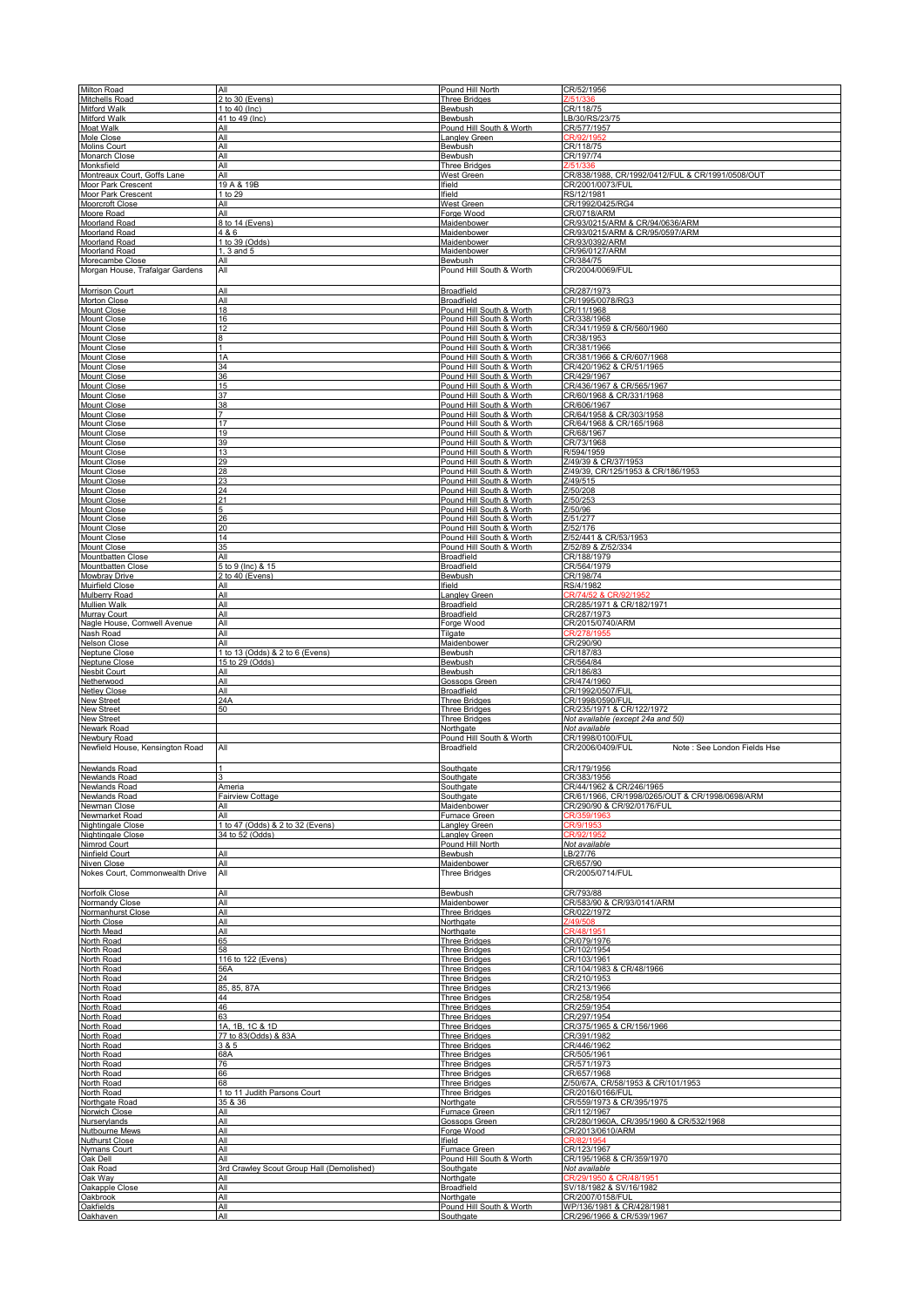| | | | |
|---|---|---|---|
| Milton Road | All | Pound Hill North | CR/52/1956 |
| Mitchells Road | 2 to 30 (Evens) | Three Bridges | Z/51/336 |
| Mitford Walk | 1 to 40 (Inc) | Bewbush | CR/118/75 |
| Mitford Walk | 41 to 49 (Inc) | Bewbush | LB/30/RS/23/75 |
| Moat Walk | All | Pound Hill South & Worth | CR/577/1957 |
| Mole Close | All | Langley Green | CR/92/1952 |
| Molins Court | All | Bewbush | CR/118/75 |
| Monarch Close | All | Bewbush | CR/197/74 |
| Monksfield | All | Three Bridges | Z/51/336 |
| Montreaux Court, Goffs Lane | All | West Green | CR/838/1988, CR/1992/0412/FUL & CR/1991/0508/OUT |
| Moor Park Crescent | 19 A & 19B | Ifield | CR/2001/0073/FUL |
| Moor Park Crescent | 1 to 29 | Ifield | RS/12/1981 |
| Moorcroft Close | All | West Green | CR/1992/0425/RG4 |
| Moore Road | All | Forge Wood | CR/0718/ARM |
| Moorland Road | 8 to 14 (Evens) | Maidenbower | CR/93/0215/ARM & CR/94/0636/ARM |
| Moorland Road | 4 & 6 | Maidenbower | CR/93/0215/ARM & CR/95/0597/ARM |
| Moorland Road | 1 to 39 (Odds) | Maidenbower | CR/93/0392/ARM |
| Moorland Road | 1, 3 and 5 | Maidenbower | CR/96/0127/ARM |
| Morecambe Close | All | Bewbush | CR/384/75 |
| Morgan House, Trafalgar Gardens | All | Pound Hill South & Worth | CR/2004/0069/FUL |
| Morrison Court | All | Broadfield | CR/287/1973 |
| Morton Close | All | Broadfield | CR/1995/0078/RG3 |
| Mount Close | 18 | Pound Hill South & Worth | CR/11/1968 |
| Mount Close | 16 | Pound Hill South & Worth | CR/338/1968 |
| Mount Close | 12 | Pound Hill South & Worth | CR/341/1959 & CR/560/1960 |
| Mount Close | 8 | Pound Hill South & Worth | CR/38/1953 |
| Mount Close | 1 | Pound Hill South & Worth | CR/381/1966 |
| Mount Close | 1A | Pound Hill South & Worth | CR/381/1966 & CR/607/1968 |
| Mount Close | 34 | Pound Hill South & Worth | CR/420/1962 & CR/51/1965 |
| Mount Close | 36 | Pound Hill South & Worth | CR/429/1967 |
| Mount Close | 15 | Pound Hill South & Worth | CR/436/1967 & CR/565/1967 |
| Mount Close | 37 | Pound Hill South & Worth | CR/60/1968 & CR/331/1968 |
| Mount Close | 38 | Pound Hill South & Worth | CR/606/1967 |
| Mount Close | 7 | Pound Hill South & Worth | CR/64/1958 & CR/303/1958 |
| Mount Close | 17 | Pound Hill South & Worth | CR/64/1968 & CR/165/1968 |
| Mount Close | 19 | Pound Hill South & Worth | CR/68/1967 |
| Mount Close | 39 | Pound Hill South & Worth | CR/73/1968 |
| Mount Close | 13 | Pound Hill South & Worth | R/594/1959 |
| Mount Close | 29 | Pound Hill South & Worth | Z/49/39 & CR/37/1953 |
| Mount Close | 28 | Pound Hill South & Worth | Z/49/39, CR/125/1953 & CR/186/1953 |
| Mount Close | 23 | Pound Hill South & Worth | Z/49/515 |
| Mount Close | 24 | Pound Hill South & Worth | Z/50/208 |
| Mount Close | 21 | Pound Hill South & Worth | Z/50/253 |
| Mount Close | 5 | Pound Hill South & Worth | Z/50/96 |
| Mount Close | 26 | Pound Hill South & Worth | Z/51/277 |
| Mount Close | 20 | Pound Hill South & Worth | Z/52/176 |
| Mount Close | 14 | Pound Hill South & Worth | Z/52/441 & CR/53/1953 |
| Mount Close | 35 | Pound Hill South & Worth | Z/52/89 & Z/52/334 |
| Mountbatten Close | All | Broadfield | CR/188/1979 |
| Mountbatten Close | 5 to 9 (Inc) & 15 | Broadfield | CR/564/1979 |
| Mowbray Drive | 2 to 40 (Evens) | Bewbush | CR/198/74 |
| Muirfield Close | All | Ifield | RS/4/1982 |
| Mulberry Road | All | Langley Green | CR/74/52 & CR/92/1952 |
| Mullien Walk | All | Broadfield | CR/285/1971 & CR/182/1971 |
| Murray Court | All | Broadfield | CR/287/1973 |
| Nagle House, Cornwell Avenue | All | Forge Wood | CR/2015/0740/ARM |
| Nash Road | All | Tilgate | CR/278/1955 |
| Nelson Close | All | Maidenbower | CR/290/90 |
| Neptune Close | 1 to 13 (Odds) & 2 to 6 (Evens) | Bewbush | CR/187/83 |
| Neptune Close | 15 to 29 (Odds) | Bewbush | CR/564/84 |
| Nesbit Court | All | Bewbush | CR/186/83 |
| Netherwood | All | Gossops Green | CR/474/1960 |
| Netley Close | All | Broadfield | CR/1992/0507/FUL |
| New Street | 24A | Three Bridges | CR/1998/0590/FUL |
| New Street | 50 | Three Bridges | CR/235/1971 & CR/122/1972 |
| New Street | | Three Bridges | *Not available (except 24a and 50)* |
| Newark Road | | Northgate | *Not available* |
| Newbury Road | | Pound Hill South & Worth | CR/1998/0100/FUL |
| Newfield House, Kensington Road | All | Broadfield | CR/2006/0409/FUL Note : See London Fields Hse |
| Newlands Road | 1 | Southgate | CR/179/1956 |
| Newlands Road | 3 | Southgate | CR/383/1956 |
| Newlands Road | Ameria | Southgate | CR/44/1962 & CR/246/1965 |
| Newlands Road | Fairview Cottage | Southgate | CR/61/1966, CR/1998/0265/OUT & CR/1998/0698/ARM |
| Newman Close | All | Maidenbower | CR/290/90 & CR/92/0176/FUL |
| Newmarket Road | All | Furnace Green | CR/359/1963 |
| Nightingale Close | 1 to 47 (Odds) & 2 to 32 (Evens) | Langley Green | CR/9/1953 |
| Nightingale Close | 34 to 52 (Odds) | Langley Green | CR/92/1952 |
| Nimrod Court | | Pound Hill North | *Not available* |
| Ninfield Court | All | Bewbush | LB/27/76 |
| Niven Close | All | Maidenbower | CR/657/90 |
| Nokes Court, Commonwealth Drive | All | Three Bridges | CR/2005/0714/FUL |
| Norfolk Close | All | Bewbush | CR/793/88 |
| Normandy Close | All | Maidenbower | CR/583/90 & CR/93/0141/ARM |
| Normanhurst Close | All | Three Bridges | CR/022/1972 |
| North Close | All | Northgate | Z/49/508 |
| North Mead | All | Northgate | CR/48/1951 |
| North Road | 65 | Three Bridges | CR/079/1976 |
| North Road | 58 | Three Bridges | CR/102/1954 |
| North Road | 116 to 122 (Evens) | Three Bridges | CR/103/1961 |
| North Road | 56A | Three Bridges | CR/104/1983 & CR/48/1966 |
| North Road | 24 | Three Bridges | CR/210/1953 |
| North Road | 85, 85, 87A | Three Bridges | CR/213/1966 |
| North Road | 44 | Three Bridges | CR/258/1954 |
| North Road | 46 | Three Bridges | CR/259/1954 |
| North Road | 63 | Three Bridges | CR/297/1954 |
| North Road | 1A, 1B, 1C & 1D | Three Bridges | CR/375/1965 & CR/156/1966 |
| North Road | 77 to 83(Odds) & 83A | Three Bridges | CR/391/1982 |
| North Road | 3 & 5 | Three Bridges | CR/446/1962 |
| North Road | 68A | Three Bridges | CR/505/1961 |
| North Road | 76 | Three Bridges | CR/571/1973 |
| North Road | 66 | Three Bridges | CR/657/1968 |
| North Road | 68 | Three Bridges | Z/50/67A, CR/58/1953 & CR/101/1953 |
| North Road | 1 to 11 Judith Parsons Court | Three Bridges | CR/2016/0166/FUL |
| Northgate Road | 35 & 36 | Northgate | CR/559/1973 & CR/395/1975 |
| Norwich Close | All | Furnace Green | CR/112/1967 |
| Nurserylands | All | Gossops Green | CR/280/1960A, CR/395/1960 & CR/532/1968 |
| Nutbourne Mews | All | Forge Wood | CR/2013/0610/ARM |
| Nuthurst Close | All | Ifield | CR/82/1954 |
| Nymans Court | All | Furnace Green | CR/123/1967 |
| Oak Dell | All | Pound Hill South & Worth | CR/195/1968 & CR/359/1970 |
| Oak Road | 3rd Crawley Scout Group Hall (Demolished) | Southgate | *Not available* |
| Oak Way | All | Northgate | CR/29/1950 & CR/48/1951 |
| Oakapple Close | All | Broadfield | SV/18/1982 & SV/16/1982 |
| Oakbrook | All | Northgate | CR/2007/0158/FUL |
| Oakfields | All | Pound Hill South & Worth | WP/136/1981 & CR/428/1981 |
| Oakhaven | All | Southgate | CR/296/1966 & CR/539/1967 |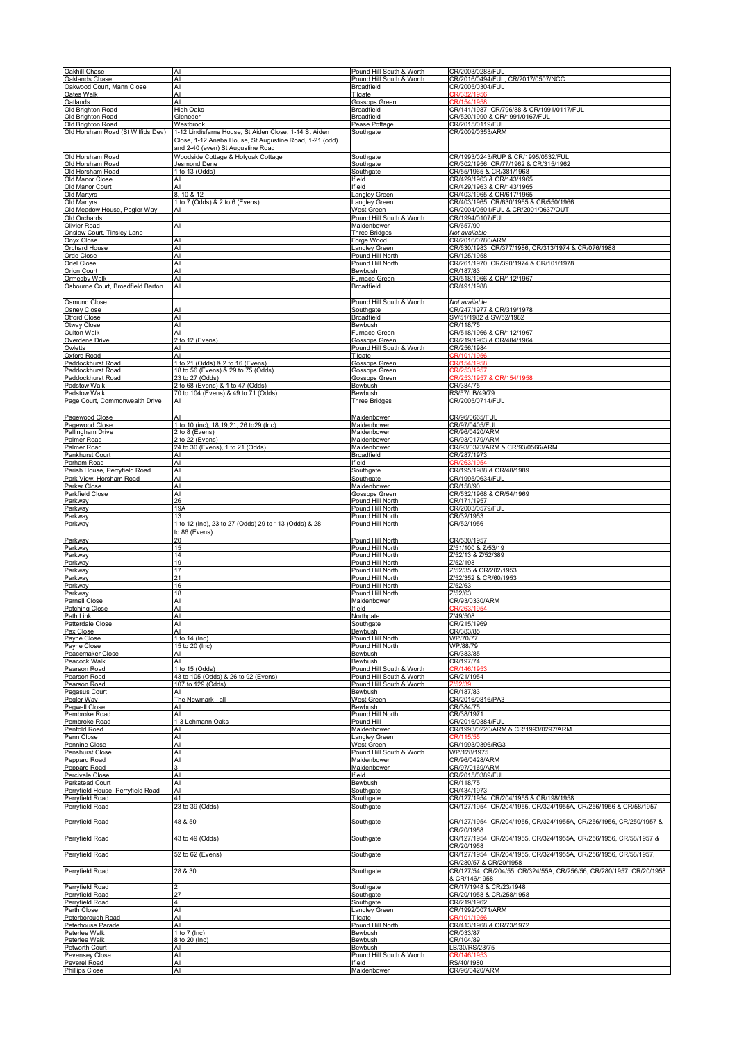| | | | |
|---|---|---|---|
| Oakhill Chase | All | Pound Hill South & Worth | CR/2003/0288/FUL |
| Oaklands Chase | All | Pound Hill South & Worth | CR/2016/0494/FUL, CR/2017/0507/NCC |
| Oakwood Court, Mann Close | All | Broadfield | CR/2005/0304/FUL |
| Oates Walk | All | Tilgate | CR/332/1956 |
| Oatlands | All | Gossops Green | CR/154/1958 |
| Old Brighton Road | High Oaks | Broadfield | CR/141/1987, CR/796/88 & CR/1991/0117/FUL |
| Old Brighton Road | Gleneder | Broadfield | CR/520/1990 & CR/1991/0167/FUL |
| Old Brighton Road | Westbrook | Pease Pottage | CR/2015/0119/FUL |
| Old Horsham Road (St Wilfids Dev) | 1-12 Lindisfarne House, St Aiden Close, 1-14 St Aiden Close, 1-12 Anaba House, St Augustine Road, 1-21 (odd) and 2-40 (even) St Augustine Road | Southgate | CR/2009/0353/ARM |
| Old Horsham Road | Woodside Cottage & Holyoak Cottage | Southgate | CR/1993/0243/RUP & CR/1995/0532/FUL |
| Old Horsham Road | Jesmond Dene | Southgate | CR/302/1956, CR/77/1962 & CR/315/1962 |
| Old Horsham Road | 1 to 13 (Odds) | Southgate | CR/55/1965 & CR/381/1968 |
| Old Manor Close | All | Ifield | CR/429/1963 & CR/143/1965 |
| Old Manor Court | All | Ifield | CR/429/1963 & CR/143/1965 |
| Old Martyrs | 8, 10 & 12 | Langley Green | CR/403/1965 & CR/617/1965 |
| Old Martyrs | 1 to 7 (Odds) & 2 to 6 (Evens) | Langley Green | CR/403/1965, CR/630/1965 & CR/550/1966 |
| Old Meadow House, Pegler Way | All | West Green | CR/2004/0501/FUL & CR/2001/0637/OUT |
| Old Orchards | | Pound Hill South & Worth | CR/1994/0107/FUL |
| Olivier Road | All | Maidenbower | CR/657/90 |
| Onslow Court, Tinsley Lane | | Three Bridges | *Not available* |
| Onyx Close | All | Forge Wood | CR/2016/0780/ARM |
| Orchard House | All | Langley Green | CR/630/1983, CR/377/1986, CR/313/1974 & CR/076/1988 |
| Orde Close | All | Pound Hill North | CR/125/1958 |
| Oriel Close | All | Pound Hill North | CR/261/1970, CR/390/1974 & CR/101/1978 |
| Orion Court | All | Bewbush | CR/187/83 |
| Ormesby Walk | All | Furnace Green | CR/518/1966 & CR/112/1967 |
| Osbourne Court, Broadfield Barton | All | Broadfield | CR/491/1988 |
| Osmund Close | | Pound Hill South & Worth | *Not available* |
| Osney Close | All | Southgate | CR/247/1977 & CR/319/1978 |
| Otford Close | All | Broadfield | SV/51/1982 & SV/52/1982 |
| Otway Close | All | Bewbush | CR/118/75 |
| Oulton Walk | All | Furnace Green | CR/518/1966 & CR/112/1967 |
| Overdene Drive | 2 to 12 (Evens) | Gossops Green | CR/219/1963 & CR/484/1964 |
| Owletts | All | Pound Hill South & Worth | CR/256/1984 |
| Oxford Road | All | Tilgate | CR/101/1956 |
| Paddockhurst Road | 1 to 21 (Odds) & 2 to 16 (Evens) | Gossops Green | CR/154/1958 |
| Paddockhurst Road | 18 to 56 (Evens) & 29 to 75 (Odds) | Gossops Green | CR/253/1957 |
| Paddockhurst Road | 23 to 27 (Odds) | Gossops Green | CR/253/1957 & CR/154/1958 |
| Padstow Walk | 2 to 68 (Evens) & 1 to 47 (Odds) | Bewbush | CR/384/75 |
| Padstow Walk | 70 to 104 (Evens) & 49 to 71 (Odds) | Bewbush | RS/57/LB/49/79 |
| Page Court, Commonwealth Drive | All | Three Bridges | CR/2005/0714/FUL |
| Pagewood Close | All | Maidenbower | CR/96/0665/FUL |
| Pagewood Close | 1 to 10 (inc), 18,19,21, 26 to29 (Inc) | Maidenbower | CR/97/0405/FUL |
| Pallingham Drive | 2 to 8 (Evens) | Maidenbower | CR/96/0420/ARM |
| Palmer Road | 2 to 22 (Evens) | Maidenbower | CR/93/0179/ARM |
| Palmer Road | 24 to 30 (Evens), 1 to 21 (Odds) | Maidenbower | CR/93/0373/ARM & CR/93/0566/ARM |
| Pankhurst Court | All | Broadfield | CR/287/1973 |
| Parham Road | All | Ifield | CR/263/1954 |
| Parish House, Perryfield Road | All | Southgate | CR/195/1988 & CR/48/1989 |
| Park View, Horsham Road | All | Southgate | CR/1995/0634/FUL |
| Parker Close | All | Maidenbower | CR/158/90 |
| Parkfield Close | All | Gossops Green | CR/532/1968 & CR/54/1969 |
| Parkway | 26 | Pound Hill North | CR/171/1957 |
| Parkway | 19A | Pound Hill North | CR/2003/0579/FUL |
| Parkway | 13 | Pound Hill North | CR/32/1953 |
| Parkway | 1 to 12 (Inc), 23 to 27 (Odds) 29 to 113 (Odds) & 28 to 86 (Evens) | Pound Hill North | CR/52/1956 |
| Parkway | 20 | Pound Hill North | CR/530/1957 |
| Parkway | 15 | Pound Hill North | Z/51/100 & Z/53/19 |
| Parkway | 14 | Pound Hill North | Z/52/13 & Z/52/389 |
| Parkway | 19 | Pound Hill North | Z/52/198 |
| Parkway | 17 | Pound Hill North | Z/52/35 & CR/202/1953 |
| Parkway | 21 | Pound Hill North | Z/52/352 & CR/60/1953 |
| Parkway | 16 | Pound Hill North | Z/52/63 |
| Parkway | 18 | Pound Hill North | Z/52/63 |
| Parnell Close | All | Maidenbower | CR/93/0330/ARM |
| Patching Close | All | Ifield | CR/263/1954 |
| Path Link | All | Northgate | Z/49/508 |
| Patterdale Close | All | Southgate | CR/215/1969 |
| Pax Close | All | Bewbush | CR/383/85 |
| Payne Close | 1 to 14 (Inc) | Pound Hill North | WP/70/77 |
| Payne Close | 15 to 20 (Inc) | Pound Hill North | WP/88/79 |
| Peacemaker Close | All | Bewbush | CR/383/85 |
| Peacock Walk | All | Bewbush | CR/197/74 |
| Pearson Road | 1 to 15 (Odds) | Pound Hill South & Worth | CR/146/1953 |
| Pearson Road | 43 to 105 (Odds) & 26 to 92 (Evens) | Pound Hill South & Worth | CR/21/1954 |
| Pearson Road | 107 to 129 (Odds) | Pound Hill South & Worth | Z/52/39 |
| Pegasus Court | All | Bewbush | CR/187/83 |
| Pegler Way | The Newmark - all | West Green | CR/2016/0816/PA3 |
| Pegwell Close | All | Bewbush | CR/384/75 |
| Pembroke Road | All | Pound Hill North | CR/38/1971 |
| Pembroke Road | 1-3 Lehmann Oaks | Pound Hill | CR/2016/0384/FUL |
| Penfold Road | All | Maidenbower | CR/1993/0220/ARM & CR/1993/0297/ARM |
| Penn Close | All | Langley Green | CR/115/55 |
| Pennine Close | All | West Green | CR/1993/0396/RG3 |
| Penshurst Close | All | Pound Hill South & Worth | WP/128/1975 |
| Peppard Road | All | Maidenbower | CR/96/0428/ARM |
| Peppard Road | 3 | Maidenbower | CR/97/0169/ARM |
| Percivale Close | All | Ifield | CR/2015/0389/FUL |
| Perkstead Court | All | Bewbush | CR/118/75 |
| Perryfield House, Perryfield Road | All | Southgate | CR/434/1973 |
| Perryfield Road | 41 | Southgate | CR/127/1954, CR/204/1955 & CR/198/1958 |
| Perryfield Road | 23 to 39 (Odds) | Southgate | CR/127/1954, CR/204/1955, CR/324/1955A, CR/256/1956 & CR/58/1957 |
| Perryfield Road | 48 & 50 | Southgate | CR/127/1954, CR/204/1955, CR/324/1955A, CR/256/1956, CR/250/1957 & CR/20/1958 |
| Perryfield Road | 43 to 49 (Odds) | Southgate | CR/127/1954, CR/204/1955, CR/324/1955A, CR/256/1956, CR/58/1957 & CR/20/1958 |
| Perryfield Road | 52 to 62 (Evens) | Southgate | CR/127/1954, CR/204/1955, CR/324/1955A, CR/256/1956, CR/58/1957, CR/280/57 & CR/20/1958 |
| Perryfield Road | 28 & 30 | Southgate | CR/127/54, CR/204/55, CR/324/55A, CR/256/56, CR/280/1957, CR/20/1958 & CR/146/1958 |
| Perryfield Road | 2 | Southgate | CR/17/1948 & CR/23/1948 |
| Perryfield Road | 27 | Southgate | CR/20/1958 & CR/258/1958 |
| Perryfield Road | 4 | Southgate | CR/219/1962 |
| Perth Close | All | Langley Green | CR/1992/0071/ARM |
| Peterborough Road | All | Tilgate | CR/101/1956 |
| Peterhouse Parade | All | Pound Hill North | CR/413/1968 & CR/73/1972 |
| Peterlee Walk | 1 to 7 (Inc) | Bewbush | CR/033/87 |
| Peterlee Walk | 8 to 20 (Inc) | Bewbush | CR/104/89 |
| Petworth Court | All | Bewbush | LB/30/RS/23/75 |
| Pevensey Close | All | Pound Hill South & Worth | CR/146/1953 |
| Peverel Road | All | Ifield | RS/40/1980 |
| Phillips Close | All | Maidenbower | CR/96/0420/ARM |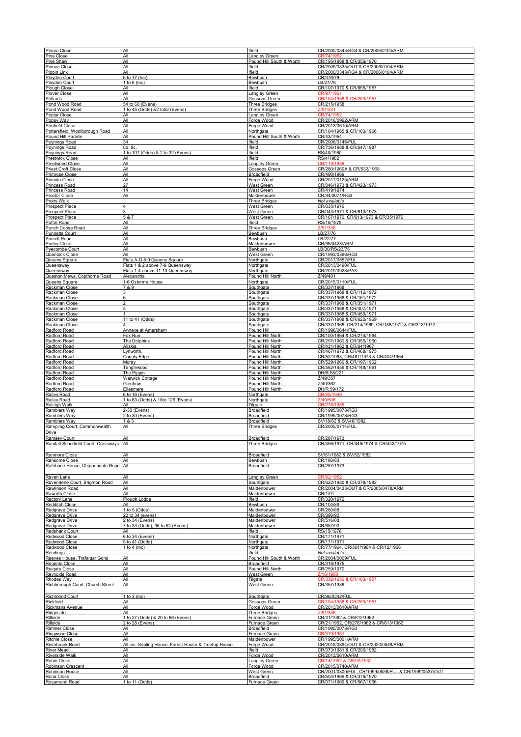| | | | |
|---|---|---|---|
| Pinara Close | All | Ifield | CR/2000/0343/RG4 & CR/2006/0104/ARM |
| Pine Close | All | Langley Green | CR/74/1952 |
| Pine Shaw | All | Pound Hill South & Worth | CR/195/1968 & CR/359/1970 |
| Pinova Close | All | Ifield | CR/2005/0335/OUT & CR/2006/0104/ARM |
| Pippin Link | All | Ifield | CR/2000/0343/RG4 & CR/2006/0104/ARM |
| Playden Court | 6 to 17 (Inc) | Bewbush | CR/076/76 |
| Playden Court | 1 to 6 (Inc) | Bewbush | LB/27/76 |
| Plough Close | All | Ifield | CR/107/1970 & CR/655/1957 |
| Plover Close | All | Langley Green | CR/97/1961 |
| Pollards | All | Gossops Green | CR/154/1958 & CR/253/1957 |
| Pond Wood Road | 54 to 60 (Evens) | Three Bridges | CR/215/1958 |
| Pond Wood Road | 1 to 45 (Odds) &2 to52 (Evens) | Three Bridges | Z/51/231 |
| Poplar Close | All | Langley Green | CR/74/1952 |
| Poppy Way | All | Forge Wood | CR/2016/0962/ARM |
| Portfield Close | All | Forge Wood | CR/2013/0610/ARM |
| Pottersfield, Woolborough Road | All | Northgate | CR/104/1965 & CR/100/1966 |
| Pound Hill Parade | All | Pound Hill South & Worth | CR/43/1954 |
| Poynings Road | 34 | Ifield | CR/2006/0146/FUL |
| Poynings Road | 8b, 8c, | Ifield | CR/736/1988 & CR/647/1987 |
| Poynings Road | 1 to 107 (Odds) & 2 to 32 (Evens) | Ifield | RS/40/1980 |
| Prestwick Close | All | Ifield | RS/4/1982 |
| Prestwood Close | All | Langley Green | CR/119/1956 |
| Priest Croft Close | All | Gossops Green | CR/280/1960A & CR/532/1968 |
| Primrose Close | All | Broadfield | CR/490/1969 |
| Primula Close | All | Forge Wood | CR/2017/0125/ARM |
| Princess Road | 27 | West Green | CR/046/1973 & CR/423/1973 |
| Princess Road | 14 | West Green | CR/419/1974 |
| Proctor Close | All | Maidenbower | CR/94/0071/RG3 |
| Proirs Walk | | Three Bridges | *Not available* |
| Prospect Place | 4 | West Green | CR/035/1976 |
| Prospect Place | 3 | West Green | CR/043/1971 & CR/613/1973 |
| Prospect Place | 5 & 7 | West Green | CR/167/1970, CR/613/1973 & CR/35/1976 |
| Puffin Road | All | Ifield | RS/15/1978 |
| Punch Copse Road | All | Three Bridges | Z/51/336 |
| Punnetts Court | All | Bewbush | LB/27/76 |
| Purcell Road | All | Bewbush | LB/22/77 |
| Purley Close | All | Maidenbower | CR/96/0428/ARM |
| Pyecombe Court | All | Bewbush | LB/30/RS/23/75 |
| Quantock Close | All | West Green | CR/1993/0396/RG3 |
| Queens Square | Flats A-G 8-9 Queens Square | Northgate | CR/2017/0552/FUL |
| Queensway | Flats 1 & 2 above 7-9 Queensway | Northgate | CR/2013/0490/FUL |
| Queensway | Flats 1-4 above 11-13 Queensway | Northgate | CR/2019/0928/PA3 |
| Queston Mews, Copthorne Road | Alexandria | Pound Hill North | Z/49/401 |
| Queens Square | 1-6 Osborne House | Northgate | CR/2015/0110/FUL |
| Rackman Close | 7 & 9 | Southgate | CR/337/1968 |
| Rackman Close | 3 | Southgate | CR/337/1968 & CR/112/1972 |
| Rackman Close | 6 | Southgate | CR/337/1968 & CR/161/1972 |
| Rackman Close | 2 | Southgate | CR/337/1968 & CR/351/1971 |
| Rackman Close | 5 | Southgate | CR/337/1968 & CR/407/1971 |
| Rackman Close | 1 | Southgate | CR/337/1968 & CR/459/1971 |
| Rackman Close | 11 to 41 (Odds) | Southgate | CR/337/1968 & CR/620/1969 |
| Rackman Close | 4 | Southgate | CR/337/1968, CR/214/1969, CR/188/1972 & CR/313/1972 |
| Radford Road | Annexe at Amersham | Pound Hill | CR/1998/0644/FUL |
| Radford Road | Fox Run | Pound Hill North | CR/100/1964 & CR/274/1964 |
| Radford Road | The Dolphins | Pound Hill North | CR/257/1960 & CR/355/1960 |
| Radford Road | Aliskia | Pound Hill North | CR/431/1962 & CR/64/1967 |
| Radford Road | Lynworth, | Pound Hill North | CR/467/1973 & CR/468/1975 |
| Radford Road | County Edge | Pound Hill North | CR/52/1963, CR/467/1973 & CR/404/1964 |
| Radford Road | Moray | Pound Hill North | CR/529/1960 & CR/197/1962 |
| Radford Road | Tanglewood | Pound Hill North | CR/562/1959 & CR/148/1961 |
| Radford Road | The Pippin | Pound Hill North | DH/R.58/221 |
| Radford Road | Warwick Cottage | Pound Hill North | Z/49/357 |
| Radford Road | Glenhow | Pound Hill North | Z/49/362 |
| Radford Road | Ellesmere | Pound Hill North | DH/R 59/172 |
| Railey Road | 6 to 16 (Evens) | Northgate | CR/45/1949 |
| Railey Road | 1 to 63 (Odds) & 18to 126 (Evens) | Northgate | Z/49/508 |
| Raleigh Walk | All | Tilgate | CR/278/1955 |
| Ramblers Way | 2-30 (Evens) | Broadfield | CR/1995/0078/RG3 |
| Ramblers Way | 2 to 30 (Evens) | Broadfield | CR/1995/0078/RG3 |
| Ramblers Way | 1 & 3 | Broadfield | SV/18/82 & SV/46/1982 |
| Rampling Court, Commonwealth Drive | All | Three Bridges | CR/2005/0714/FUL |
| Ramsey Court | All | Broadfield | CR/287/1973 |
| Randall Scholfield Court, Crossways | All | Three Bridges | CR/456/1971, CR/445/1974 & CR/442/1975 |
| Ranmore Close | All | Broadfield | SV/51/1982 & SV/52/1982 |
| Ransome Close | All | Bewbush | CR/186/83 |
| Rathbone House, Chippendale Road | All | Broadfield | CR/287/1973 |
| Raven Lane | All | Langley Green | CR/92/1952 |
| Ravendene Court, Brighton Road | All | Southgate | CR/622/1980 & CR/278/1982 |
| Rawlinson Road | All | Maidenbower | CR/2004/0433/OUT & CR/2005/0478/ARM |
| Raworth Close | All | Maidenbower | CR/1/91 |
| Rectory Lane | Plough Lodge | Ifield | CR/320/1972 |
| Redditch Close | All | Bewbush | CR/104/89 |
| Redgrave Drive | 1 to 5 (Odds) | Maidenbower | CR/260/88 |
| Redgrave Drive | 22 to 34 (evens) | Maidenbower | CR/396/90 |
| Redgrave Drive | 2 to 34 (Evens) | Maidenbower | CR/516/88 |
| Redgrave Drive | 7 to 33 (Odds), 36 to 52 (Evens) | Maidenbower | CR/657/90 |
| Redshank Court | All | Ifield | RS/15/1978 |
| Redwood Close | 6 to 34 (Evens) | Northgate | CR/171/1971 |
| Redwood Close | 5 to 41 (Odds) | Northgate | CR/171/1971 |
| Redwood Close | 1 to 4 (Inc) | Northgate | CR/77/1964, CR/361/1964 & CR/12/1966 |
| Reedings | | Ifield | *Not available* |
| Reeves House, Trafalgar Gdns | All | Pound Hill South & Worth | CR/2004/0069/FUL |
| Regents Close | All | Broadfield | CR/316/1975 |
| Reigate Close | All | Pound Hill North | CR/259/1970 |
| Reynolds Road | All | West Green | Z/16/1950 |
| Rhodes Way | All | Tilgate | CR/332/1956 & CR/183/1957 |
| Richborough Court, Church Street | All | West Green | CR/357/1986 |
| Richmond Court | 1 to 3 (Inc) | Southgate | CR/96/0342/FUL |
| Rickfield | All | Gossops Green | CR/154/1958 & CR/253/1957 |
| Rickmans Avenue | All | Forge Wood | CR/2013/0610/ARM |
| Ridgeside | All | Three Bridges | Z/51/336 |
| Rillside | 1 to 27 (Odds) & 20 to 66 (Evens) | Furnace Green | CR/21/1962 & CR/613/1962 |
| Rillside | 2 to 28 (Evens) | Furnace Green | CR/21/1962, CR/278/1962 & CR/613/1962 |
| Rimmer Close | All | Broadfield | CR/1995/0078/RG3 |
| Ringwood Close | All | Furnace Green | CR/379/1961 |
| Ritchie Close | All | Maidenbower | CR/1995/0001/ARM |
| Riverbrook Road | All inc. Sapling House, Forest House & Treetop House | Forge Wood | CR/2018/0894/OUT & CR/2020/0548/ARM |
| River Mead | All | Ifield | CR/073/1981 & CR/296/1982 |
| Riverside Walk | All | Forge Wood | CR/2013/0610/ARM |
| Robin Close | All | Langley Green | CR/14/1962 & CR/92/1952 |
| Robinson Crescent | All | Forge Wood | CR/2015/0740/ARM |
| Robinson House | All | West Green | CR/2001/0300/FUL, CR/1999/0538/FUL & CR/1999/0537/OUT |
| Rona Close | All | Broadfield | CR/504/1969 & CR/379/1970 |
| Rosamund Road | 1 to 11 (Odds) | Furnace Green | CR/071/1969 & CR/567/1966 |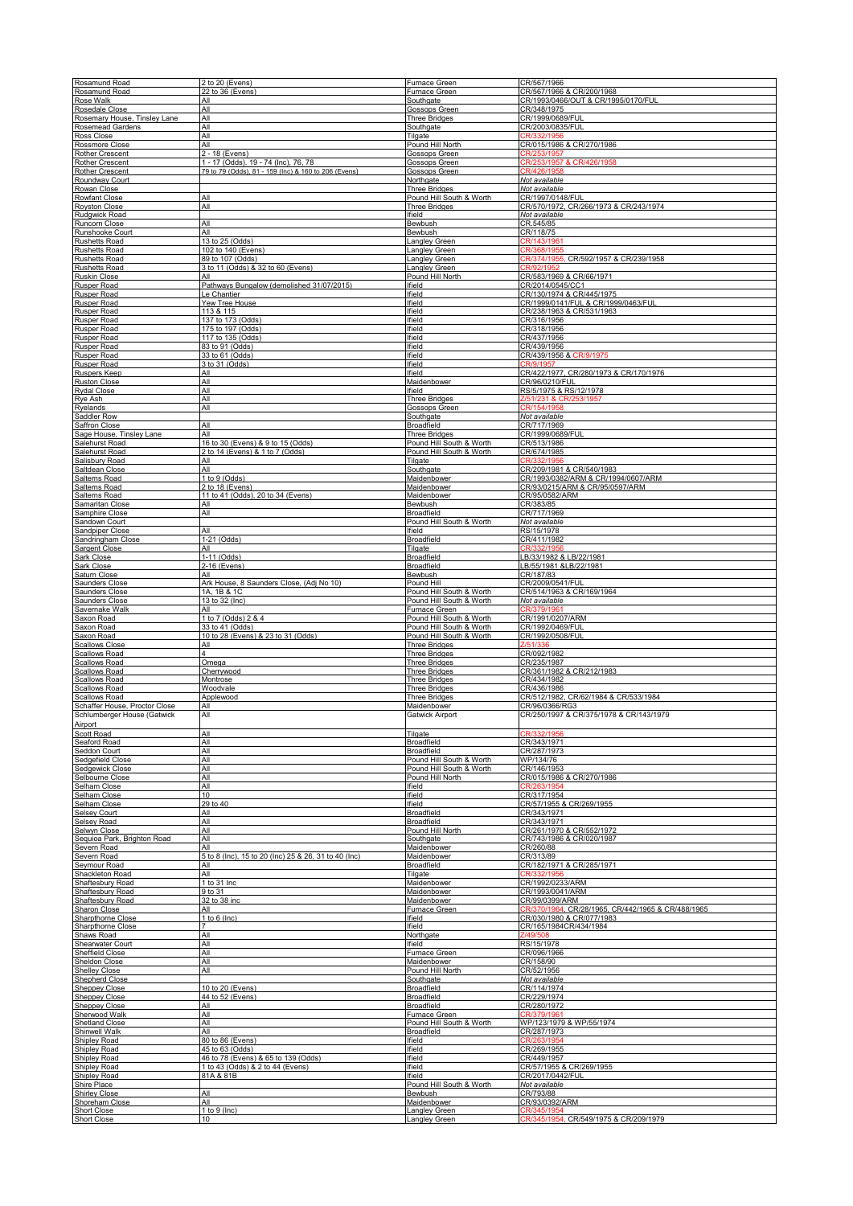| | | | |
|---|---|---|---|
| Rosamund Road | 2 to 20 (Evens) | Furnace Green | CR/567/1966 |
| Rosamund Road | 22 to 36 (Evens) | Furnace Green | CR/567/1966 & CR/200/1968 |
| Rose Walk | All | Southgate | CR/1993/0466/OUT & CR/1995/0170/FUL |
| Rosedale Close | All | Gossops Green | CR/348/1975 |
| Rosemary House, Tinsley Lane | All | Three Bridges | CR/1999/0689/FUL |
| Rosemead Gardens | All | Southgate | CR/2003/0835/FUL |
| Ross Close | All | Tilgate | CR/332/1956 |
| Rossmore Close | All | Pound Hill North | CR/015/1986 & CR/270/1986 |
| Rother Crescent | 2 - 18 (Evens) | Gossops Green | CR/253/1957 |
| Rother Crescent | 1 - 17 (Odds), 19 - 74 (Inc), 76, 78 | Gossops Green | CR/253/1957 & CR/426/1958 |
| Rother Crescent | 79 to 79 (Odds), 81 - 159 (Inc) & 160 to 206 (Evens) | Gossops Green | CR/426/1958 |
| Roundway Court | | Northgate | Not available |
| Rowan Close | | Three Bridges | Not available |
| Rowfant Close | All | Pound Hill South & Worth | CR/1997/0148/FUL |
| Royston Close | All | Three Bridges | CR/570/1972, CR/266/1973 & CR/243/1974 |
| Rudgwick Road | | Ifield | Not available |
| Runcorn Close | All | Bewbush | CR.545/85 |
| Runshooke Court | All | Bewbush | CR/118/75 |
| Rushetts Road | 13 to 25 (Odds) | Langley Green | CR/143/1961 |
| Rushetts Road | 102 to 140 (Evens) | Langley Green | CR/368/1955 |
| Rushetts Road | 89 to 107 (Odds) | Langley Green | CR/374/1955, CR/592/1957 & CR/239/1958 |
| Rushetts Road | 3 to 11 (Odds) & 32 to 60 (Evens) | Langley Green | CR/92/1952 |
| Ruskin Close | All | Pound Hill North | CR/583/1969 & CR/66/1971 |
| Rusper Road | Pathways Bungalow (demolished 31/07/2015) | Ifield | CR/2014/0545/CC1 |
| Rusper Road | Le Chantier | Ifield | CR/130/1974 & CR/445/1975 |
| Rusper Road | Yew Tree House | Ifield | CR/1999/0141/FUL & CR/1999/0463/FUL |
| Rusper Road | 113 & 115 | Ifield | CR/238/1963 & CR/531/1963 |
| Rusper Road | 137 to 173 (Odds) | Ifield | CR/316/1956 |
| Rusper Road | 175 to 197 (Odds) | Ifield | CR/318/1956 |
| Rusper Road | 117 to 135 (Odds) | Ifield | CR/437/1956 |
| Rusper Road | 83 to 91 (Odds) | Ifield | CR/439/1956 |
| Rusper Road | 33 to 61 (Odds) | Ifield | CR/439/1956 & CR/9/1975 |
| Rusper Road | 3 to 31 (Odds) | Ifield | CR/9/1957 |
|Ruspers Keep | All | Ifield | CR/422/1977, CR/280/1973 & CR/170/1976 |
| Ruston Close | All | Maidenbower | CR/96/0210/FUL |
| Rydal Close | All | Ifield | RS/5/1975 & RS/12/1978 |
| Rye Ash | All | Three Bridges | Z/51/231 & CR/253/1957 |
| Ryelands | All | Gossops Green | CR/154/1958 |
| Saddler Row | | Southgate | Not available |
| Saffron Close | All | Broadfield | CR/717/1969 |
| Sage House, Tinsley Lane | All | Three Bridges | CR/1999/0689/FUL |
| Salehurst Road | 16 to 30 (Evens) & 9 to 15 (Odds) | Pound Hill South & Worth | CR/513/1986 |
| Salehurst Road | 2 to 14 (Evens) & 1 to 7 (Odds) | Pound Hill South & Worth | CR/674/1985 |
| Salisbury Road | All | Tilgate | CR/332/1956 |
| Saltdean Close | All | Southgate | CR/209/1981 & CR/540/1983 |
| Saltems Road | 1 to 9 (Odds) | Maidenbower | CR/1993/0382/ARM & CR/1994/0607/ARM |
| Saltems Road | 2 to 18 (Evens) | Maidenbower | CR/93/0215/ARM & CR/95/0597/ARM |
| Saltems Road | 11 to 41 (Odds), 20 to 34 (Evens) | Maidenbower | CR/95/0582/ARM |
| Samaritan Close | All | Bewbush | CR/383/85 |
| Samphire Close | All | Broadfield | CR/717/1969 |
| Sandown Court | | Pound Hill South & Worth | Not available |
| Sandpiper Close | All | Ifield | RS/15/1978 |
| Sandringham Close | 1-21 (Odds) | Broadfield | CR/411/1982 |
| Sargent Close | All | Tilgate | CR/332/1956 |
| Sark Close | 1-11 (Odds) | Broadfield | LB/33/1982 & LB/22/1981 |
| Sark Close | 2-16 (Evens) | Broadfield | LB/55/1981 &LB/22/1981 |
| Saturn Close | All | Bewbush | CR/187/83 |
| Saunders Close | Ark House, 8 Saunders Close, (Adj No 10) | Pound Hill | CR/2009/0541/FUL |
| Saunders Close | 1A, 1B & 1C | Pound Hill South & Worth | CR/514/1963 & CR/169/1964 |
| Saunders Close | 13 to 32 (Inc) | Pound Hill South & Worth | Not available |
| Savernake Walk | All | Furnace Green | CR/379/1961 |
| Saxon Road | 1 to 7 (Odds) 2 & 4 | Pound Hill South & Worth | CR/1991/0207/ARM |
| Saxon Road | 33 to 41 (Odds) | Pound Hill South & Worth | CR/1992/0469/FUL |
| Saxon Road | 10 to 28 (Evens) & 23 to 31 (Odds) | Pound Hill South & Worth | CR/1992/0508/FUL |
| Scallows Close | All | Three Bridges | Z/51/336 |
| Scallows Road | 4 | Three Bridges | CR/092/1982 |
| Scallows Road | Omega | Three Bridges | CR/235/1987 |
| Scallows Road | Cherrywood | Three Bridges | CR/361/1982 & CR/212/1983 |
| Scallows Road | Montrose | Three Bridges | CR/434/1982 |
| Scallows Road | Woodvale | Three Bridges | CR/436/1986 |
| Scallows Road | Applewood | Three Bridges | CR/512/1982, CR/62/1984 & CR/533/1984 |
| Schaffer House, Proctor Close | All | Maidenbower | CR/96/0366/RG3 |
| Schlumberger House (Gatwick Airport | All | Gatwick Airport | CR/250/1997 & CR/375/1978 & CR/143/1979 |
| Scott Road | All | Tilgate | CR/332/1956 |
| Seaford Road | All | Broadfield | CR/343/1971 |
| Seddon Court | All | Broadfield | CR/287/1973 |
| Sedgefield Close | All | Pound Hill South & Worth | WP/134/76 |
| Sedgewick Close | All | Pound Hill South & Worth | CR/146/1953 |
| Selbourne Close | All | Pound Hill North | CR/015/1986 & CR/270/1986 |
| Selham Close | All | Ifield | CR/263/1954 |
| Selham Close | 10 | Ifield | CR/317/1954 |
| Selham Close | 29 to 40 | Ifield | CR/57/1955 & CR/269/1955 |
| Selsey Court | All | Broadfield | CR/343/1971 |
| Selsey Road | All | Broadfield | CR/343/1971 |
| Selwyn Close | All | Pound Hill North | CR/261/1970 & CR/552/1972 |
| Sequioa Park, Brighton Road | All | Southgate | CR/743/1986 & CR/020/1987 |
| Severn Road | All | Maidenbower | CR/260/88 |
| Severn Road | 5 to 8 (Inc), 15 to 20 (Inc) 25 & 26, 31 to 40 (Inc) | Maidenbower | CR/313/89 |
| Seymour Road | All | Broadfield | CR/182/1971 & CR/285/1971 |
| Shackleton Road | All | Tilgate | CR/332/1956 |
| Shaftesbury Road | 1 to 31 Inc | Maidenbower | CR/1992/0233/ARM |
| Shaftesbury Road | 9 to 31 | Maidenbower | CR/1993/0041/ARM |
| Shaftesbury Road | 32 to 38 inc | Maidenbower | CR/99/0399/ARM |
| Sharon Close | All | Furnace Green | CR/370/1964, CR/28/1965, CR/442/1965 & CR/488/1965 |
| Sharpthorne Close | 1 to 6 (Inc) | Ifield | CR/030/1980 & CR/077/1983 |
| Sharpthorne Close | 7 | Ifield | CR/165/1984CR/434/1984 |
| Shaws Road | All | Northgate | Z/49/508 |
| Shearwater Court | All | Ifield | RS/15/1978 |
| Sheffield Close | All | Furnace Green | CR/096/1966 |
| Sheldon Close | All | Maidenbower | CR/158/90 |
| Shelley Close | All | Pound Hill North | CR/52/1956 |
| Shepherd Close | | Southgate | Not available |
| Sheppey Close | 10 to 20 (Evens) | Broadfield | CR/114/1974 |
| Sheppey Close | 44 to 52 (Evens) | Broadfield | CR/229/1974 |
| Sheppey Close | All | Broadfield | CR/280/1972 |
| Sherwood Walk | All | Furnace Green | CR/379/1961 |
| Shetland Close | All | Pound Hill South & Worth | WP/123/1979 & WP/55/1974 |
| Shinwell Walk | All | Broadfield | CR/287/1973 |
| Shipley Road | 80 to 86 (Evens) | Ifield | CR/263/1954 |
| Shipley Road | 45 to 63 (Odds) | Ifield | CR/269/1955 |
| Shipley Road | 46 to 78 (Evens) & 65 to 139 (Odds) | Ifield | CR/449/1957 |
| Shipley Road | 1 to 43 (Odds) & 2 to 44 (Evens) | Ifield | CR/57/1955 & CR/269/1955 |
| Shipley Road | 81A & 81B | Ifield | CR/2017/0442/FUL |
| Shire Place | | Pound Hill South & Worth | Not available |
| Shirley Close | All | Bewbush | CR/793/88 |
| Shoreham Close | All | Maidenbower | CR/93/0392/ARM |
| Short Close | 1 to 9 (Inc) | Langley Green | CR/345/1954 |
| Short Close | 10 | Langley Green | CR/345/1954, CR/549/1975 & CR/209/1979 |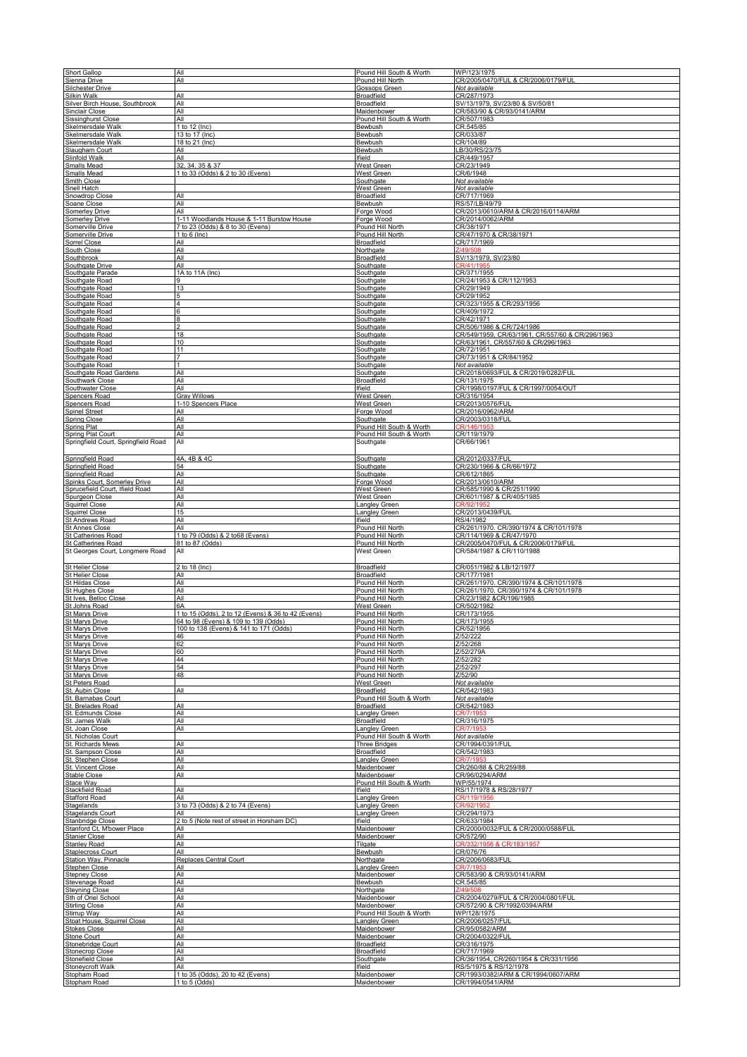| | | | |
|---|---|---|---|
| Short Gallop | All | Pound Hill South & Worth | WP/123/1975 |
| Sienna Drive | All | Pound Hill North | CR/2005/0470/FUL & CR/2006/0179/FUL |
| Silchester Drive | | Gossops Green | *Not available* |
| Silkin Walk | All | Broadfield | CR/287/1973 |
| Silver Birch House, Southbrook | All | Broadfield | SV/13/1979, SV/23/80 & SV/50/81 |
| Sinclair Close | All | Maidenbower | CR/583/90 & CR/93/0141/ARM |
| Sissinghurst Close | All | Pound Hill South & Worth | CR/507/1983 |
| Skelmersdale Walk | 1 to 12 (Inc) | Bewbush | CR.545/85 |
| Skelmersdale Walk | 13 to 17 (Inc) | Bewbush | CR/033/87 |
| Skelmersdale Walk | 18 to 21 (Inc) | Bewbush | CR/104/89 |
| Slaugham Court | All | Bewbush | LB/30/RS/23/75 |
| Slinfold Walk | All | Ifield | CR/449/1957 |
| Smalls Mead | 32, 34, 35 & 37 | West Green | CR/23/1949 |
| Smalls Mead | 1 to 33 (Odds) & 2 to 30 (Evens) | West Green | CR/6/1948 |
| Smith Close | | Southgate | *Not available* |
| Snell Hatch | | West Green | *Not available* |
| Snowdrop Close | All | Broadfield | CR/717/1969 |
| Soane Close | All | Bewbush | RS/57/LB/49/79 |
| Somerley Drive | All | Forge Wood | CR/2013/0610/ARM & CR/2016/0114/ARM |
| Somerley Drive | 1-11 Woodlands House & 1-11 Burstow House | Forge Wood | CR/2014/0062/ARM |
| Somerville Drive | 7 to 23 (Odds) & 8 to 30 (Evens) | Pound Hill North | CR/38/1971 |
| Somerville Drive | 1 to 6 (Inc) | Pound Hill North | CR/47/1970 & CR/38/1971 |
| Sorrel Close | All | Broadfield | CR/717/1969 |
| South Close | All | Northgate | Z/49/508 |
| Southbrook | All | Broadfield | SV/13/1979, SV/23/80 |
| Southgate Drive | All | Southgate | CR/41/1955 |
| Southgate Parade | 1A to 11A (Inc) | Southgate | CR/371/1955 |
| Southgate Road | 9 | Southgate | CR/24/1953 & CR/112/1953 |
| Southgate Road | 13 | Southgate | CR/29/1949 |
| Southgate Road | 5 | Southgate | CR/29/1952 |
| Southgate Road | 4 | Southgate | CR/323/1955 & CR/293/1956 |
| Southgate Road | 6 | Southgate | CR/409/1972 |
| Southgate Road | 8 | Southgate | CR/42/1971 |
| Southgate Road | 2 | Southgate | CR/506/1986 & CR/724/1986 |
| Southgate Road | 18 | Southgate | CR/549/1959, CR/63/1961, CR/557/60 & CR/296/1963 |
| Southgate Road | 10 | Southgate | CR/63/1961, CR/557/60 & CR/296/1963 |
| Southgate Road | 11 | Southgate | CR/72/1951 |
| Southgate Road | 7 | Southgate | CR/73/1951 & CR/84/1952 |
| Southgate Road | 1 | Southgate | *Not available* |
| Southgate Road Gardens | All | Southgate | CR/2018/0693/FUL & CR/2019/0282/FUL |
| Southwark Close | All | Broadfield | CR/131/1975 |
| Southwater Close | All | Ifield | CR/1998/0197/FUL & CR/1997/0054/OUT |
| Spencers Road | Gray Willows | West Green | CR/316/1954 |
| Spencers Road | 1-10 Spencers Place | West Green | CR/2013/0576/FUL |
| Spinel Street | All | Forge Wood | CR/2016/0962/ARM |
| Spring Close | All | Southgate | CR/2003/0318/FUL |
| Spring Plat | All | Pound Hill South & Worth | CR/146/1953 |
| Spring Plat Court | All | Pound Hill South & Worth | CR/119/1979 |
| Springfield Court, Springfield Road | All | Southgate | CR/66/1961 |
| Springfield Road | 4A, 4B & 4C | Southgate | CR/2012/0337/FUL |
| Springfield Road | 54 | Southgate | CR/230/1966 & CR/66/1972 |
| Springfield Road | All | Southgate | CR/612/1865 |
| Spinks Court, Somerley Drive | All | Forge Wood | CR/2013/0610/ARM |
| Sprucefield Court, Ifield Road | All | West Green | CR/585/1990 & CR/251/1990 |
| Spurgeon Close | All | West Green | CR/601/1987 & CR/405/1985 |
| Squirrel Close | All | Langley Green | CR/92/1952 |
| Squirrel Close | 15 | Langley Green | CR/2013/0439/FUL |
| St Andrews Road | All | Ifield | RS/4/1982 |
| St Annes Close | All | Pound Hill North | CR/261/1970. CR/390/1974 & CR/101/1978 |
| St Catherines Road | 1 to 79 (Odds) & 2 to68 (Evens) | Pound Hill North | CR/114/1969 & CR/47/1970 |
| St Catherines Road | 81 to 87 (Odds) | Pound Hill North | CR/2005/0470/FUL & CR/2006/0179/FUL |
| St Georges Court, Longmere Road | All | West Green | CR/584/1987 & CR/110/1988 |
| St Helier Close | 2 to 18 (Inc) | Broadfield | CR/051/1982 & LB/12/1977 |
| St Helier Close | All | Broadfield | CR/177/1981 |
| St Hildas Close | All | Pound Hill North | CR/261/1970. CR/390/1974 & CR/101/1978 |
| St Hughes Close | All | Pound Hill North | CR/261/1970. CR/390/1974 & CR/101/1978 |
| St Ives, Belloc Close | All | Pound Hill North | CR/23/1982 &CR/196/1985 |
| St Johns Road | 6A | West Green | CR/502/1982 |
| St Marys Drive | 1 to 15 (Odds), 2 to 12 (Evens) & 36 to 42 (Evens) | Pound Hill North | CR/173/1955 |
| St Marys Drive | 64 to 98 (Evens) & 109 to 139 (Odds) | Pound Hill North | CR/173/1955 |
| St Marys Drive | 100 to 138 (Evens) & 141 to 171 (Odds) | Pound Hill North | CR/52/1956 |
| St Marys Drive | 46 | Pound Hill North | Z/52/222 |
| St Marys Drive | 62 | Pound Hill North | Z/52/268 |
| St Marys Drive | 60 | Pound Hill North | Z/52/279A |
| St Marys Drive | 44 | Pound Hill North | Z/52/282 |
| St Marys Drive | 54 | Pound Hill North | Z/52/297 |
| St Marys Drive | 48 | Pound Hill North | Z/52/90 |
| St Peters Road | | West Green | *Not available* |
| St. Aubin Close | All | Broadfield | CR/542/1983 |
| St. Barnabas Court | | Pound Hill South & Worth | *Not available* |
| St. Brelades Road | All | Broadfield | CR/542/1983 |
| St. Edmunds Close | All | Langley Green | CR/7/1953 |
| St. James Walk | All | Broadfield | CR/316/1975 |
| St. Joan Close | All | Langley Green | CR/7/1953 |
| St. Nicholas Court | | Pound Hill South & Worth | *Not available* |
| St. Richards Mews | All | Three Bridges | CR/1994/0391/FUL |
| St. Sampson Close | All | Broadfield | CR/542/1983 |
| St. Stephen Close | All | Langley Green | CR/7/1953 |
| St. Vincent Close | All | Maidenbower | CR/260/88 & CR/259/88 |
| Stable Close | All | Maidenbower | CR/96/0294/ARM |
| Stace Way | | Pound Hill South & Worth | WP/55/1974 |
| Stackfield Road | All | Ifield | RS/17/1978 & RS/28/1977 |
| Stafford Road | All | Langley Green | CR/119/1956 |
| Stagelands | 3 to 73 (Odds) & 2 to 74 (Evens) | Langley Green | CR/92/1952 |
| Stagelands Court | All | Langley Green | CR/294/1973 |
| Stanbridge Close | 2 to 5 (Note rest of street in Horsham DC) | Ifield | CR/633/1984 |
| Stanford Ct, M'bower Place | All | Maidenbower | CR/2000/0032/FUL & CR/2000/0588/FUL |
| Stanier Close | All | Maidenbower | CR/572/90 |
| Stanley Road | All | Tilgate | CR/332/1956 & CR/183/1957 |
| Staplecross Court | All | Bewbush | CR/076/76 |
| Station Way, Pinnacle | Replaces Central Court | Northgate | CR/2006/0683/FUL |
| Stephen Close | All | Langley Green | CR/7/1953 |
| Stepney Close | All | Maidenbower | CR/583/90 & CR/93/0141/ARM |
| Stevenage Road | All | Bewbush | CR.545/85 |
| Steyning Close | All | Northgate | Z/49/508 |
| Sth of Oriel School | All | Maidenbower | CR/2004/0279/FUL & CR/2004/0801/FUL |
| Stirling Close | All | Maidenbower | CR/572/90 & CR/1992/0394/ARM |
| Stirrup Way | All | Pound Hill South & Worth | WP/128/1975 |
| Stoat House, Squirrel Close | All | Langley Green | CR/2006/0257/FUL |
| Stokes Close | All | Maidenbower | CR/95/0582/ARM |
| Stone Court | All | Maidenbower | CR/2004/0322/FUL |
| Stonebridge Court | All | Broadfield | CR/316/1975 |
| Stonecrop Close | All | Broadfield | CR/717/1969 |
| Stonefield Close | All | Southgate | CR/36/1954, CR/260/1954 & CR/331/1956 |
| Stoneycroft Walk | All | Ifield | RS/5/1975 & RS/12/1978 |
| Stopham Road | 1 to 35 (Odds), 20 to 42 (Evens) | Maidenbower | CR/1993/0382/ARM & CR/1994/0607/ARM |
| Stopham Road | 1 to 5 (Odds) | Maidenbower | CR/1994/0541/ARM |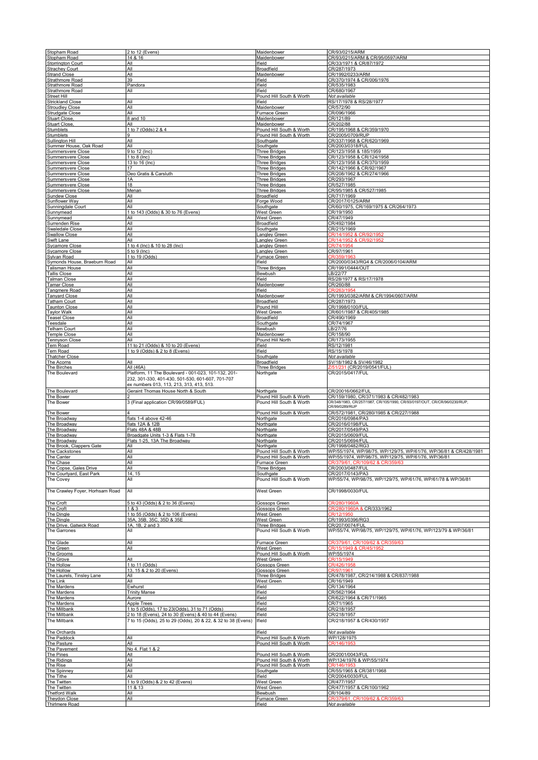| | | | |
|---|---|---|---|
| Stopham Road | 2 to 12 (Evens) | Maidenbower | CR/93/0215/ARM |
| Stopham Road | 14 & 16 | Maidenbower | CR/93/0215/ARM & CR/95/0597/ARM |
| Storrington Court | All | Ifield | CR/33/1971 & CR/87/1972 |
| Strachey Court | All | Broadfield | CR/287/1973 |
| Strand Close | All | Maidenbower | CR/1992/0233/ARM |
| Strathmore Road | 39 | Ifield | CR/370/1974 & CR/006/1976 |
| Strathmore Road | Pandora | Ifield | CR/535/1983 |
| Strathmore Road | All | Ifield | CR/680/1967 |
| Street Hill | | Pound Hill South & Worth | *Not available* |
| Strickland Close | All | Ifield | RS/17/1978 & RS/28/1977 |
| Stroudley Close | All | Maidenbower | CR/572/90 |
| Strudgate Close | All | Furnace Green | CR/096/1966 |
| Stuart Close, | 8 and 10 | Maidenbower | CR/121/89 |
| Stuart Close, | All | Maidenbower | CR/202/88 |
| Stumblets | 1 to 7 (Odds) 2 & 4 | Pound Hill South & Worth | CR/195/1968 & CR/359/1970 |
| Stumblets | 9 | Pound Hill South & Worth | CR/2005/0709/RUP |
| Sullington Hill | All | Southgate | CR/337/1968 & CR/620/1969 |
| Summer House, Oak Road | All | Southgate | CR/2003/0318/FUL |
| Summersvere Close | 9 to 12 (Inc) | Three Bridges | CR/123/1958 & 185/1959 |
| Summersvere Close | 1 to 8 (Inc) | Three Bridges | CR/123/1958 & CR/124/1958 |
| Summersvere Close | 13 to 16 (Inc) | Three Bridges | CR/123/1958 & CR/370/1959 |
| Summersvere Close | 17 | Three Bridges | CR/142/1966 & CR/92/1967 |
| Summersvere Close | Deo Gratis & Carsluth | Three Bridges | CR/208/1962 & CR/274/1966 |
| Summersvere Close | 1A | Three Bridges | CR/293/1967 |
| Summersvere Close | 18 | Three Bridges | CR/527/1985 |
| Summersvere Close | Menan | Three Bridges | CR/95/1985 & CR/527/1985 |
| Sundew Close | All | Broadfield | CR/717/1969 |
| Sunflower Way | All | Forge Wood | CR/2017/0125/ARM |
| Sunningdale Court | All | Southgate | CR/60/1975, CR/169/1975 & CR/264/1973 |
| Sunnymead | 1 to 143 (Odds) & 30 to 76 (Evens) | West Green | CR/19/1950 |
| Sunnymead | All | West Green | CR/47/1949 |
| Surrenden Rise | All | Broadfield | CR/492/1984 |
| Swaledale Close | All | Southgate | CR/215/1969 |
| Swallow Close | All | Langley Green | CR/14/1952 & CR/92/1952 |
| Swift Lane | All | Langley Green | CR/14/1952 & CR/92/1952 |
| Sycamore Close | 1 to 4 (Inc) & 10 to 28 (Inc) | Langley Green | CR/74/1954 |
| Sycamore Close | 5 to 9 (Inc) | Langley Green | CR/97/1961 |
| Sylvan Road | 1 to 19 (Odds) | Furnace Green | CR/359/1963 |
| Symonds House, Braeburn Road | All | Ifield | CR/2000/0343/RG4 & CR/2006/0104/ARM |
| Talisman House | All | Three Bridges | CR/1991/0444/OUT |
| Tallis Close | All | Bewbush | LB/22/77 |
| Talman Close | All | Ifield | RS/28/1977 & RS/17/1978 |
| Tamar Close | All | Maidenbower | CR/260/88 |
| Tangmere Road | All | Ifield | CR/263/1954 |
| Tanyard Close | All | Maidenbower | CR/1993/0382/ARM & CR/1994/0607/ARM |
| Tatham Court | All | Broadfield | CR/287/1973 |
| Taunton Close | All | Pound Hill | CR/1998/0100/FUL |
| Taylor Walk | All | West Green | CR/601/1987 & CR/405/1985 |
| Teasel Close | All | Broadfield | CR/490/1969 |
| Teesdale | All | Southgate | CR/74/1967 |
| Telham Court | All | Bewbush | LB/27/76 |
| Temple Close | All | Maidenbower | CR/158/90 |
| Tennyson Close | All | Pound Hill North | CR/173/1955 |
| Tern Road | 11 to 21 (Odds) & 10 to 20 (Evens) | Ifield | RS/12/1981 |
| Tern Road | 1 to 9 (Odds) & 2 to 8 (Evens) | Ifield | RS/15/1978 |
| Thatcher Close | | Southgate | *Not available* |
| The Acorns | All | Broadfield | SV/18/1982 & SV/46/1982 |
| The Birches | All (46A) | Three Bridges | Z/51/231 (CR/2019/0541/FUL) |
| The Boulevard | Platform, 11 The Boulevard - 001-023, 101-132, 201-232, 301-330, 401-430, 501-530, 601-607, 701-707 ex numbers 013, 113, 213, 313, 413, 513. | Northgate | CR/2015/0417/FUL |
| The Boulevard | Geraint Thomas House North & South | Northgate | CR/20016/0662/FUL |
| The Bower | 2 | Pound Hill South & Worth | CR/159/1980, CR/371/1983 & CR/482/1983 |
| The Bower | 3 (Final application CR/99/0589/FUL) | Pound Hill South & Worth | CR/348/1983, CR/257/1987, CR/105/1990, CR/93/0197/OUT, CR/CR/96/0230/RUP, CR/99/0289/RUP |
| The Bower | 4 | Pound Hill South & Worth | CR/572/1981, CR/280/1985 & CR/227/1988 |
| The Broadway | flats 1-4 above 42-46 | Northgate | CR/2016/0984/PA3 |
| The Broadway | flats 12A & 12B | Northgate | CR/2016/0198/FUL |
| The Broadway | Flats 48A & 48B | Northgate | CR/2017/0549/PA3 |
| The Broadway | Broadgate Units 1-3 & Flats 1-78 | Northgate | CR/2015/0609/FUL |
| The Broadway | Flats 1-25, 13A The Broadway | Northgate | CR/2015/0694/FUL |
| The Brook, Clappers Gate | All | Northgate | CR/1998/0482/RG3 |
| The Cackstones | All | Pound Hill South & Worth | WP/55/1974, WP/98/75, WP/129/75, WP/61/76, WP/36/81 & CR/428/1981 |
| The Canter | All | Pound Hill South & Worth | WP/55/1974, WP/98/75, WP/129/75, WP/61/76, WP/36/81 |
| The Chase | All | Furnace Green | CR/379/61, CR/109/62 & CR/359/63 |
| The Copse, Gales Drive | All | Three Bridges | CR/2003/0487/FUL |
| The Courtyard, East Park | 14, 15 | Southgate | CR/2017/0143/PA3 |
| The Covey | All | Pound Hill South & Worth | WP/55/74, WP/98/75, WP/129/75, WP/61/76, WP/61/78 & WP/36/81 |
| The Crawley Foyer, Horhsam Road | All | West Green | CR/1998/0030/FUL |
| The Croft | 5 to 43 (Odds) & 2 to 36 (Evens) | Gossops Green | CR/280/1960A |
| The Croft | 1 & 3 | Gossops Green | CR/280/1960A & CR/333/1962 |
| The Dingle | 1 to 55 (Odds) & 2 to 106 (Evens) | West Green | CR/12/1950 |
| The Dingle | 35A, 35B, 35C, 35D & 35E | West Green | CR/1993/0396/RG3 |
| The Drive, Gatwick Road | 1A, 1B, 2 and 3 | Three Bridges | CR/207/0074/FUL |
| The Garrones | All | Pound Hill South & Worth | WP/55/74, WP/98/75, WP/129/75, WP/61/76, WP/123/79 & WP/36/81 |
| The Glade | All | Furnace Green | CR/379/61, CR/109/62 & CR/359/63 |
| The Green | All | West Green | CR/15/1949 & CR/45/1952 |
| The Grooms | | Pound Hill South & Worth | WP/55/1974 |
| The Grove | All | West Green | CR/15/1949 |
| The Hollow | 1 to 11 (Odds) | Gossops Green | CR/426/1958 |
| The Hollow | 13, 15 & 2 to 20 (Evens) | Gossops Green | CR/97/1961 |
| The Laurels, Tinsley Lane | All | Three Bridges | CR/478/1987, CR/214/1988 & CR/837/1988 |
| The Link | All | West Green | CR/16/1949 |
| The Mardens | Ewhurst | Ifield | CR/134/1964 |
| The Mardens | Trinity Manse | Ifield | CR/562/1964 |
| The Mardens | Aurore | Ifield | CR/622/1964 & CR/71/1965 |
| The Mardens | Apple Trees | Ifield | CR/71/1965 |
| The Millbank | 1 to 5 (Odds), 17 to 23(Odds), 31 to 71 (Odds) | Ifield | CR/218/1957 |
| The Millbank | 2 to 18 (Evens), 24 to 30 (Evens) & 40 to 44 (Evens) | Ifield | CR/218/1957 |
| The Millbank | 7 to 15 (Odds), 25 to 29 (Odds), 20 & 22, & 32 to 38 (Evens) | Ifield | CR/218/1957 & CR/430/1957 |
| The Orchards | | Ifield | *Not available* |
| The Paddock | All | Pound Hill South & Worth | WP/128/1975 |
| The Pasture | All | Pound Hill South & Worth | CR/146/1953 |
| The Pavement | No 4. Flat 1 & 2 | | |
| The Pines | All | Pound Hill South & Worth | CR/2001/0043/FUL |
| The Ridings | All | Pound Hill South & Worth | WP/134/1976 & WP/55/1974 |
| The Rise | All | Pound Hill South & Worth | CR/146/1953 |
| The Spinney | All | Southgate | CR/55/1965 & CR/381/1968 |
| The Tithe | All | Ifield | CR/2004/0030/FUL |
| The Twitten | 1 to 9 (Odds) & 2 to 42 (Evens) | West Green | CR/477/1957 |
| The Twitten | 11 & 13 | West Green | CR/477/1957 & CR/100/1962 |
| Thetford Walk | All | Bewbush | CR/104/89 |
| Theydon Close | All | Furnace Green | CR/379/61, CR/109/62 & CR/359/63 |
| Thirlmere Road | | Ifield | *Not available* |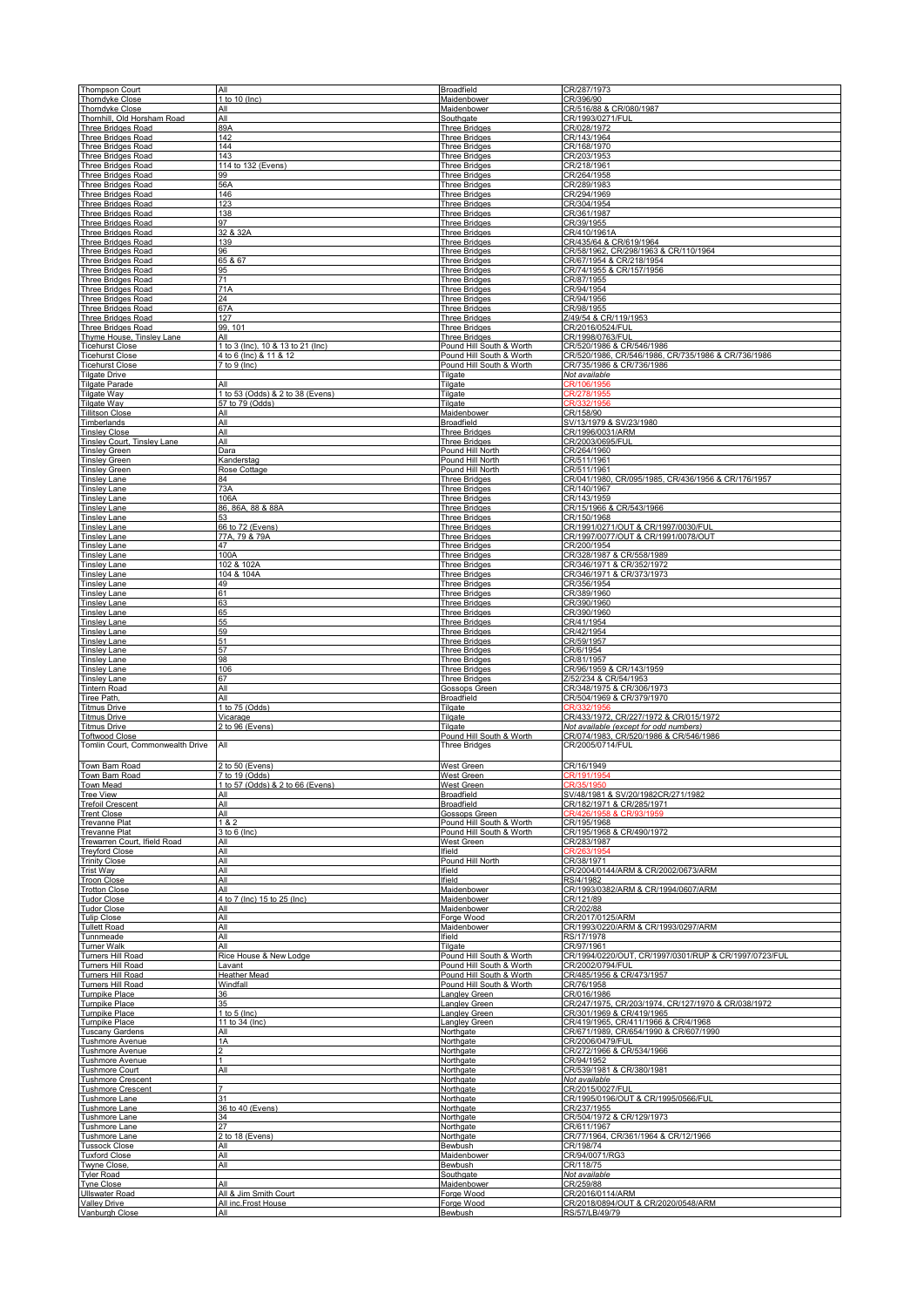| | | | |
|---|---|---|---|
| Thompson Court | All | Broadfield | CR/287/1973 |
| Thorndyke Close | 1 to 10 (Inc) | Maidenbower | CR/396/90 |
| Thorndyke Close | All | Maidenbower | CR/516/88 & CR/080/1987 |
| Thornhill, Old Horsham Road | All | Southgate | CR/1993/0271/FUL |
| Three Bridges Road | 89A | Three Bridges | CR/028/1972 |
| Three Bridges Road | 142 | Three Bridges | CR/143/1964 |
| Three Bridges Road | 144 | Three Bridges | CR/168/1970 |
| Three Bridges Road | 143 | Three Bridges | CR/203/1953 |
| Three Bridges Road | 114 to 132 (Evens) | Three Bridges | CR/218/1961 |
| Three Bridges Road | 99 | Three Bridges | CR/264/1958 |
| Three Bridges Road | 56A | Three Bridges | CR/289/1983 |
| Three Bridges Road | 146 | Three Bridges | CR/294/1969 |
| Three Bridges Road | 123 | Three Bridges | CR/304/1954 |
| Three Bridges Road | 138 | Three Bridges | CR/361/1987 |
| Three Bridges Road | 97 | Three Bridges | CR/39/1955 |
| Three Bridges Road | 32 & 32A | Three Bridges | CR/410/1961A |
| Three Bridges Road | 139 | Three Bridges | CR/435/64 & CR/619/1964 |
| Three Bridges Road | 96 | Three Bridges | CR/58/1962, CR/298/1963 & CR/110/1964 |
| Three Bridges Road | 65 & 67 | Three Bridges | CR/67/1954 & CR/218/1954 |
| Three Bridges Road | 95 | Three Bridges | CR/74/1955 & CR/157/1956 |
| Three Bridges Road | 71 | Three Bridges | CR/87/1955 |
| Three Bridges Road | 71A | Three Bridges | CR/94/1954 |
| Three Bridges Road | 24 | Three Bridges | CR/94/1956 |
| Three Bridges Road | 67A | Three Bridges | CR/98/1955 |
| Three Bridges Road | 127 | Three Bridges | Z/49/54 & CR/119/1953 |
| Three Bridges Road | 99, 101 | Three Bridges | CR/2016/0524/FUL |
| Thyme House, Tinsley Lane | All | Three Bridges | CR/1998/0763/FUL |
| Ticehurst Close | 1 to 3 (Inc), 10 & 13 to 21 (Inc) | Pound Hill South & Worth | CR/520/1986 & CR/546/1986 |
| Ticehurst Close | 4 to 6 (Inc) & 11 & 12 | Pound Hill South & Worth | CR/520/1986, CR/546/1986, CR/735/1986 & CR/736/1986 |
| Ticehurst Close | 7 to 9 (Inc) | Pound Hill South & Worth | CR/735/1986 & CR/736/1986 |
| Tilgate Drive | | Tilgate | *Not available* |
| Tilgate Parade | All | Tilgate | CR/106/1956 |
| Tilgate Way | 1 to 53 (Odds) & 2 to 38 (Evens) | Tilgate | CR/278/1955 |
| Tilgate Way | 57 to 79 (Odds) | Tilgate | CR/332/1956 |
| Tillitson Close | All | Maidenbower | CR/158/90 |
| Timberlands | All | Broadfield | SV/13/1979 & SV/23/1980 |
| Tinsley Close | All | Three Bridges | CR/1996/0031/ARM |
| Tinsley Court, Tinsley Lane | All | Three Bridges | CR/2003/0695/FUL |
| Tinsley Green | Dara | Pound Hill North | CR/264/1960 |
| Tinsley Green | Kanderstag | Pound Hill North | CR/511/1961 |
| Tinsley Green | Rose Cottage | Pound Hill North | CR/511/1961 |
| Tinsley Lane | 84 | Three Bridges | CR/041/1980, CR/095/1985, CR/436/1956 & CR/176/1957 |
| Tinsley Lane | 73A | Three Bridges | CR/140/1967 |
| Tinsley Lane | 106A | Three Bridges | CR/143/1959 |
| Tinsley Lane | 86, 86A, 88 & 88A | Three Bridges | CR/15/1966 & CR/543/1966 |
| Tinsley Lane | 53 | Three Bridges | CR/150/1968 |
| Tinsley Lane | 66 to 72 (Evens) | Three Bridges | CR/1991/0271/OUT & CR/1997/0030/FUL |
| Tinsley Lane | 77A, 79 & 79A | Three Bridges | CR/1997/0077/OUT & CR/1991/0078/OUT |
| Tinsley Lane | 47 | Three Bridges | CR/200/1954 |
| Tinsley Lane | 100A | Three Bridges | CR/328/1987 & CR/558/1989 |
| Tinsley Lane | 102 & 102A | Three Bridges | CR/346/1971 & CR/352/1972 |
| Tinsley Lane | 104 & 104A | Three Bridges | CR/346/1971 & CR/373/1973 |
| Tinsley Lane | 49 | Three Bridges | CR/356/1954 |
| Tinsley Lane | 61 | Three Bridges | CR/389/1960 |
| Tinsley Lane | 63 | Three Bridges | CR/390/1960 |
| Tinsley Lane | 65 | Three Bridges | CR/390/1960 |
| Tinsley Lane | 55 | Three Bridges | CR/41/1954 |
| Tinsley Lane | 59 | Three Bridges | CR/42/1954 |
| Tinsley Lane | 51 | Three Bridges | CR/59/1957 |
| Tinsley Lane | 57 | Three Bridges | CR/6/1954 |
| Tinsley Lane | 98 | Three Bridges | CR/81/1957 |
| Tinsley Lane | 106 | Three Bridges | CR/96/1959 & CR/143/1959 |
| Tinsley Lane | 67 | Three Bridges | Z/52/234 & CR/54/1953 |
| Tintern Road | All | Gossops Green | CR/348/1975 & CR/306/1973 |
| Tiree Path, | All | Broadfield | CR/504/1969 & CR/379/1970 |
| Titmus Drive | 1 to 75 (Odds) | Tilgate | CR/332/1956 |
| Titmus Drive | Vicarage | Tilgate | CR/433/1972, CR/227/1972 & CR/015/1972 |
| Titmus Drive | 2 to 96 (Evens) | Tilgate | *Not available (except for odd numbers)* |
| Toftwood Close | | Pound Hill South & Worth | CR/074/1983, CR/520/1986 & CR/546/1986 |
| Tomlin Court, Commonwealth Drive | All | Three Bridges | CR/2005/0714/FUL |
| Town Barn Road | 2 to 50 (Evens) | West Green | CR/16/1949 |
| Town Barn Road | 7 to 19 (Odds) | West Green | CR/191/1954 |
| Town Mead | 1 to 57 (Odds) & 2 to 66 (Evens) | West Green | CR/35/1950 |
| Tree View | All | Broadfield | SV/48/1981 & SV/20/1982CR/271/1982 |
| Trefoil Crescent | All | Broadfield | CR/182/1971 & CR/285/1971 |
| Trent Close | All | Gossops Green | CR/426/1958 & CR/93/1959 |
| Trevanne Plat | 1 & 2 | Pound Hill South & Worth | CR/195/1968 |
| Trevanne Plat | 3 to 6 (Inc) | Pound Hill South & Worth | CR/195/1968 & CR/490/1972 |
| Trewarren Court, Ifield Road | All | West Green | CR/283/1987 |
| Treyford Close | All | Ifield | CR/263/1954 |
| Trinity Close | All | Pound Hill North | CR/38/1971 |
| Trist Way | All | Ifield | CR/2004/0144/ARM & CR/2002/0673/ARM |
| Troon Close | All | Ifield | RS/4/1982 |
| Trotton Close | All | Maidenbower | CR/1993/0382/ARM & CR/1994/0607/ARM |
| Tudor Close | 4 to 7 (Inc) 15 to 25 (Inc) | Maidenbower | CR/121/89 |
| Tudor Close | All | Maidenbower | CR/202/88 |
| Tulip Close | All | Forge Wood | CR/2017/0125/ARM |
| Tullett Road | All | Maidenbower | CR/1993/0220/ARM & CR/1993/0297/ARM |
| Tunnmeade | All | Ifield | RS/17/1978 |
| Turner Walk | All | Tilgate | CR/97/1961 |
| Turners Hill Road | Rice House & New Lodge | Pound Hill South & Worth | CR/1994/0220/OUT, CR/1997/0301/RUP & CR/1997/0723/FUL |
| Turners Hill Road | Lavant | Pound Hill South & Worth | CR/2002/0794/FUL |
| Turners Hill Road | Heather Mead | Pound Hill South & Worth | CR/485/1956 & CR/473/1957 |
| Turners Hill Road | Windfall | Pound Hill South & Worth | CR/76/1958 |
| Turnpike Place | 36 | Langley Green | CR/016/1986 |
| Turnpike Place | 35 | Langley Green | CR/247/1975, CR/203/1974, CR/127/1970 & CR/038/1972 |
| Turnpike Place | 1 to 5 (Inc) | Langley Green | CR/301/1969 & CR/419/1965 |
| Turnpike Place | 11 to 34 (Inc) | Langley Green | CR/419/1965, CR/411/1966 & CR/4/1968 |
| Tuscany Gardens | All | Northgate | CR/671/1989, CR/654/1990 & CR/607/1990 |
| Tushmore Avenue | 1A | Northgate | CR/2006/0479/FUL |
| Tushmore Avenue | 2 | Northgate | CR/272/1966 & CR/534/1966 |
| Tushmore Avenue | 1 | Northgate | CR/94/1952 |
| Tushmore Court | All | Northgate | CR/539/1981 & CR/380/1981 |
| Tushmore Crescent | | Northgate | *Not available* |
| Tushmore Crescent | 7 | Northgate | CR/2015/0027/FUL |
| Tushmore Lane | 31 | Northgate | CR/1995/0196/OUT & CR/1995/0566/FUL |
| Tushmore Lane | 36 to 40 (Evens) | Northgate | CR/237/1955 |
| Tushmore Lane | 34 | Northgate | CR/504/1972 & CR/129/1973 |
| Tushmore Lane | 27 | Northgate | CR/611/1967 |
| Tushmore Lane | 2 to 18 (Evens) | Northgate | CR/77/1964, CR/361/1964 & CR/12/1966 |
| Tussock Close | All | Bewbush | CR/198/74 |
| Tuxford Close | All | Maidenbower | CR/94/0071/RG3 |
| Twyne Close, | All | Bewbush | CR/118/75 |
| Tyler Road | | Southgate | *Not available* |
| Tyne Close | All | Maidenbower | CR/259/88 |
| Ullswater Road | All & Jim Smith Court | Forge Wood | CR/2016/0114/ARM |
| Valley Drive | All inc.Frost House | Forge Wood | CR/2018/0894/OUT & CR/2020/0548/ARM |
| Vanburgh Close | All | Bewbush | RS/57/LB/49/79 |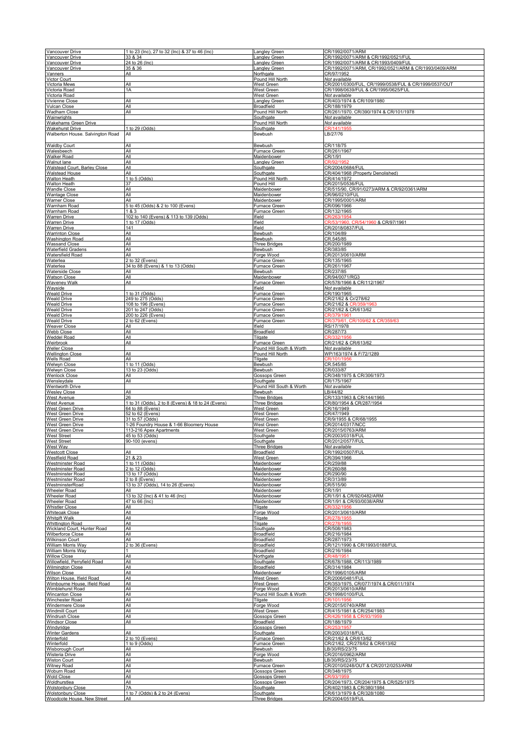| Vancouver Drive | 1 to 23 (Inc), 27 to 32 (Inc) & 37 to 46 (Inc) | Langley Green | CR/1992/0071/ARM |
|---|---|---|---|
| Vancouver Drive | 33 & 34 | Langley Green | CR/1992/0071/ARM & CR/1992/0521/FUL |
| Vancouver Drive | 24 to 26 (Inc) | Langley Green | CR/1992/0071/ARM & CR/1993/0409/FUL |
| Vancouver Drive | 35 & 36 | Langley Green | CR/1992/0071/ARM, CR/1992/0521/ARM & CR/1993/0409/ARM |
| Vanners | All | Northgate | CR/97/1952 |
| Victor Court | | Pound Hill North | *Not available* |
| Victoria Mews | All | West Green | CR/2001/0300/FUL, CR/1999/0538/FUL & CR/1999/0537/OUT |
| Victoria Road | 1A | West Green | CR/1998/0639/FUL & CR/1995/0625/FUL |
| Victoria Road | | West Green | *Not available* |
| Vivienne Close | All | Langley Green | CR/403/1974 & CR/109/1980 |
| Vulcan Close | All | Broadfield | CR/188/1979 |
| Wadham Close | All | Pound Hill North | CR/261/1970, CR/390/1974 & CR/101/1978 |
| Wainwrights | | Southgate | *Not available* |
| Wakehams Green Drive | | Pound Hill North | *Not available* |
| Wakehurst Drive | 1 to 29 (Odds) | Southgate | CR/141/1955 |
| Walberton House, Salvington Road | All | Bewbush | LB/27/76 |
| Waldby Court | All | Bewbush | CR/118/75 |
| Walesbeech | All | Furnace Green | CR/261/1967 |
| Walker Road | All | Maidenbower | CR/1/91 |
| Walnut lane | All | Langley Green | CR/92/1952 |
| Walstead Court, Barley Close | All | Southgate | CR/2004/0684/FUL |
| Walstead House | All | Southgate | CR/404/1968 (Property Denolished) |
| Walton Heath | 1 to 5 (Odds) | Pound Hill North | CR/414/1972 |
| Walton Heath | 37 | Pound Hill | CR/2015/0536/FUL |
| Wandle Close | All | Maidenbower | CR/515/90, CR/91/0273/ARM & CR/92/0361/ARM |
| Wantage Close | All | Maidenbower | CR/96/0210/FUL |
| Warner Close | All | Maidenbower | CR/1995/0001/ARM |
| Warnham Road | 5 to 45 (Odds) & 2 to 100 (Evens) | Furnace Green | CR/096/1966 |
| Warnham Road | 1 & 3 | Furnace Green | CR/132/1965 |
| Warren Drive | 102 to 140 (Evens) & 113 to 139 (Odds) | Ifield | CR/263/1954 |
| Warren Drive | 1 to 17 (Odds) | Ifield | CR/53/1960, CR/54/1960 & CR/97/1961 |
| Warren Drive | 141 | Ifield | CR/2018/0837/FUL |
| Warrinton Close | All | Bewbush | CR/104/89 |
| Washington Road | All | Bewbush | CR.545/85 |
| Wassand Close | All | Three Bridges | CR/200/1989 |
| Waterfield Gradens | All | Bewbush | CR/383/85 |
| Watersfield Road | All | Forge Wood | CR/2013/0610/ARM |
| Waterlea | 2 to 32 (Evens) | Furnace Green | CR/135/1965 |
| Waterlea | 34 to 88 (Evens) & 1 to 13 (Odds) | Furnace Green | CR/261/1967 |
| Waterside Close | All | Bewbush | CR/237/85 |
| Watson Close | All | Maidenbower | CR/94/0071/RG3 |
| Waveney Walk | All | Furnace Green | CR/578/1966 & CR/112/1967 |
| Wayside | | Ifield | *Not available* |
| Weald Drive | 1 to 31 (Odds) | Furnace Green | CR/190/1965 |
| Weald Drive | 249 to 275 (Odds) | Furnace Green | CR/21/62 & Cr/278/62 |
| Weald Drive | 108 to 196 (Evens) | Furnace Green | CR/21/62 & CR/359/1963 |
| Weald Drive | 201 to 247 (Odds) | Furnace Green | CR/21/62 & CR/613/62 |
| Weald Drive | 200 to 226 (Evens) | Furnace Green | CR/379/1961 |
| Weald Drive | 2 to 62 (Evens) | Furnace Green | CR/379/61, CR/109/62 & CR/359/63 |
| Weaver Close | All | Ifield | RS/17/1978 |
| Webb Close | All | Broadfield | CR/287/73 |
| Weddel Road | All | Tilgate | CR/332/1956 |
| Weirbrook | All | Furnace Green | CR/21/62 & CR/613/62 |
| Weller Close | | Pound Hill South & Worth | *Not available* |
| Wellington Close | All | Pound Hill North | WP/163/1974 & F/72/1289 |
| Wells Road | All | Tilgate | CR/101/1956 |
| Welwyn Close | 1 to 11 (Odds) | Bewbush | CR.545/85 |
| Welwyn Close | 13 to 23 (Odds) | Bewbush | CR/033/87 |
| Wenlock Close | All | Gossops Green | CR/348/1975 & CR/306/1973 |
| Wensleydale | All | Southgate | CR/175/1967 |
| Wentworth Drive | | Pound Hill South & Worth | *Not available* |
| Wesley Close | All | Bewbush | LB/44/82 |
| West Avenue | 26 | Three Bridges | CR/133/1963 & CR/144/1965 |
| West Avenue | 1 to 31 (Odds), 2 to 8 (Evens) & 18 to 24 (Evens) | Three Bridges | CR/80/1954 & CR/287/1954 |
| West Green Drive | 64 to 88 (Evens) | West Green | CR/16/1949 |
| West Green Drive | 52 to 62 (Evens) | West Green | CR/47/1949 |
| West Green Drive | 31 to 57 (Odds) | West Green | CR/9/1955 & CR/68/1955 |
| West Green Drive | 1-26 Foundry House & 1-66 Bloomery House | West Green | CR/2014/0317/NCC |
| West Green Drive | 113-216 Apex Apartments | West Green | CR/2015/0763/ARM |
| West Street | 45 to 53 (Odds) | Southgate | CR/2003/0318/FUL |
| West Street | 90-100 (evens) | Southgate | CR/2012/0577/FUL |
| West Way | | Three Bridges | *Not available* |
| Westcott Close | All | Broadfield | CR/1992/0507/FUL |
| Westfield Road | 21 & 23 | West Green | CR/394/1966 |
| Westminster Road | 1 to 11 (Odds) | Maidenbower | CR/259/88 |
| Westminster Road | 2 to 12 (Odds) | Maidenbower | CR/260/88 |
| Westminster Road | 13 to 17 (Odds) | Maidenbower | CR/290/90 |
| Westminster Road | 2 to 8 (Evens) | Maidenbower | CR/313/89 |
| WestminsterRoad | 13 to 37 (Odds), 14 to 26 (Evens) | Maidenbower | CR/515/90 |
| Wheeler Road | All | Maidenbower | CR/1/91 |
| Wheeler Road | 13 to 32 (Inc) & 41 to 46 (Inc) | Maidenbower | CR/1/91 & CR/92/0482/ARM |
| Wheeler Road | 47 to 66 (Inc) | Maidenbower | CR/1/91 & CR/93/0038/ARM |
| Whistler Close | All | Tilgate | CR/332/1956 |
| Whiteoak Close | All | Forge Wood | CR/2013/0610/ARM |
| Whitgift Walk | All | Tilgate | CR/278/1955 |
| Whittington Road | All | Tilgate | CR/278/1955 |
| Wickland Court, Hunter Road | All | Southgate | CR/508/1983 |
| Wilberforce Close | All | Broadfield | CR/216/1984 |
| Wilkinson Court | All | Broadfield | CR/287/1973 |
| William Morris Way | 2 to 36 (Evens) | Broadfield | CR/121/1990 & CR/1993/0188/FUL |
| William Morris Way | 1 | Broadfield | CR/216/1984 |
| Willow Close | All | Northgate | CR/48/1951 |
| Willowfield, Perryfield Road | All | Southgate | CR/678/1988, CR/113/1989 |
| Wilmington Close | All | Broadfield | CR/314/1984 |
| Wilson Close | All | Maidenbower | CR/1996/0105/ARM |
| Wilton House, Ifield Road | All | West Green | CR/2006/0481/FUL |
| Wimbourne House, Ifield Road | All | West Green | CR/353/1975, CR/077/1974 & CR/011/1974 |
| Wimblehurst Road | All | Forge Wood | CR/2013/0610/ARM |
| Wincanton Close | All | Pound Hill South & Worth | CR/1998/0100/FUL |
| Winchester Road | All | Tilgate | CR/101/1956 |
| Windermere Close | All | Forge Wood | CR/2015/0740/ARM |
| Windmill Court | All | West Green | CR/415/1981 & CR/254/1983 |
| Windrush Close | All | Gossops Green | CR/426/1958 & CR/93/1959 |
| Windsor Close | All | Broadfield | CR/188/1979 |
| Windyridge | | Gossops Green | CR/253/1957 |
| Winter Gardens | All | Southgate | CR/2003/0318/FUL |
| Winterfold | 2 to 10 (Evens) | Furnace Green | CR/21/62 & CR/613/62 |
| Winterfold | 1 to 9 (Odds) | Furnace Green | CR/21/62, CR/278/62 & CR/613/62 |
| Wisborough Court | All | Bewbush | LB/30/RS/23/75 |
| Wisteria Drive | All | Forge Wood | CR/2016/0962/ARM |
| Wiston Court | All | Bewbush | LB/30/RS/23/75 |
| Witney Road | All | Furnace Green | CR/2010/0248/OUT & CR/2012/0253/ARM |
| Woburn Road | All | Gossops Green | CR/348/1975 |
| Wold Close | All | Gossops Green | CR/93/1959 |
| Woldhurstlea | All | Gossops Green | CR/204/1973, CR/204/1975 & CR/525/1975 |
| Wolstonbury Close | 7A | Southgate | CR/402/1983 & CR/380/1984 |
| Wolstonbury Close | 1 to 7 (Odds) & 2 to 24 (Evens) | Southgate | CR/613/1979 & CR/328/1080 |
| Woodcote House, New Street | All | Three Bridges | CR/2004/0519/FUL |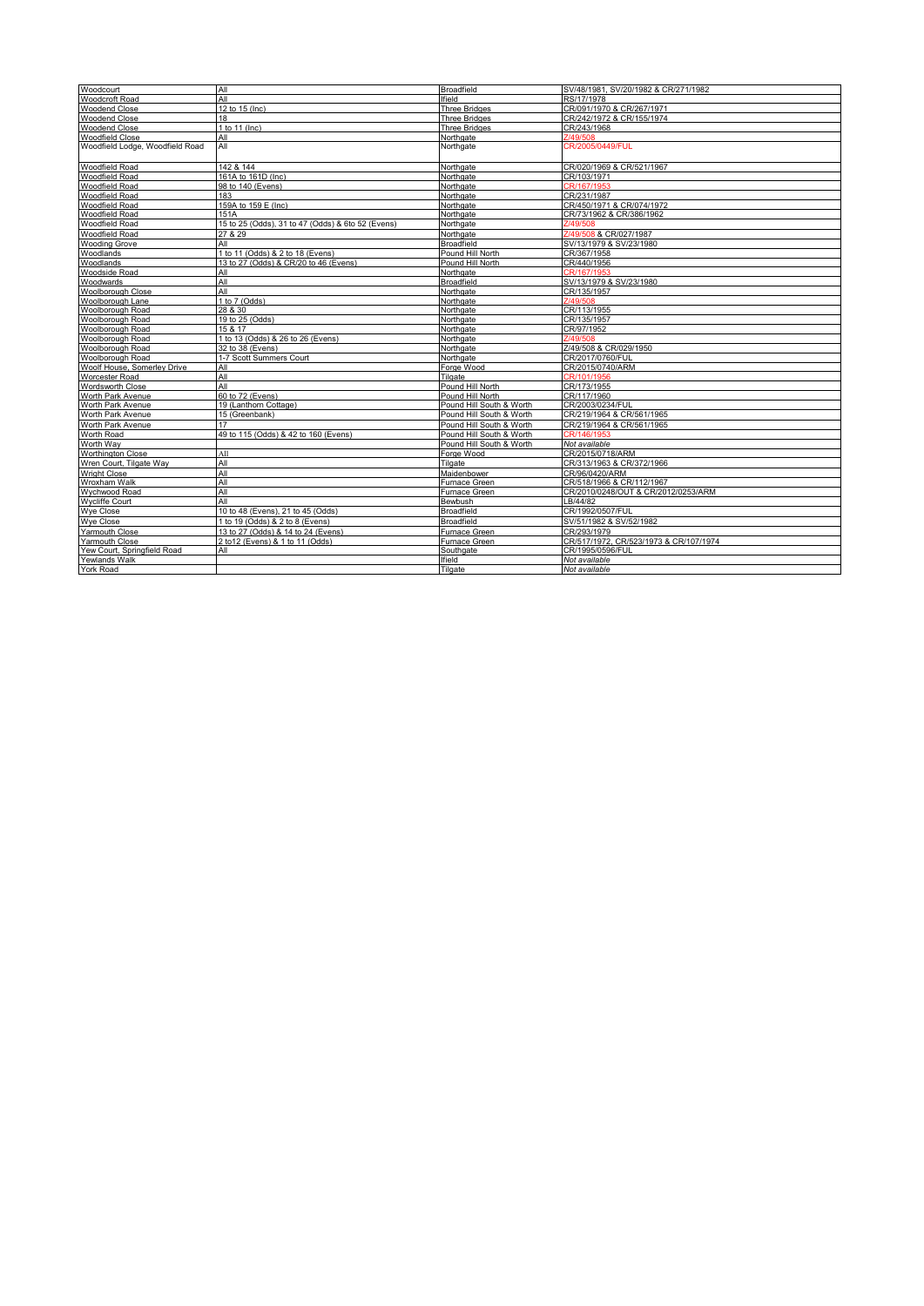| | | | |
|---|---|---|---|
| Woodcourt | All | Broadfield | SV/48/1981, SV/20/1982 & CR/271/1982 |
| Woodcroft Road | All | Ifield | RS/17/1978 |
| Woodend Close | 12 to 15 (Inc) | Three Bridges | CR/091/1970 & CR/267/1971 |
| Woodend Close | 18 | Three Bridges | CR/242/1972 & CR/155/1974 |
| Woodend Close | 1 to 11 (Inc) | Three Bridges | CR/243/1968 |
| Woodfield Close | All | Northgate | Z/49/508 |
| Woodfield Lodge, Woodfield Road | All | Northgate | CR/2005/0449/FUL |
| Woodfield Road | 142 & 144 | Northgate | CR/020/1969 & CR/521/1967 |
| Woodfield Road | 161A to 161D (Inc) | Northgate | CR/103/1971 |
| Woodfield Road | 98 to 140 (Evens) | Northgate | CR/167/1953 |
| Woodfield Road | 183 | Northgate | CR/231/1987 |
| Woodfield Road | 159A to 159 E (Inc) | Northgate | CR/450/1971 & CR/074/1972 |
| Woodfield Road | 151A | Northgate | CR/73/1962 & CR/386/1962 |
| Woodfield Road | 15 to 25 (Odds), 31 to 47 (Odds) & 6to 52 (Evens) | Northgate | Z/49/508 |
| Woodfield Road | 27 & 29 | Northgate | Z/49/508 & CR/027/1987 |
| Wooding Grove | All | Broadfield | SV/13/1979 & SV/23/1980 |
| Woodlands | 1 to 11 (Odds) & 2 to 18 (Evens) | Pound Hill North | CR/367/1958 |
| Woodlands | 13 to 27 (Odds) & CR/20 to 46 (Evens) | Pound Hill North | CR/440/1956 |
| Woodside Road | All | Northgate | CR/167/1953 |
| Woodwards | All | Broadfield | SV/13/1979 & SV/23/1980 |
| Woolborough Close | All | Northgate | CR/135/1957 |
| Woolborough Lane | 1 to 7 (Odds) | Northgate | Z/49/508 |
| Woolborough Road | 28 & 30 | Northgate | CR/113/1955 |
| Woolborough Road | 19 to 25 (Odds) | Northgate | CR/135/1957 |
| Woolborough Road | 15 & 17 | Northgate | CR/97/1952 |
| Woolborough Road | 1 to 13 (Odds) & 26 to 26 (Evens) | Northgate | Z/49/508 |
| Woolborough Road | 32 to 38 (Evens) | Northgate | Z/49/508 & CR/029/1950 |
| Woolborough Road | 1-7 Scott Summers Court | Northgate | CR/2017/0760/FUL |
| Woolf House, Somerley Drive | All | Forge Wood | CR/2015/0740/ARM |
| Worcester Road | All | Tilgate | CR/101/1956 |
| Wordsworth Close | All | Pound Hill North | CR/173/1955 |
| Worth Park Avenue | 60 to 72 (Evens) | Pound Hill North | CR/117/1960 |
| Worth Park Avenue | 19 (Lanthorn Cottage) | Pound Hill South & Worth | CR/2003/0234/FUL |
| Worth Park Avenue | 15 (Greenbank) | Pound Hill South & Worth | CR/219/1964 & CR/561/1965 |
| Worth Park Avenue | 17 | Pound Hill South & Worth | CR/219/1964 & CR/561/1965 |
| Worth Road | 49 to 115 (Odds) & 42 to 160 (Evens) | Pound Hill South & Worth | CR/146/1953 |
| Worth Way | | Pound Hill South & Worth | *Not available* |
| Worthington Close | All | Forge Wood | CR/2015/0718/ARM |
| Wren Court, Tilgate Way | All | Tilgate | CR/313/1963 & CR/372/1966 |
| Wright Close | All | Maidenbower | CR/96/0420/ARM |
| Wroxham Walk | All | Furnace Green | CR/518/1966 & CR/112/1967 |
| Wychwood Road | All | Furnace Green | CR/2010/0248/OUT & CR/2012/0253/ARM |
| Wycliffe Court | All | Bewbush | LB/44/82 |
| Wye Close | 10 to 48 (Evens), 21 to 45 (Odds) | Broadfield | CR/1992/0507/FUL |
| Wye Close | 1 to 19 (Odds) & 2 to 8 (Evens) | Broadfield | SV/51/1982 & SV/52/1982 |
| Yarmouth Close | 13 to 27 (Odds) & 14 to 24 (Evens) | Furnace Green | CR/293/1979 |
| Yarmouth Close | 2 to12 (Evens) & 1 to 11 (Odds) | Furnace Green | CR/517/1972, CR/523/1973 & CR/107/1974 |
| Yew Court, Springfield Road | All | Southgate | CR/1995/0596/FUL |
| Yewlands Walk | | Ifield | *Not available* |
| York Road | | Tilgate | *Not available* |